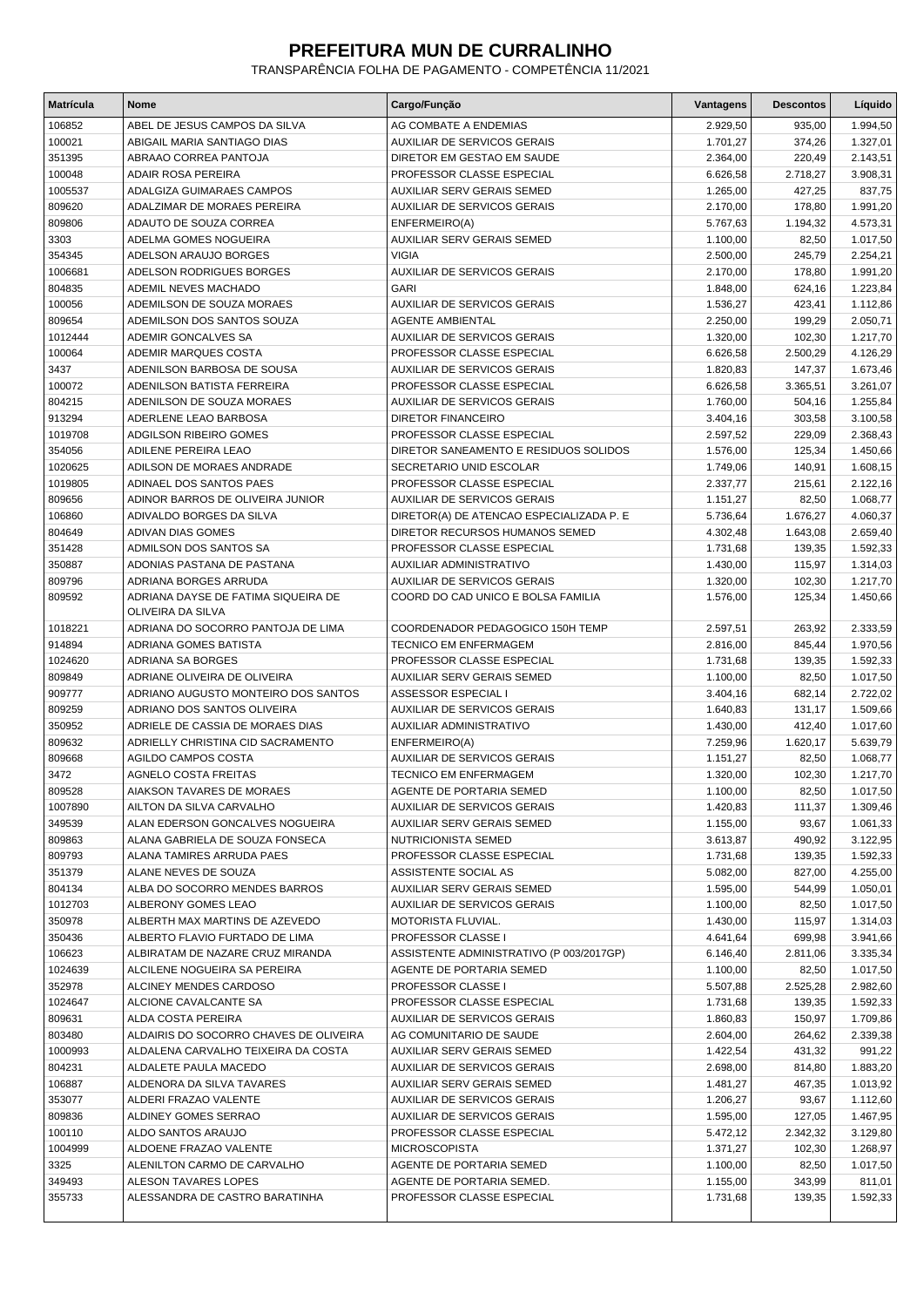# PREFEITURA MUN DE CURRALINHO

TRANSPARÊNCIA FOLHA DE PAGAMENTO - COMPETÊNCIA 11/2021

| Matrícula | Nome | Cargo/Função | Vantagens | Descontos | Líquido |
|---|---|---|---|---|---|
| 106852 | ABEL DE JESUS CAMPOS DA SILVA | AG COMBATE A ENDEMIAS | 2.929,50 | 935,00 | 1.994,50 |
| 100021 | ABIGAIL MARIA SANTIAGO DIAS | AUXILIAR DE SERVICOS GERAIS | 1.701,27 | 374,26 | 1.327,01 |
| 351395 | ABRAAO CORREA PANTOJA | DIRETOR EM GESTAO EM SAUDE | 2.364,00 | 220,49 | 2.143,51 |
| 100048 | ADAIR ROSA PEREIRA | PROFESSOR CLASSE ESPECIAL | 6.626,58 | 2.718,27 | 3.908,31 |
| 1005537 | ADALGIZA GUIMARAES CAMPOS | AUXILIAR SERV GERAIS SEMED | 1.265,00 | 427,25 | 837,75 |
| 809620 | ADALZIMAR DE MORAES PEREIRA | AUXILIAR DE SERVICOS GERAIS | 2.170,00 | 178,80 | 1.991,20 |
| 809806 | ADAUTO DE SOUZA CORREA | ENFERMEIRO(A) | 5.767,63 | 1.194,32 | 4.573,31 |
| 3303 | ADELMA GOMES NOGUEIRA | AUXILIAR SERV GERAIS SEMED | 1.100,00 | 82,50 | 1.017,50 |
| 354345 | ADELSON ARAUJO BORGES | VIGIA | 2.500,00 | 245,79 | 2.254,21 |
| 1006681 | ADELSON RODRIGUES BORGES | AUXILIAR DE SERVICOS GERAIS | 2.170,00 | 178,80 | 1.991,20 |
| 804835 | ADEMIL NEVES MACHADO | GARI | 1.848,00 | 624,16 | 1.223,84 |
| 100056 | ADEMILSON DE SOUZA MORAES | AUXILIAR DE SERVICOS GERAIS | 1.536,27 | 423,41 | 1.112,86 |
| 809654 | ADEMILSON DOS SANTOS SOUZA | AGENTE AMBIENTAL | 2.250,00 | 199,29 | 2.050,71 |
| 1012444 | ADEMIR GONCALVES SA | AUXILIAR DE SERVICOS GERAIS | 1.320,00 | 102,30 | 1.217,70 |
| 100064 | ADEMIR MARQUES COSTA | PROFESSOR CLASSE ESPECIAL | 6.626,58 | 2.500,29 | 4.126,29 |
| 3437 | ADENILSON BARBOSA DE SOUSA | AUXILIAR DE SERVICOS GERAIS | 1.820,83 | 147,37 | 1.673,46 |
| 100072 | ADENILSON BATISTA FERREIRA | PROFESSOR CLASSE ESPECIAL | 6.626,58 | 3.365,51 | 3.261,07 |
| 804215 | ADENILSON DE SOUZA MORAES | AUXILIAR DE SERVICOS GERAIS | 1.760,00 | 504,16 | 1.255,84 |
| 913294 | ADERLENE LEAO BARBOSA | DIRETOR FINANCEIRO | 3.404,16 | 303,58 | 3.100,58 |
| 1019708 | ADGILSON RIBEIRO GOMES | PROFESSOR CLASSE ESPECIAL | 2.597,52 | 229,09 | 2.368,43 |
| 354056 | ADILENE PEREIRA LEAO | DIRETOR SANEAMENTO E RESIDUOS SOLIDOS | 1.576,00 | 125,34 | 1.450,66 |
| 1020625 | ADILSON DE MORAES ANDRADE | SECRETARIO UNID ESCOLAR | 1.749,06 | 140,91 | 1.608,15 |
| 1019805 | ADINAEL DOS SANTOS PAES | PROFESSOR CLASSE ESPECIAL | 2.337,77 | 215,61 | 2.122,16 |
| 809656 | ADINOR BARROS DE OLIVEIRA JUNIOR | AUXILIAR DE SERVICOS GERAIS | 1.151,27 | 82,50 | 1.068,77 |
| 106860 | ADIVALDO BORGES DA SILVA | DIRETOR(A) DE ATENCAO ESPECIALIZADA P. E | 5.736,64 | 1.676,27 | 4.060,37 |
| 804649 | ADIVAN DIAS GOMES | DIRETOR RECURSOS HUMANOS SEMED | 4.302,48 | 1.643,08 | 2.659,40 |
| 351428 | ADMILSON DOS SANTOS SA | PROFESSOR CLASSE ESPECIAL | 1.731,68 | 139,35 | 1.592,33 |
| 350887 | ADONIAS PASTANA DE PASTANA | AUXILIAR ADMINISTRATIVO | 1.430,00 | 115,97 | 1.314,03 |
| 809796 | ADRIANA BORGES ARRUDA | AUXILIAR DE SERVICOS GERAIS | 1.320,00 | 102,30 | 1.217,70 |
| 809592 | ADRIANA DAYSE DE FATIMA SIQUEIRA DE OLIVEIRA DA SILVA | COORD DO CAD UNICO E BOLSA FAMILIA | 1.576,00 | 125,34 | 1.450,66 |
| 1018221 | ADRIANA DO SOCORRO PANTOJA DE LIMA | COORDENADOR PEDAGOGICO 150H TEMP | 2.597,51 | 263,92 | 2.333,59 |
| 914894 | ADRIANA GOMES BATISTA | TECNICO EM ENFERMAGEM | 2.816,00 | 845,44 | 1.970,56 |
| 1024620 | ADRIANA SA BORGES | PROFESSOR CLASSE ESPECIAL | 1.731,68 | 139,35 | 1.592,33 |
| 809849 | ADRIANE OLIVEIRA DE OLIVEIRA | AUXILIAR SERV GERAIS SEMED | 1.100,00 | 82,50 | 1.017,50 |
| 909777 | ADRIANO AUGUSTO MONTEIRO DOS SANTOS | ASSESSOR ESPECIAL I | 3.404,16 | 682,14 | 2.722,02 |
| 809259 | ADRIANO DOS SANTOS OLIVEIRA | AUXILIAR DE SERVICOS GERAIS | 1.640,83 | 131,17 | 1.509,66 |
| 350952 | ADRIELE DE CASSIA DE MORAES DIAS | AUXILIAR ADMINISTRATIVO | 1.430,00 | 412,40 | 1.017,60 |
| 809632 | ADRIELLY CHRISTINA CID SACRAMENTO | ENFERMEIRO(A) | 7.259,96 | 1.620,17 | 5.639,79 |
| 809668 | AGILDO CAMPOS COSTA | AUXILIAR DE SERVICOS GERAIS | 1.151,27 | 82,50 | 1.068,77 |
| 3472 | AGNELO COSTA FREITAS | TECNICO EM ENFERMAGEM | 1.320,00 | 102,30 | 1.217,70 |
| 809528 | AIAKSON TAVARES DE MORAES | AGENTE DE PORTARIA SEMED | 1.100,00 | 82,50 | 1.017,50 |
| 1007890 | AILTON DA SILVA CARVALHO | AUXILIAR DE SERVICOS GERAIS | 1.420,83 | 111,37 | 1.309,46 |
| 349539 | ALAN EDERSON GONCALVES NOGUEIRA | AUXILIAR SERV GERAIS SEMED | 1.155,00 | 93,67 | 1.061,33 |
| 809863 | ALANA GABRIELA DE SOUZA FONSECA | NUTRICIONISTA SEMED | 3.613,87 | 490,92 | 3.122,95 |
| 809793 | ALANA TAMIRES ARRUDA PAES | PROFESSOR CLASSE ESPECIAL | 1.731,68 | 139,35 | 1.592,33 |
| 351379 | ALANE NEVES DE SOUZA | ASSISTENTE SOCIAL AS | 5.082,00 | 827,00 | 4.255,00 |
| 804134 | ALBA DO SOCORRO MENDES BARROS | AUXILIAR SERV GERAIS SEMED | 1.595,00 | 544,99 | 1.050,01 |
| 1012703 | ALBERONY GOMES LEAO | AUXILIAR DE SERVICOS GERAIS | 1.100,00 | 82,50 | 1.017,50 |
| 350978 | ALBERTH MAX MARTINS DE AZEVEDO | MOTORISTA FLUVIAL. | 1.430,00 | 115,97 | 1.314,03 |
| 350436 | ALBERTO FLAVIO FURTADO DE LIMA | PROFESSOR CLASSE I | 4.641,64 | 699,98 | 3.941,66 |
| 106623 | ALBIRATAM DE NAZARE CRUZ MIRANDA | ASSISTENTE ADMINISTRATIVO (P 003/2017GP) | 6.146,40 | 2.811,06 | 3.335,34 |
| 1024639 | ALCILENE NOGUEIRA SA PEREIRA | AGENTE DE PORTARIA SEMED | 1.100,00 | 82,50 | 1.017,50 |
| 352978 | ALCINEY MENDES CARDOSO | PROFESSOR CLASSE I | 5.507,88 | 2.525,28 | 2.982,60 |
| 1024647 | ALCIONE CAVALCANTE SA | PROFESSOR CLASSE ESPECIAL | 1.731,68 | 139,35 | 1.592,33 |
| 809631 | ALDA COSTA PEREIRA | AUXILIAR DE SERVICOS GERAIS | 1.860,83 | 150,97 | 1.709,86 |
| 803480 | ALDAIRIS DO SOCORRO CHAVES DE OLIVEIRA | AG COMUNITARIO DE SAUDE | 2.604,00 | 264,62 | 2.339,38 |
| 1000993 | ALDALENA CARVALHO TEIXEIRA DA COSTA | AUXILIAR SERV GERAIS SEMED | 1.422,54 | 431,32 | 991,22 |
| 804231 | ALDALETE PAULA MACEDO | AUXILIAR DE SERVICOS GERAIS | 2.698,00 | 814,80 | 1.883,20 |
| 106887 | ALDENORA DA SILVA TAVARES | AUXILIAR SERV GERAIS SEMED | 1.481,27 | 467,35 | 1.013,92 |
| 353077 | ALDERI FRAZAO VALENTE | AUXILIAR DE SERVICOS GERAIS | 1.206,27 | 93,67 | 1.112,60 |
| 809836 | ALDINEY GOMES SERRAO | AUXILIAR DE SERVICOS GERAIS | 1.595,00 | 127,05 | 1.467,95 |
| 100110 | ALDO SANTOS ARAUJO | PROFESSOR CLASSE ESPECIAL | 5.472,12 | 2.342,32 | 3.129,80 |
| 1004999 | ALDOENE FRAZAO VALENTE | MICROSCOPISTA | 1.371,27 | 102,30 | 1.268,97 |
| 3325 | ALENILTON CARMO DE CARVALHO | AGENTE DE PORTARIA SEMED | 1.100,00 | 82,50 | 1.017,50 |
| 349493 | ALESON TAVARES LOPES | AGENTE DE PORTARIA SEMED. | 1.155,00 | 343,99 | 811,01 |
| 355733 | ALESSANDRA DE CASTRO BARATINHA | PROFESSOR CLASSE ESPECIAL | 1.731,68 | 139,35 | 1.592,33 |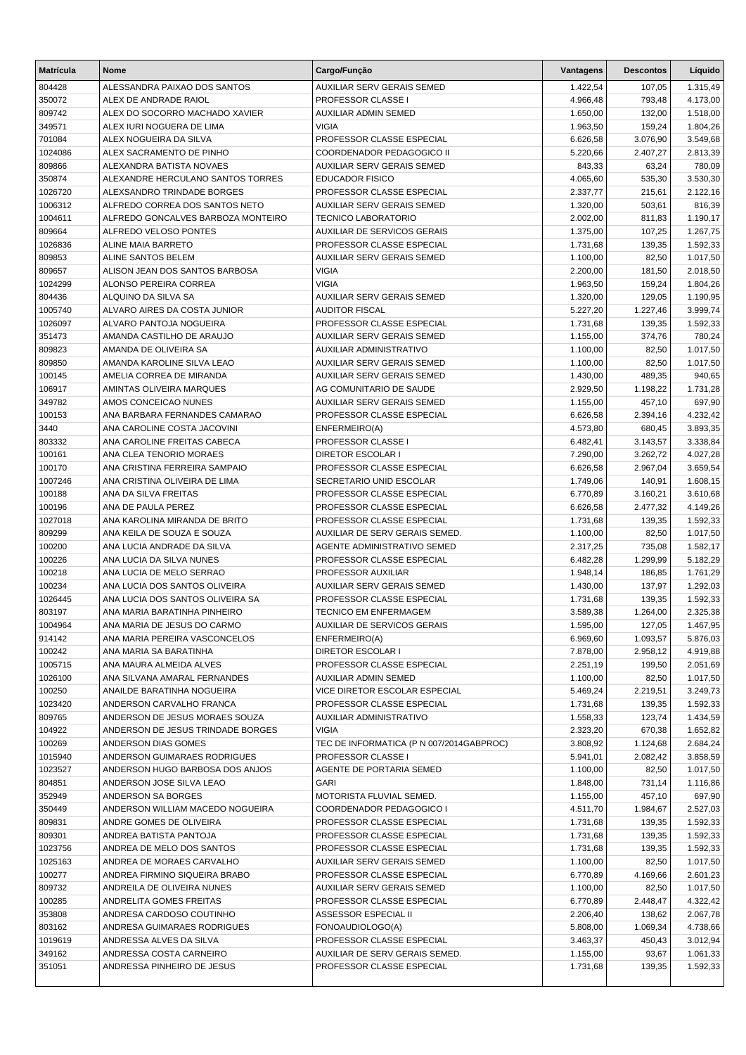| Matrícula | Nome | Cargo/Função | Vantagens | Descontos | Líquido |
|---|---|---|---|---|---|
| 804428 | ALESSANDRA PAIXAO DOS SANTOS | AUXILIAR SERV GERAIS SEMED | 1.422,54 | 107,05 | 1.315,49 |
| 350072 | ALEX DE ANDRADE RAIOL | PROFESSOR CLASSE I | 4.966,48 | 793,48 | 4.173,00 |
| 809742 | ALEX DO SOCORRO MACHADO XAVIER | AUXILIAR ADMIN SEMED | 1.650,00 | 132,00 | 1.518,00 |
| 349571 | ALEX IURI NOGUERA DE LIMA | VIGIA | 1.963,50 | 159,24 | 1.804,26 |
| 701084 | ALEX NOGUEIRA DA SILVA | PROFESSOR CLASSE ESPECIAL | 6.626,58 | 3.076,90 | 3.549,68 |
| 1024086 | ALEX SACRAMENTO DE PINHO | COORDENADOR PEDAGOGICO II | 5.220,66 | 2.407,27 | 2.813,39 |
| 809866 | ALEXANDRA BATISTA NOVAES | AUXILIAR SERV GERAIS SEMED | 843,33 | 63,24 | 780,09 |
| 350874 | ALEXANDRE HERCULANO SANTOS TORRES | EDUCADOR FISICO | 4.065,60 | 535,30 | 3.530,30 |
| 1026720 | ALEXSANDRO TRINDADE BORGES | PROFESSOR CLASSE ESPECIAL | 2.337,77 | 215,61 | 2.122,16 |
| 1006312 | ALFREDO CORREA DOS SANTOS NETO | AUXILIAR SERV GERAIS SEMED | 1.320,00 | 503,61 | 816,39 |
| 1004611 | ALFREDO GONCALVES BARBOZA MONTEIRO | TECNICO LABORATORIO | 2.002,00 | 811,83 | 1.190,17 |
| 809664 | ALFREDO VELOSO PONTES | AUXILIAR DE SERVICOS GERAIS | 1.375,00 | 107,25 | 1.267,75 |
| 1026836 | ALINE MAIA BARRETO | PROFESSOR CLASSE ESPECIAL | 1.731,68 | 139,35 | 1.592,33 |
| 809853 | ALINE SANTOS BELEM | AUXILIAR SERV GERAIS SEMED | 1.100,00 | 82,50 | 1.017,50 |
| 809657 | ALISON JEAN DOS SANTOS BARBOSA | VIGIA | 2.200,00 | 181,50 | 2.018,50 |
| 1024299 | ALONSO PEREIRA CORREA | VIGIA | 1.963,50 | 159,24 | 1.804,26 |
| 804436 | ALQUINO DA SILVA SA | AUXILIAR SERV GERAIS SEMED | 1.320,00 | 129,05 | 1.190,95 |
| 1005740 | ALVARO AIRES DA COSTA JUNIOR | AUDITOR FISCAL | 5.227,20 | 1.227,46 | 3.999,74 |
| 1026097 | ALVARO PANTOJA NOGUEIRA | PROFESSOR CLASSE ESPECIAL | 1.731,68 | 139,35 | 1.592,33 |
| 351473 | AMANDA CASTILHO DE ARAUJO | AUXILIAR SERV GERAIS SEMED | 1.155,00 | 374,76 | 780,24 |
| 809823 | AMANDA DE OLIVEIRA SA | AUXILIAR ADMINISTRATIVO | 1.100,00 | 82,50 | 1.017,50 |
| 809850 | AMANDA KAROLINE SILVA LEAO | AUXILIAR SERV GERAIS SEMED | 1.100,00 | 82,50 | 1.017,50 |
| 100145 | AMELIA CORREA DE MIRANDA | AUXILIAR SERV GERAIS SEMED | 1.430,00 | 489,35 | 940,65 |
| 106917 | AMINTAS OLIVEIRA MARQUES | AG COMUNITARIO DE SAUDE | 2.929,50 | 1.198,22 | 1.731,28 |
| 349782 | AMOS CONCEICAO NUNES | AUXILIAR SERV GERAIS SEMED | 1.155,00 | 457,10 | 697,90 |
| 100153 | ANA BARBARA FERNANDES CAMARAO | PROFESSOR CLASSE ESPECIAL | 6.626,58 | 2.394,16 | 4.232,42 |
| 3440 | ANA CAROLINE COSTA JACOVINI | ENFERMEIRO(A) | 4.573,80 | 680,45 | 3.893,35 |
| 803332 | ANA CAROLINE FREITAS CABECA | PROFESSOR CLASSE I | 6.482,41 | 3.143,57 | 3.338,84 |
| 100161 | ANA CLEA TENORIO MORAES | DIRETOR ESCOLAR I | 7.290,00 | 3.262,72 | 4.027,28 |
| 100170 | ANA CRISTINA FERREIRA SAMPAIO | PROFESSOR CLASSE ESPECIAL | 6.626,58 | 2.967,04 | 3.659,54 |
| 1007246 | ANA CRISTINA OLIVEIRA DE LIMA | SECRETARIO UNID ESCOLAR | 1.749,06 | 140,91 | 1.608,15 |
| 100188 | ANA DA SILVA FREITAS | PROFESSOR CLASSE ESPECIAL | 6.770,89 | 3.160,21 | 3.610,68 |
| 100196 | ANA DE PAULA PEREZ | PROFESSOR CLASSE ESPECIAL | 6.626,58 | 2.477,32 | 4.149,26 |
| 1027018 | ANA KAROLINA MIRANDA DE BRITO | PROFESSOR CLASSE ESPECIAL | 1.731,68 | 139,35 | 1.592,33 |
| 809299 | ANA KEILA DE SOUZA E SOUZA | AUXILIAR DE SERV GERAIS SEMED. | 1.100,00 | 82,50 | 1.017,50 |
| 100200 | ANA LUCIA ANDRADE DA SILVA | AGENTE ADMINISTRATIVO SEMED | 2.317,25 | 735,08 | 1.582,17 |
| 100226 | ANA LUCIA DA SILVA NUNES | PROFESSOR CLASSE ESPECIAL | 6.482,28 | 1.299,99 | 5.182,29 |
| 100218 | ANA LUCIA DE MELO SERRAO | PROFESSOR AUXILIAR | 1.948,14 | 186,85 | 1.761,29 |
| 100234 | ANA LUCIA DOS SANTOS OLIVEIRA | AUXILIAR SERV GERAIS SEMED | 1.430,00 | 137,97 | 1.292,03 |
| 1026445 | ANA LUCIA DOS SANTOS OLIVEIRA SA | PROFESSOR CLASSE ESPECIAL | 1.731,68 | 139,35 | 1.592,33 |
| 803197 | ANA MARIA BARATINHA PINHEIRO | TECNICO EM ENFERMAGEM | 3.589,38 | 1.264,00 | 2.325,38 |
| 1004964 | ANA MARIA DE JESUS DO CARMO | AUXILIAR DE SERVICOS GERAIS | 1.595,00 | 127,05 | 1.467,95 |
| 914142 | ANA MARIA PEREIRA VASCONCELOS | ENFERMEIRO(A) | 6.969,60 | 1.093,57 | 5.876,03 |
| 100242 | ANA MARIA SA BARATINHA | DIRETOR ESCOLAR I | 7.878,00 | 2.958,12 | 4.919,88 |
| 1005715 | ANA MAURA ALMEIDA ALVES | PROFESSOR CLASSE ESPECIAL | 2.251,19 | 199,50 | 2.051,69 |
| 1026100 | ANA SILVANA AMARAL FERNANDES | AUXILIAR ADMIN SEMED | 1.100,00 | 82,50 | 1.017,50 |
| 100250 | ANAILDE BARATINHA NOGUEIRA | VICE DIRETOR ESCOLAR ESPECIAL | 5.469,24 | 2.219,51 | 3.249,73 |
| 1023420 | ANDERSON CARVALHO FRANCA | PROFESSOR CLASSE ESPECIAL | 1.731,68 | 139,35 | 1.592,33 |
| 809765 | ANDERSON DE JESUS MORAES SOUZA | AUXILIAR ADMINISTRATIVO | 1.558,33 | 123,74 | 1.434,59 |
| 104922 | ANDERSON DE JESUS TRINDADE BORGES | VIGIA | 2.323,20 | 670,38 | 1.652,82 |
| 100269 | ANDERSON DIAS GOMES | TEC DE INFORMATICA (P N 007/2014GABPROC) | 3.808,92 | 1.124,68 | 2.684,24 |
| 1015940 | ANDERSON GUIMARAES RODRIGUES | PROFESSOR CLASSE I | 5.941,01 | 2.082,42 | 3.858,59 |
| 1023527 | ANDERSON HUGO BARBOSA DOS ANJOS | AGENTE DE PORTARIA SEMED | 1.100,00 | 82,50 | 1.017,50 |
| 804851 | ANDERSON JOSE SILVA LEAO | GARI | 1.848,00 | 731,14 | 1.116,86 |
| 352949 | ANDERSON SA BORGES | MOTORISTA FLUVIAL SEMED. | 1.155,00 | 457,10 | 697,90 |
| 350449 | ANDERSON WILLIAM MACEDO NOGUEIRA | COORDENADOR PEDAGOGICO I | 4.511,70 | 1.984,67 | 2.527,03 |
| 809831 | ANDRE GOMES DE OLIVEIRA | PROFESSOR CLASSE ESPECIAL | 1.731,68 | 139,35 | 1.592,33 |
| 809301 | ANDREA BATISTA PANTOJA | PROFESSOR CLASSE ESPECIAL | 1.731,68 | 139,35 | 1.592,33 |
| 1023756 | ANDREA DE MELO DOS SANTOS | PROFESSOR CLASSE ESPECIAL | 1.731,68 | 139,35 | 1.592,33 |
| 1025163 | ANDREA DE MORAES CARVALHO | AUXILIAR SERV GERAIS SEMED | 1.100,00 | 82,50 | 1.017,50 |
| 100277 | ANDREA FIRMINO SIQUEIRA BRABO | PROFESSOR CLASSE ESPECIAL | 6.770,89 | 4.169,66 | 2.601,23 |
| 809732 | ANDREILA DE OLIVEIRA NUNES | AUXILIAR SERV GERAIS SEMED | 1.100,00 | 82,50 | 1.017,50 |
| 100285 | ANDRELITA GOMES FREITAS | PROFESSOR CLASSE ESPECIAL | 6.770,89 | 2.448,47 | 4.322,42 |
| 353808 | ANDRESA CARDOSO COUTINHO | ASSESSOR ESPECIAL II | 2.206,40 | 138,62 | 2.067,78 |
| 803162 | ANDRESA GUIMARAES RODRIGUES | FONOAUDIOLOGO(A) | 5.808,00 | 1.069,34 | 4.738,66 |
| 1019619 | ANDRESSA ALVES DA SILVA | PROFESSOR CLASSE ESPECIAL | 3.463,37 | 450,43 | 3.012,94 |
| 349162 | ANDRESSA COSTA CARNEIRO | AUXILIAR DE SERV GERAIS SEMED. | 1.155,00 | 93,67 | 1.061,33 |
| 351051 | ANDRESSA PINHEIRO DE JESUS | PROFESSOR CLASSE ESPECIAL | 1.731,68 | 139,35 | 1.592,33 |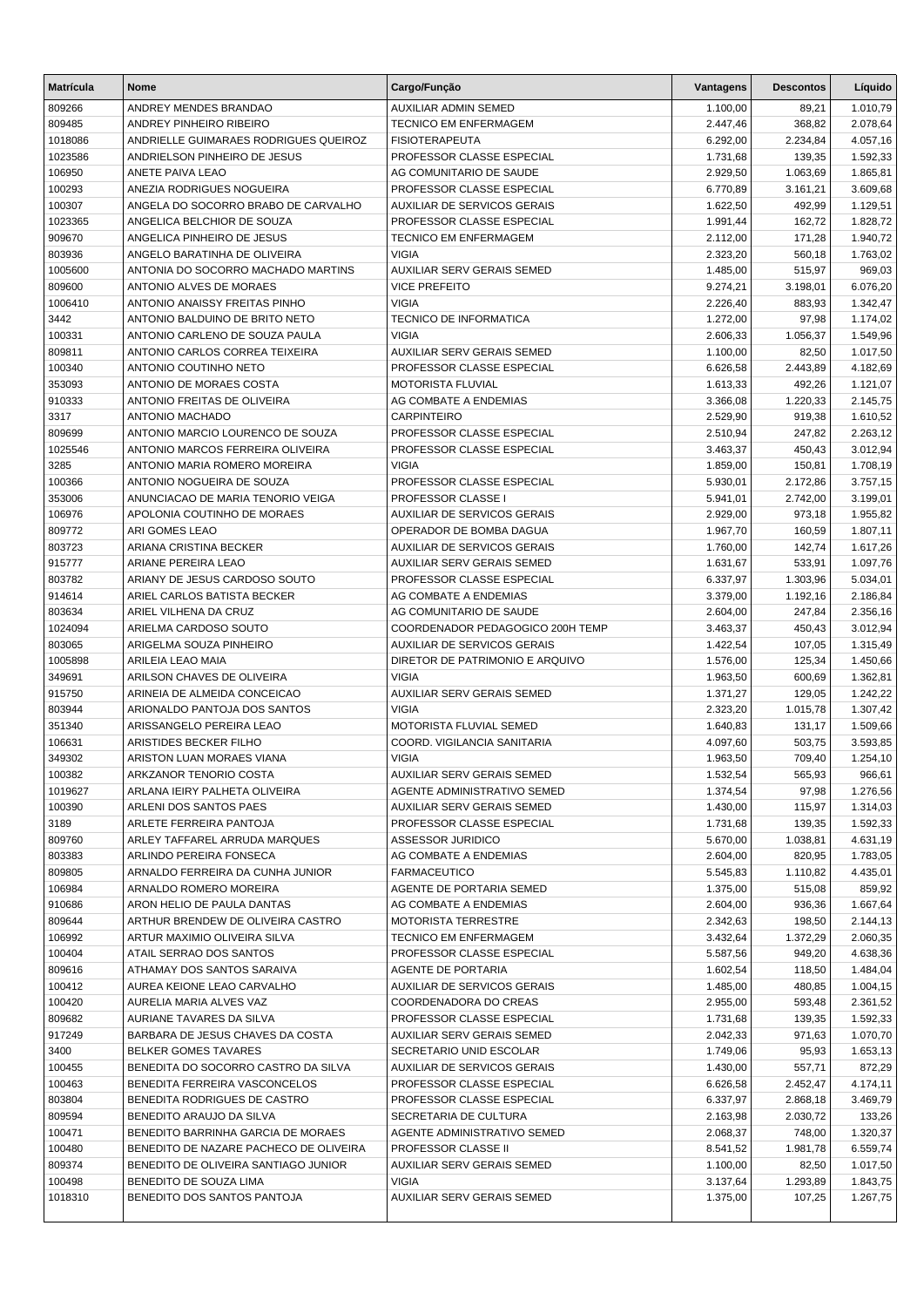| Matrícula | Nome | Cargo/Função | Vantagens | Descontos | Líquido |
|---|---|---|---|---|---|
| 809266 | ANDREY MENDES BRANDAO | AUXILIAR ADMIN SEMED | 1.100,00 | 89,21 | 1.010,79 |
| 809485 | ANDREY PINHEIRO RIBEIRO | TECNICO EM ENFERMAGEM | 2.447,46 | 368,82 | 2.078,64 |
| 1018086 | ANDRIELLE GUIMARAES RODRIGUES QUEIROZ | FISIOTERAPEUTA | 6.292,00 | 2.234,84 | 4.057,16 |
| 1023586 | ANDRIELSON PINHEIRO DE JESUS | PROFESSOR CLASSE ESPECIAL | 1.731,68 | 139,35 | 1.592,33 |
| 106950 | ANETE PAIVA LEAO | AG COMUNITARIO DE SAUDE | 2.929,50 | 1.063,69 | 1.865,81 |
| 100293 | ANEZIA RODRIGUES NOGUEIRA | PROFESSOR CLASSE ESPECIAL | 6.770,89 | 3.161,21 | 3.609,68 |
| 100307 | ANGELA DO SOCORRO BRABO DE CARVALHO | AUXILIAR DE SERVICOS GERAIS | 1.622,50 | 492,99 | 1.129,51 |
| 1023365 | ANGELICA BELCHIOR DE SOUZA | PROFESSOR CLASSE ESPECIAL | 1.991,44 | 162,72 | 1.828,72 |
| 909670 | ANGELICA PINHEIRO DE JESUS | TECNICO EM ENFERMAGEM | 2.112,00 | 171,28 | 1.940,72 |
| 803936 | ANGELO BARATINHA DE OLIVEIRA | VIGIA | 2.323,20 | 560,18 | 1.763,02 |
| 1005600 | ANTONIA DO SOCORRO MACHADO MARTINS | AUXILIAR SERV GERAIS SEMED | 1.485,00 | 515,97 | 969,03 |
| 809600 | ANTONIO ALVES DE MORAES | VICE PREFEITO | 9.274,21 | 3.198,01 | 6.076,20 |
| 1006410 | ANTONIO ANAISSY FREITAS PINHO | VIGIA | 2.226,40 | 883,93 | 1.342,47 |
| 3442 | ANTONIO BALDUINO DE BRITO NETO | TECNICO DE INFORMATICA | 1.272,00 | 97,98 | 1.174,02 |
| 100331 | ANTONIO CARLENO DE SOUZA PAULA | VIGIA | 2.606,33 | 1.056,37 | 1.549,96 |
| 809811 | ANTONIO CARLOS CORREA TEIXEIRA | AUXILIAR SERV GERAIS SEMED | 1.100,00 | 82,50 | 1.017,50 |
| 100340 | ANTONIO COUTINHO NETO | PROFESSOR CLASSE ESPECIAL | 6.626,58 | 2.443,89 | 4.182,69 |
| 353093 | ANTONIO DE MORAES COSTA | MOTORISTA FLUVIAL | 1.613,33 | 492,26 | 1.121,07 |
| 910333 | ANTONIO FREITAS DE OLIVEIRA | AG COMBATE A ENDEMIAS | 3.366,08 | 1.220,33 | 2.145,75 |
| 3317 | ANTONIO MACHADO | CARPINTEIRO | 2.529,90 | 919,38 | 1.610,52 |
| 809699 | ANTONIO MARCIO LOURENCO DE SOUZA | PROFESSOR CLASSE ESPECIAL | 2.510,94 | 247,82 | 2.263,12 |
| 1025546 | ANTONIO MARCOS FERREIRA OLIVEIRA | PROFESSOR CLASSE ESPECIAL | 3.463,37 | 450,43 | 3.012,94 |
| 3285 | ANTONIO MARIA ROMERO MOREIRA | VIGIA | 1.859,00 | 150,81 | 1.708,19 |
| 100366 | ANTONIO NOGUEIRA DE SOUZA | PROFESSOR CLASSE ESPECIAL | 5.930,01 | 2.172,86 | 3.757,15 |
| 353006 | ANUNCIACAO DE MARIA TENORIO VEIGA | PROFESSOR CLASSE I | 5.941,01 | 2.742,00 | 3.199,01 |
| 106976 | APOLONIA COUTINHO DE MORAES | AUXILIAR DE SERVICOS GERAIS | 2.929,00 | 973,18 | 1.955,82 |
| 809772 | ARI GOMES LEAO | OPERADOR DE BOMBA DAGUA | 1.967,70 | 160,59 | 1.807,11 |
| 803723 | ARIANA CRISTINA BECKER | AUXILIAR DE SERVICOS GERAIS | 1.760,00 | 142,74 | 1.617,26 |
| 915777 | ARIANE PEREIRA LEAO | AUXILIAR SERV GERAIS SEMED | 1.631,67 | 533,91 | 1.097,76 |
| 803782 | ARIANY DE JESUS CARDOSO SOUTO | PROFESSOR CLASSE ESPECIAL | 6.337,97 | 1.303,96 | 5.034,01 |
| 914614 | ARIEL CARLOS BATISTA BECKER | AG COMBATE A ENDEMIAS | 3.379,00 | 1.192,16 | 2.186,84 |
| 803634 | ARIEL VILHENA DA CRUZ | AG COMUNITARIO DE SAUDE | 2.604,00 | 247,84 | 2.356,16 |
| 1024094 | ARIELMA CARDOSO SOUTO | COORDENADOR PEDAGOGICO 200H TEMP | 3.463,37 | 450,43 | 3.012,94 |
| 803065 | ARIGELMA SOUZA PINHEIRO | AUXILIAR DE SERVICOS GERAIS | 1.422,54 | 107,05 | 1.315,49 |
| 1005898 | ARILEIA LEAO MAIA | DIRETOR DE PATRIMONIO E ARQUIVO | 1.576,00 | 125,34 | 1.450,66 |
| 349691 | ARILSON CHAVES DE OLIVEIRA | VIGIA | 1.963,50 | 600,69 | 1.362,81 |
| 915750 | ARINEIA DE ALMEIDA CONCEICAO | AUXILIAR SERV GERAIS SEMED | 1.371,27 | 129,05 | 1.242,22 |
| 803944 | ARIONALDO PANTOJA DOS SANTOS | VIGIA | 2.323,20 | 1.015,78 | 1.307,42 |
| 351340 | ARISSANGELO PEREIRA LEAO | MOTORISTA FLUVIAL SEMED | 1.640,83 | 131,17 | 1.509,66 |
| 106631 | ARISTIDES BECKER FILHO | COORD. VIGILANCIA SANITARIA | 4.097,60 | 503,75 | 3.593,85 |
| 349302 | ARISTON LUAN MORAES VIANA | VIGIA | 1.963,50 | 709,40 | 1.254,10 |
| 100382 | ARKZANOR TENORIO COSTA | AUXILIAR SERV GERAIS SEMED | 1.532,54 | 565,93 | 966,61 |
| 1019627 | ARLANA IEIRY PALHETA OLIVEIRA | AGENTE ADMINISTRATIVO SEMED | 1.374,54 | 97,98 | 1.276,56 |
| 100390 | ARLENI DOS SANTOS PAES | AUXILIAR SERV GERAIS SEMED | 1.430,00 | 115,97 | 1.314,03 |
| 3189 | ARLETE FERREIRA PANTOJA | PROFESSOR CLASSE ESPECIAL | 1.731,68 | 139,35 | 1.592,33 |
| 809760 | ARLEY TAFFAREL ARRUDA MARQUES | ASSESSOR JURIDICO | 5.670,00 | 1.038,81 | 4.631,19 |
| 803383 | ARLINDO PEREIRA FONSECA | AG COMBATE A ENDEMIAS | 2.604,00 | 820,95 | 1.783,05 |
| 809805 | ARNALDO FERREIRA DA CUNHA JUNIOR | FARMACEUTICO | 5.545,83 | 1.110,82 | 4.435,01 |
| 106984 | ARNALDO ROMERO MOREIRA | AGENTE DE PORTARIA SEMED | 1.375,00 | 515,08 | 859,92 |
| 910686 | ARON HELIO DE PAULA DANTAS | AG COMBATE A ENDEMIAS | 2.604,00 | 936,36 | 1.667,64 |
| 809644 | ARTHUR BRENDEW DE OLIVEIRA CASTRO | MOTORISTA TERRESTRE | 2.342,63 | 198,50 | 2.144,13 |
| 106992 | ARTUR MAXIMIO OLIVEIRA SILVA | TECNICO EM ENFERMAGEM | 3.432,64 | 1.372,29 | 2.060,35 |
| 100404 | ATAIL SERRAO DOS SANTOS | PROFESSOR CLASSE ESPECIAL | 5.587,56 | 949,20 | 4.638,36 |
| 809616 | ATHAMAY DOS SANTOS SARAIVA | AGENTE DE PORTARIA | 1.602,54 | 118,50 | 1.484,04 |
| 100412 | AUREA KEIONE LEAO CARVALHO | AUXILIAR DE SERVICOS GERAIS | 1.485,00 | 480,85 | 1.004,15 |
| 100420 | AURELIA MARIA ALVES VAZ | COORDENADORA DO CREAS | 2.955,00 | 593,48 | 2.361,52 |
| 809682 | AURIANE TAVARES DA SILVA | PROFESSOR CLASSE ESPECIAL | 1.731,68 | 139,35 | 1.592,33 |
| 917249 | BARBARA DE JESUS CHAVES DA COSTA | AUXILIAR SERV GERAIS SEMED | 2.042,33 | 971,63 | 1.070,70 |
| 3400 | BELKER GOMES TAVARES | SECRETARIO UNID ESCOLAR | 1.749,06 | 95,93 | 1.653,13 |
| 100455 | BENEDITA DO SOCORRO CASTRO DA SILVA | AUXILIAR DE SERVICOS GERAIS | 1.430,00 | 557,71 | 872,29 |
| 100463 | BENEDITA FERREIRA VASCONCELOS | PROFESSOR CLASSE ESPECIAL | 6.626,58 | 2.452,47 | 4.174,11 |
| 803804 | BENEDITA RODRIGUES DE CASTRO | PROFESSOR CLASSE ESPECIAL | 6.337,97 | 2.868,18 | 3.469,79 |
| 809594 | BENEDITO ARAUJO DA SILVA | SECRETARIA DE CULTURA | 2.163,98 | 2.030,72 | 133,26 |
| 100471 | BENEDITO BARRINHA GARCIA DE MORAES | AGENTE ADMINISTRATIVO SEMED | 2.068,37 | 748,00 | 1.320,37 |
| 100480 | BENEDITO DE NAZARE PACHECO DE OLIVEIRA | PROFESSOR CLASSE II | 8.541,52 | 1.981,78 | 6.559,74 |
| 809374 | BENEDITO DE OLIVEIRA SANTIAGO JUNIOR | AUXILIAR SERV GERAIS SEMED | 1.100,00 | 82,50 | 1.017,50 |
| 100498 | BENEDITO DE SOUZA LIMA | VIGIA | 3.137,64 | 1.293,89 | 1.843,75 |
| 1018310 | BENEDITO DOS SANTOS PANTOJA | AUXILIAR SERV GERAIS SEMED | 1.375,00 | 107,25 | 1.267,75 |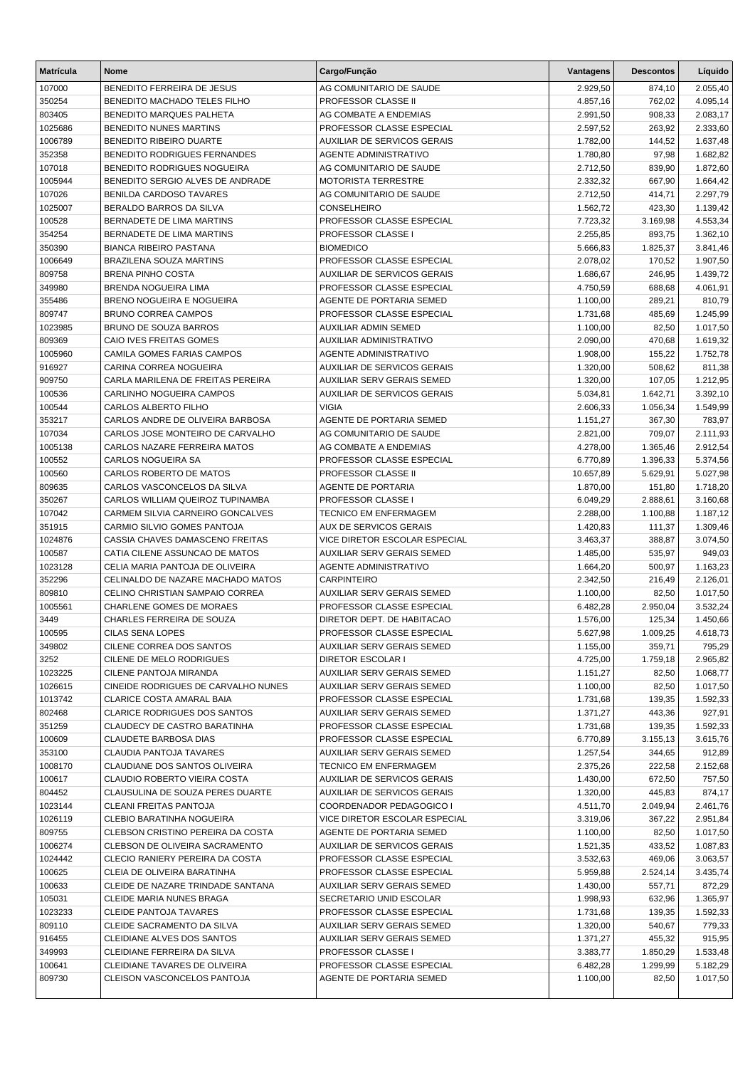| Matrícula | Nome | Cargo/Função | Vantagens | Descontos | Líquido |
| --- | --- | --- | --- | --- | --- |
| 107000 | BENEDITO FERREIRA DE JESUS | AG COMUNITARIO DE SAUDE | 2.929,50 | 874,10 | 2.055,40 |
| 350254 | BENEDITO MACHADO TELES FILHO | PROFESSOR CLASSE II | 4.857,16 | 762,02 | 4.095,14 |
| 803405 | BENEDITO MARQUES PALHETA | AG COMBATE A ENDEMIAS | 2.991,50 | 908,33 | 2.083,17 |
| 1025686 | BENEDITO NUNES MARTINS | PROFESSOR CLASSE ESPECIAL | 2.597,52 | 263,92 | 2.333,60 |
| 1006789 | BENEDITO RIBEIRO DUARTE | AUXILIAR DE SERVICOS GERAIS | 1.782,00 | 144,52 | 1.637,48 |
| 352358 | BENEDITO RODRIGUES FERNANDES | AGENTE ADMINISTRATIVO | 1.780,80 | 97,98 | 1.682,82 |
| 107018 | BENEDITO RODRIGUES NOGUEIRA | AG COMUNITARIO DE SAUDE | 2.712,50 | 839,90 | 1.872,60 |
| 1005944 | BENEDITO SERGIO ALVES DE ANDRADE | MOTORISTA TERRESTRE | 2.332,32 | 667,90 | 1.664,42 |
| 107026 | BENILDA CARDOSO TAVARES | AG COMUNITARIO DE SAUDE | 2.712,50 | 414,71 | 2.297,79 |
| 1025007 | BERALDO BARROS DA SILVA | CONSELHEIRO | 1.562,72 | 423,30 | 1.139,42 |
| 100528 | BERNADETE DE LIMA MARTINS | PROFESSOR CLASSE ESPECIAL | 7.723,32 | 3.169,98 | 4.553,34 |
| 354254 | BERNADETE DE LIMA MARTINS | PROFESSOR CLASSE I | 2.255,85 | 893,75 | 1.362,10 |
| 350390 | BIANCA RIBEIRO PASTANA | BIOMEDICO | 5.666,83 | 1.825,37 | 3.841,46 |
| 1006649 | BRAZILENA SOUZA MARTINS | PROFESSOR CLASSE ESPECIAL | 2.078,02 | 170,52 | 1.907,50 |
| 809758 | BRENA PINHO COSTA | AUXILIAR DE SERVICOS GERAIS | 1.686,67 | 246,95 | 1.439,72 |
| 349980 | BRENDA NOGUEIRA LIMA | PROFESSOR CLASSE ESPECIAL | 4.750,59 | 688,68 | 4.061,91 |
| 355486 | BRENO NOGUEIRA E NOGUEIRA | AGENTE DE PORTARIA SEMED | 1.100,00 | 289,21 | 810,79 |
| 809747 | BRUNO CORREA CAMPOS | PROFESSOR CLASSE ESPECIAL | 1.731,68 | 485,69 | 1.245,99 |
| 1023985 | BRUNO DE SOUZA BARROS | AUXILIAR ADMIN SEMED | 1.100,00 | 82,50 | 1.017,50 |
| 809369 | CAIO IVES FREITAS GOMES | AUXILIAR ADMINISTRATIVO | 2.090,00 | 470,68 | 1.619,32 |
| 1005960 | CAMILA GOMES FARIAS CAMPOS | AGENTE ADMINISTRATIVO | 1.908,00 | 155,22 | 1.752,78 |
| 916927 | CARINA CORREA NOGUEIRA | AUXILIAR DE SERVICOS GERAIS | 1.320,00 | 508,62 | 811,38 |
| 909750 | CARLA MARILENA DE FREITAS PEREIRA | AUXILIAR SERV GERAIS SEMED | 1.320,00 | 107,05 | 1.212,95 |
| 100536 | CARLINHO NOGUEIRA CAMPOS | AUXILIAR DE SERVICOS GERAIS | 5.034,81 | 1.642,71 | 3.392,10 |
| 100544 | CARLOS ALBERTO FILHO | VIGIA | 2.606,33 | 1.056,34 | 1.549,99 |
| 353217 | CARLOS ANDRE DE OLIVEIRA BARBOSA | AGENTE DE PORTARIA SEMED | 1.151,27 | 367,30 | 783,97 |
| 107034 | CARLOS JOSE MONTEIRO DE CARVALHO | AG COMUNITARIO DE SAUDE | 2.821,00 | 709,07 | 2.111,93 |
| 1005138 | CARLOS NAZARE FERREIRA MATOS | AG COMBATE A ENDEMIAS | 4.278,00 | 1.365,46 | 2.912,54 |
| 100552 | CARLOS NOGUEIRA SA | PROFESSOR CLASSE ESPECIAL | 6.770,89 | 1.396,33 | 5.374,56 |
| 100560 | CARLOS ROBERTO DE MATOS | PROFESSOR CLASSE II | 10.657,89 | 5.629,91 | 5.027,98 |
| 809635 | CARLOS VASCONCELOS DA SILVA | AGENTE DE PORTARIA | 1.870,00 | 151,80 | 1.718,20 |
| 350267 | CARLOS WILLIAM QUEIROZ TUPINAMBA | PROFESSOR CLASSE I | 6.049,29 | 2.888,61 | 3.160,68 |
| 107042 | CARMEM SILVIA CARNEIRO GONCALVES | TECNICO EM ENFERMAGEM | 2.288,00 | 1.100,88 | 1.187,12 |
| 351915 | CARMIO SILVIO GOMES PANTOJA | AUX DE SERVICOS GERAIS | 1.420,83 | 111,37 | 1.309,46 |
| 1024876 | CASSIA CHAVES DAMASCENO FREITAS | VICE DIRETOR ESCOLAR ESPECIAL | 3.463,37 | 388,87 | 3.074,50 |
| 100587 | CATIA CILENE ASSUNCAO DE MATOS | AUXILIAR SERV GERAIS SEMED | 1.485,00 | 535,97 | 949,03 |
| 1023128 | CELIA MARIA PANTOJA DE OLIVEIRA | AGENTE ADMINISTRATIVO | 1.664,20 | 500,97 | 1.163,23 |
| 352296 | CELINALDO DE NAZARE MACHADO MATOS | CARPINTEIRO | 2.342,50 | 216,49 | 2.126,01 |
| 809810 | CELINO CHRISTIAN SAMPAIO CORREA | AUXILIAR SERV GERAIS SEMED | 1.100,00 | 82,50 | 1.017,50 |
| 1005561 | CHARLENE GOMES DE MORAES | PROFESSOR CLASSE ESPECIAL | 6.482,28 | 2.950,04 | 3.532,24 |
| 3449 | CHARLES FERREIRA DE SOUZA | DIRETOR DEPT. DE HABITACAO | 1.576,00 | 125,34 | 1.450,66 |
| 100595 | CILAS SENA LOPES | PROFESSOR CLASSE ESPECIAL | 5.627,98 | 1.009,25 | 4.618,73 |
| 349802 | CILENE CORREA DOS SANTOS | AUXILIAR SERV GERAIS SEMED | 1.155,00 | 359,71 | 795,29 |
| 3252 | CILENE DE MELO RODRIGUES | DIRETOR ESCOLAR I | 4.725,00 | 1.759,18 | 2.965,82 |
| 1023225 | CILENE PANTOJA MIRANDA | AUXILIAR SERV GERAIS SEMED | 1.151,27 | 82,50 | 1.068,77 |
| 1026615 | CINEIDE RODRIGUES DE CARVALHO NUNES | AUXILIAR SERV GERAIS SEMED | 1.100,00 | 82,50 | 1.017,50 |
| 1013742 | CLARICE COSTA AMARAL BAIA | PROFESSOR CLASSE ESPECIAL | 1.731,68 | 139,35 | 1.592,33 |
| 802468 | CLARICE RODRIGUES DOS SANTOS | AUXILIAR SERV GERAIS SEMED | 1.371,27 | 443,36 | 927,91 |
| 351259 | CLAUDECY DE CASTRO BARATINHA | PROFESSOR CLASSE ESPECIAL | 1.731,68 | 139,35 | 1.592,33 |
| 100609 | CLAUDETE BARBOSA DIAS | PROFESSOR CLASSE ESPECIAL | 6.770,89 | 3.155,13 | 3.615,76 |
| 353100 | CLAUDIA PANTOJA TAVARES | AUXILIAR SERV GERAIS SEMED | 1.257,54 | 344,65 | 912,89 |
| 1008170 | CLAUDIANE DOS SANTOS OLIVEIRA | TECNICO EM ENFERMAGEM | 2.375,26 | 222,58 | 2.152,68 |
| 100617 | CLAUDIO ROBERTO VIEIRA COSTA | AUXILIAR DE SERVICOS GERAIS | 1.430,00 | 672,50 | 757,50 |
| 804452 | CLAUSULINA DE SOUZA PERES DUARTE | AUXILIAR DE SERVICOS GERAIS | 1.320,00 | 445,83 | 874,17 |
| 1023144 | CLEANI FREITAS PANTOJA | COORDENADOR PEDAGOGICO I | 4.511,70 | 2.049,94 | 2.461,76 |
| 1026119 | CLEBIO BARATINHA NOGUEIRA | VICE DIRETOR ESCOLAR ESPECIAL | 3.319,06 | 367,22 | 2.951,84 |
| 809755 | CLEBSON CRISTINO PEREIRA DA COSTA | AGENTE DE PORTARIA SEMED | 1.100,00 | 82,50 | 1.017,50 |
| 1006274 | CLEBSON DE OLIVEIRA SACRAMENTO | AUXILIAR DE SERVICOS GERAIS | 1.521,35 | 433,52 | 1.087,83 |
| 1024442 | CLECIO RANIERY PEREIRA DA COSTA | PROFESSOR CLASSE ESPECIAL | 3.532,63 | 469,06 | 3.063,57 |
| 100625 | CLEIA DE OLIVEIRA BARATINHA | PROFESSOR CLASSE ESPECIAL | 5.959,88 | 2.524,14 | 3.435,74 |
| 100633 | CLEIDE DE NAZARE TRINDADE SANTANA | AUXILIAR SERV GERAIS SEMED | 1.430,00 | 557,71 | 872,29 |
| 105031 | CLEIDE MARIA NUNES BRAGA | SECRETARIO UNID ESCOLAR | 1.998,93 | 632,96 | 1.365,97 |
| 1023233 | CLEIDE PANTOJA TAVARES | PROFESSOR CLASSE ESPECIAL | 1.731,68 | 139,35 | 1.592,33 |
| 809110 | CLEIDE SACRAMENTO DA SILVA | AUXILIAR SERV GERAIS SEMED | 1.320,00 | 540,67 | 779,33 |
| 916455 | CLEIDIANE ALVES DOS SANTOS | AUXILIAR SERV GERAIS SEMED | 1.371,27 | 455,32 | 915,95 |
| 349993 | CLEIDIANE FERREIRA DA SILVA | PROFESSOR CLASSE I | 3.383,77 | 1.850,29 | 1.533,48 |
| 100641 | CLEIDIANE TAVARES DE OLIVEIRA | PROFESSOR CLASSE ESPECIAL | 6.482,28 | 1.299,99 | 5.182,29 |
| 809730 | CLEISON VASCONCELOS PANTOJA | AGENTE DE PORTARIA SEMED | 1.100,00 | 82,50 | 1.017,50 |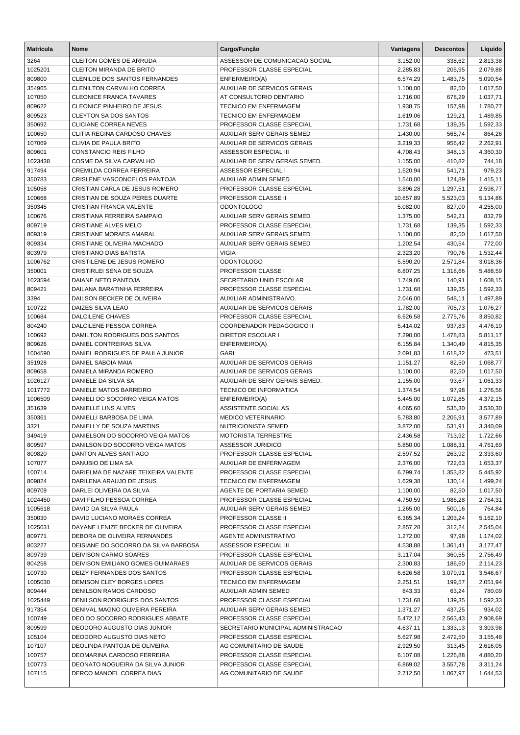| Matrícula | Nome | Cargo/Função | Vantagens | Descontos | Líquido |
|---|---|---|---|---|---|
| 3264 | CLEITON GOMES DE ARRUDA | ASSESSOR DE COMUNICACAO SOCIAL | 3.152,00 | 338,62 | 2.813,38 |
| 1025201 | CLEITON MIRANDA DE BRITO | PROFESSOR CLASSE ESPECIAL | 2.285,83 | 205,95 | 2.079,88 |
| 809800 | CLENILDE DOS SANTOS FERNANDES | ENFERMEIRO(A) | 6.574,29 | 1.483,75 | 5.090,54 |
| 354965 | CLENILTON CARVALHO CORREA | AUXILIAR DE SERVICOS GERAIS | 1.100,00 | 82,50 | 1.017,50 |
| 107050 | CLEONICE FRANCA TAVARES | AT CONSULTORIO DENTARIO | 1.716,00 | 678,29 | 1.037,71 |
| 809622 | CLEONICE PINHEIRO DE JESUS | TECNICO EM ENFERMAGEM | 1.938,75 | 157,98 | 1.780,77 |
| 809523 | CLEYTON SA DOS SANTOS | TECNICO EM ENFERMAGEM | 1.619,06 | 129,21 | 1.489,85 |
| 350692 | CLICIANE CORREA NEVES | PROFESSOR CLASSE ESPECIAL | 1.731,68 | 139,35 | 1.592,33 |
| 100650 | CLITIA REGINA CARDOSO CHAVES | AUXILIAR SERV GERAIS SEMED | 1.430,00 | 565,74 | 864,26 |
| 107069 | CLIVIA DE PAULA BRITO | AUXILIAR DE SERVICOS GERAIS | 3.219,33 | 956,42 | 2.262,91 |
| 809601 | CONSTANCIO REIS FILHO | ASSESSOR ESPECIAL III | 4.708,43 | 348,13 | 4.360,30 |
| 1023438 | COSME DA SILVA CARVALHO | AUXILIAR DE SERV GERAIS SEMED. | 1.155,00 | 410,82 | 744,18 |
| 917494 | CREMILDA CORREA FERREIRA | ASSESSOR ESPECIAL I | 1.520,94 | 541,71 | 979,23 |
| 350783 | CRISLENE VASCONCELOS PANTOJA | AUXILIAR ADMIN SEMED | 1.540,00 | 124,89 | 1.415,11 |
| 105058 | CRISTIAN CARLA DE JESUS ROMERO | PROFESSOR CLASSE ESPECIAL | 3.896,28 | 1.297,51 | 2.598,77 |
| 100668 | CRISTIAN DE SOUZA PERES DUARTE | PROFESSOR CLASSE II | 10.657,89 | 5.523,03 | 5.134,86 |
| 350345 | CRISTIAN FRANCA VALENTE | ODONTOLOGO | 5.082,00 | 827,00 | 4.255,00 |
| 100676 | CRISTIANA FERREIRA SAMPAIO | AUXILIAR SERV GERAIS SEMED | 1.375,00 | 542,21 | 832,79 |
| 809719 | CRISTIANE ALVES MELO | PROFESSOR CLASSE ESPECIAL | 1.731,68 | 139,35 | 1.592,33 |
| 809319 | CRISTIANE MORAES AMARAL | AUXILIAR SERV GERAIS SEMED | 1.100,00 | 82,50 | 1.017,50 |
| 809334 | CRISTIANE OLIVEIRA MACHADO | AUXILIAR SERV GERAIS SEMED | 1.202,54 | 430,54 | 772,00 |
| 803979 | CRISTIANO DIAS BATISTA | VIGIA | 2.323,20 | 790,76 | 1.532,44 |
| 1006762 | CRISTILENE DE JESUS ROMERO | ODONTOLOGO | 5.590,20 | 2.571,84 | 3.018,36 |
| 350001 | CRISTIRLEI SENA DE SOUZA | PROFESSOR CLASSE I | 6.807,25 | 1.318,66 | 5.488,59 |
| 1023594 | DAIANE NETO PANTOJA | SECRETARIO UNID ESCOLAR | 1.749,06 | 140,91 | 1.608,15 |
| 809421 | DAILANA BARATINHA FERREIRA | PROFESSOR CLASSE ESPECIAL | 1.731,68 | 139,35 | 1.592,33 |
| 3394 | DAILSON BECKER DE OLIVEIRA | AUXILIAR ADMINISTRAIVO. | 2.046,00 | 548,11 | 1.497,89 |
| 100722 | DAIZES SILVA LEAO | AUXILIAR DE SERVICOS GERAIS | 1.782,00 | 705,73 | 1.076,27 |
| 100684 | DALCILENE CHAVES | PROFESSOR CLASSE ESPECIAL | 6.626,58 | 2.775,76 | 3.850,82 |
| 804240 | DALCILENE PESSOA CORREA | COORDENADOR PEDAGOGICO II | 5.414,02 | 937,83 | 4.476,19 |
| 100692 | DAMILTON RODRIGUES DOS SANTOS | DIRETOR ESCOLAR I | 7.290,00 | 1.478,83 | 5.811,17 |
| 809626 | DANIEL CONTREIRAS SILVA | ENFERMEIRO(A) | 6.155,84 | 1.340,49 | 4.815,35 |
| 1004590 | DANIEL RODRIGUES DE PAULA JUNIOR | GARI | 2.091,83 | 1.618,32 | 473,51 |
| 351928 | DANIEL SABOIA MAIA | AUXILIAR DE SERVICOS GERAIS | 1.151,27 | 82,50 | 1.068,77 |
| 809658 | DANIELA MIRANDA ROMERO | AUXILIAR DE SERVICOS GERAIS | 1.100,00 | 82,50 | 1.017,50 |
| 1026127 | DANIELE DA SILVA SA | AUXILIAR DE SERV GERAIS SEMED. | 1.155,00 | 93,67 | 1.061,33 |
| 1017772 | DANIELE MATOS BARREIRO | TECNICO DE INFORMATICA | 1.374,54 | 97,98 | 1.276,56 |
| 1006509 | DANIELI DO SOCORRO VEIGA MATOS | ENFERMEIRO(A) | 5.445,00 | 1.072,85 | 4.372,15 |
| 351639 | DANIELLE LINS ALVES | ASSISTENTE SOCIAL AS | 4.065,60 | 535,30 | 3.530,30 |
| 350361 | DANIELLI BARBOSA DE LIMA | MEDICO VETERINARIO | 5.783,80 | 2.205,91 | 3.577,89 |
| 3321 | DANIELLY DE SOUZA MARTINS | NUTRICIONISTA SEMED | 3.872,00 | 531,91 | 3.340,09 |
| 349419 | DANIELSON DO SOCORRO VEIGA MATOS | MOTORISTA TERRESTRE | 2.436,58 | 713,92 | 1.722,66 |
| 809597 | DANILSON DO SOCORRO VEIGA MATOS | ASSESSOR JURIDICO | 5.850,00 | 1.088,31 | 4.761,69 |
| 809820 | DANTON ALVES SANTIAGO | PROFESSOR CLASSE ESPECIAL | 2.597,52 | 263,92 | 2.333,60 |
| 107077 | DANUBIO DE LIMA SA | AUXILIAR DE ENFERMAGEM | 2.376,00 | 722,63 | 1.653,37 |
| 100714 | DARIELMA DE NAZARE TEIXEIRA VALENTE | PROFESSOR CLASSE ESPECIAL | 6.799,74 | 1.353,82 | 5.445,92 |
| 809824 | DARILENA ARAUJO DE JESUS | TECNICO EM ENFERMAGEM | 1.629,38 | 130,14 | 1.499,24 |
| 809709 | DARLEI OLIVEIRA DA SILVA | AGENTE DE PORTARIA SEMED | 1.100,00 | 82,50 | 1.017,50 |
| 1024450 | DAVI FILHO PESSOA CORREA | PROFESSOR CLASSE ESPECIAL | 4.750,59 | 1.986,28 | 2.764,31 |
| 1005618 | DAVID DA SILVA PAULA | AUXILIAR SERV GERAIS SEMED | 1.265,00 | 500,16 | 764,84 |
| 350030 | DAVID LUCIANO MORAES CORREA | PROFESSOR CLASSE II | 6.365,34 | 1.203,24 | 5.162,10 |
| 1025031 | DAYANE LENIZE BECKER DE OLIVEIRA | PROFESSOR CLASSE ESPECIAL | 2.857,28 | 312,24 | 2.545,04 |
| 809771 | DEBORA DE OLIVEIRA FERNANDES | AGENTE ADMINISTRATIVO | 1.272,00 | 97,98 | 1.174,02 |
| 803227 | DEISIANE DO SOCORRO DA SILVA BARBOSA | ASSESSOR ESPECIAL III | 4.538,88 | 1.361,41 | 3.177,47 |
| 809739 | DEIVISON CARMO SOARES | PROFESSOR CLASSE ESPECIAL | 3.117,04 | 360,55 | 2.756,49 |
| 804258 | DEIVISON EMILIANO GOMES GUIMARAES | AUXILIAR DE SERVICOS GERAIS | 2.300,83 | 186,60 | 2.114,23 |
| 100730 | DEIZY FERNANDES DOS SANTOS | PROFESSOR CLASSE ESPECIAL | 6.626,58 | 3.079,91 | 3.546,67 |
| 1005030 | DEMISON CLEY BORGES LOPES | TECNICO EM ENFERMAGEM | 2.251,51 | 199,57 | 2.051,94 |
| 809444 | DENILSON RAMOS CARDOSO | AUXILIAR ADMIN SEMED | 843,33 | 63,24 | 780,09 |
| 1025449 | DENILSON RODRIGUES DOS SANTOS | PROFESSOR CLASSE ESPECIAL | 1.731,68 | 139,35 | 1.592,33 |
| 917354 | DENIVAL MAGNO OLIVEIRA PEREIRA | AUXILIAR SERV GERAIS SEMED | 1.371,27 | 437,25 | 934,02 |
| 100749 | DEO DO SOCORRO RODRIGUES ABBATE | PROFESSOR CLASSE ESPECIAL | 5.472,12 | 2.563,43 | 2.908,69 |
| 809599 | DEODORO AUGUSTO DIAS JUNIOR | SECRETARIO MUNICIPAL ADMINISTRACAO | 4.637,11 | 1.333,13 | 3.303,98 |
| 105104 | DEODORO AUGUSTO DIAS NETO | PROFESSOR CLASSE ESPECIAL | 5.627,98 | 2.472,50 | 3.155,48 |
| 107107 | DEOLINDA PANTOJA DE OLIVEIRA | AG COMUNITARIO DE SAUDE | 2.929,50 | 313,45 | 2.616,05 |
| 100757 | DEOMARINA CARDOSO FERREIRA | PROFESSOR CLASSE ESPECIAL | 6.107,08 | 1.226,88 | 4.880,20 |
| 100773 | DEONATO NOGUEIRA DA SILVA JUNIOR | PROFESSOR CLASSE ESPECIAL | 6.869,02 | 3.557,78 | 3.311,24 |
| 107115 | DERCO MANOEL CORREA DIAS | AG COMUNITARIO DE SAUDE | 2.712,50 | 1.067,97 | 1.644,53 |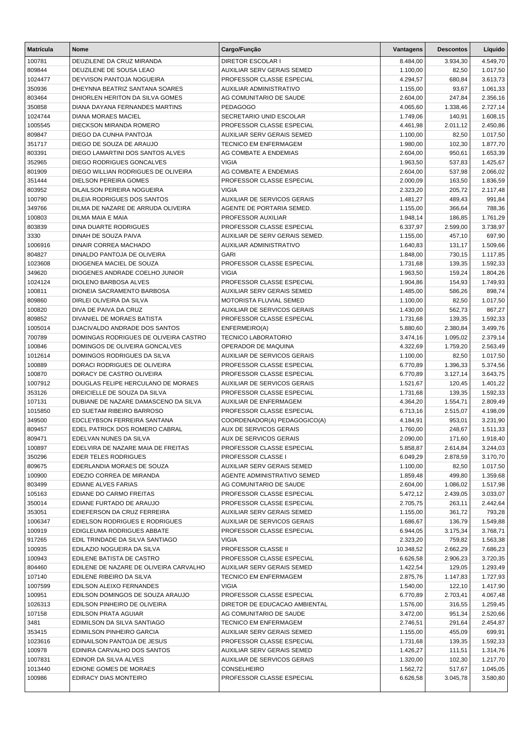| Matrícula | Nome | Cargo/Função | Vantagens | Descontos | Líquido |
|---|---|---|---|---|---|
| 100781 | DEUZILENE DA CRUZ MIRANDA | DIRETOR ESCOLAR I | 8.484,00 | 3.934,30 | 4.549,70 |
| 809844 | DEUZILENE DE SOUSA LEAO | AUXILIAR SERV GERAIS SEMED | 1.100,00 | 82,50 | 1.017,50 |
| 1024477 | DEYVISON PANTOJA NOGUEIRA | PROFESSOR CLASSE ESPECIAL | 4.294,57 | 680,84 | 3.613,73 |
| 350936 | DHEYNNA BEATRIZ SANTANA SOARES | AUXILIAR ADMINISTRATIVO | 1.155,00 | 93,67 | 1.061,33 |
| 803464 | DHIORLEN HERITON DA SILVA GOMES | AG COMUNITARIO DE SAUDE | 2.604,00 | 247,84 | 2.356,16 |
| 350858 | DIANA DAYANA FERNANDES MARTINS | PEDAGOGO | 4.065,60 | 1.338,46 | 2.727,14 |
| 1024744 | DIANA MORAES MACIEL | SECRETARIO UNID ESCOLAR | 1.749,06 | 140,91 | 1.608,15 |
| 1005545 | DIECKSON MIRANDA ROMERO | PROFESSOR CLASSE ESPECIAL | 4.461,98 | 2.011,12 | 2.450,86 |
| 809847 | DIEGO DA CUNHA PANTOJA | AUXILIAR SERV GERAIS SEMED | 1.100,00 | 82,50 | 1.017,50 |
| 351717 | DIEGO DE SOUZA DE ARAUJO | TECNICO EM ENFERMAGEM | 1.980,00 | 102,30 | 1.877,70 |
| 803391 | DIEGO LAMARTINI DOS SANTOS ALVES | AG COMBATE A ENDEMIAS | 2.604,00 | 950,61 | 1.653,39 |
| 352965 | DIEGO RODRIGUES GONCALVES | VIGIA | 1.963,50 | 537,83 | 1.425,67 |
| 801909 | DIEGO WILLIAN RODRIGUES DE OLIVEIRA | AG COMBATE A ENDEMIAS | 2.604,00 | 537,98 | 2.066,02 |
| 351444 | DIELSON PEREIRA GOMES | PROFESSOR CLASSE ESPECIAL | 2.000,09 | 163,50 | 1.836,59 |
| 803952 | DILAILSON PEREIRA NOGUEIRA | VIGIA | 2.323,20 | 205,72 | 2.117,48 |
| 100790 | DILEIA RODRIGUES DOS SANTOS | AUXILIAR DE SERVICOS GERAIS | 1.481,27 | 489,43 | 991,84 |
| 349766 | DILMA DE NAZARE DE ARRUDA OLIVEIRA | AGENTE DE PORTARIA SEMED. | 1.155,00 | 366,64 | 788,36 |
| 100803 | DILMA MAIA E MAIA | PROFESSOR AUXILIAR | 1.948,14 | 186,85 | 1.761,29 |
| 803839 | DINA DUARTE RODRIGUES | PROFESSOR CLASSE ESPECIAL | 6.337,97 | 2.599,00 | 3.738,97 |
| 3330 | DINAH DE SOUZA PAIVA | AUXILIAR DE SERV GERAIS SEMED. | 1.155,00 | 457,10 | 697,90 |
| 1006916 | DINAIR CORREA MACHADO | AUXILIAR ADMINISTRATIVO | 1.640,83 | 131,17 | 1.509,66 |
| 804827 | DINALDO PANTOJA DE OLIVEIRA | GARI | 1.848,00 | 730,15 | 1.117,85 |
| 1023608 | DIOGENEA MACIEL DE SOUZA | PROFESSOR CLASSE ESPECIAL | 1.731,68 | 139,35 | 1.592,33 |
| 349620 | DIOGENES ANDRADE COELHO JUNIOR | VIGIA | 1.963,50 | 159,24 | 1.804,26 |
| 1024124 | DIOLENO BARBOSA ALVES | PROFESSOR CLASSE ESPECIAL | 1.904,86 | 154,93 | 1.749,93 |
| 100811 | DIONEIA SACRAMENTO BARBOSA | AUXILIAR SERV GERAIS SEMED | 1.485,00 | 586,26 | 898,74 |
| 809860 | DIRLEI OLIVEIRA DA SILVA | MOTORISTA FLUVIAL SEMED | 1.100,00 | 82,50 | 1.017,50 |
| 100820 | DIVA DE PAIVA DA CRUZ | AUXILIAR DE SERVICOS GERAIS | 1.430,00 | 562,73 | 867,27 |
| 809852 | DIVANIEL DE MORAES BATISTA | PROFESSOR CLASSE ESPECIAL | 1.731,68 | 139,35 | 1.592,33 |
| 1005014 | DJACIVALDO ANDRADE DOS SANTOS | ENFERMEIRO(A) | 5.880,60 | 2.380,84 | 3.499,76 |
| 700789 | DOMINGAS RODRIGUES DE OLIVEIRA CASTRO | TECNICO LABORATORIO | 3.474,16 | 1.095,02 | 2.379,14 |
| 100846 | DOMINGOS DE OLIVEIRA GONCALVES | OPERADOR DE MAQUINA | 4.322,69 | 1.759,20 | 2.563,49 |
| 1012614 | DOMINGOS RODRIGUES DA SILVA | AUXILIAR DE SERVICOS GERAIS | 1.100,00 | 82,50 | 1.017,50 |
| 100889 | DORACI RODRIGUES DE OLIVEIRA | PROFESSOR CLASSE ESPECIAL | 6.770,89 | 1.396,33 | 5.374,56 |
| 100870 | DORACY DE CASTRO OLIVEIRA | PROFESSOR CLASSE ESPECIAL | 6.770,89 | 3.127,14 | 3.643,75 |
| 1007912 | DOUGLAS FELIPE HERCULANO DE MORAES | AUXILIAR DE SERVICOS GERAIS | 1.521,67 | 120,45 | 1.401,22 |
| 353126 | DREICIELLE DE SOUZA DA SILVA | PROFESSOR CLASSE ESPECIAL | 1.731,68 | 139,35 | 1.592,33 |
| 107131 | DUBIANE DE NAZARE DAMASCENO DA SILVA | AUXILIAR DE ENFERMAGEM | 4.364,20 | 1.554,71 | 2.809,49 |
| 1015850 | ED SUETAM RIBEIRO BARROSO | PROFESSOR CLASSE ESPECIAL | 6.713,16 | 2.515,07 | 4.198,09 |
| 349500 | EDCLEYBSON FERREIRA SANTANA | COORDENADOR(A) PEDAGOGICO(A) | 4.184,91 | 953,01 | 3.231,90 |
| 809457 | EDEL PATRICK DOS ROMERO CABRAL | AUX DE SERVICOS GERAIS | 1.760,00 | 248,67 | 1.511,33 |
| 809471 | EDELVAN NUNES DA SILVA | AUX DE SERVICOS GERAIS | 2.090,00 | 171,60 | 1.918,40 |
| 100897 | EDELVIRA DE NAZARE MAIA DE FREITAS | PROFESSOR CLASSE ESPECIAL | 5.858,87 | 2.614,84 | 3.244,03 |
| 350296 | EDER TELES RODRIGUES | PROFESSOR CLASSE I | 6.049,29 | 2.878,59 | 3.170,70 |
| 809675 | EDERLANDIA MORAES DE SOUZA | AUXILIAR SERV GERAIS SEMED | 1.100,00 | 82,50 | 1.017,50 |
| 100900 | EDEZIO CORREA DE MIRANDA | AGENTE ADMINISTRATIVO SEMED | 1.859,48 | 499,80 | 1.359,68 |
| 803499 | EDIANE ALVES FARIAS | AG COMUNITARIO DE SAUDE | 2.604,00 | 1.086,02 | 1.517,98 |
| 105163 | EDIANE DO CARMO FREITAS | PROFESSOR CLASSE ESPECIAL | 5.472,12 | 2.439,05 | 3.033,07 |
| 350014 | EDIANE FURTADO DE ARAUJO | PROFESSOR CLASSE ESPECIAL | 2.705,75 | 263,11 | 2.442,64 |
| 353051 | EDIEFERSON DA CRUZ FERREIRA | AUXILIAR SERV GERAIS SEMED | 1.155,00 | 361,72 | 793,28 |
| 1006347 | EDIELSON RODRIGUES E RODRIGUES | AUXILIAR DE SERVICOS GERAIS | 1.686,67 | 136,79 | 1.549,88 |
| 100919 | EDIGLEUMA RODRIGUES ABBATE | PROFESSOR CLASSE ESPECIAL | 6.944,05 | 3.175,34 | 3.768,71 |
| 917265 | EDIL TRINDADE DA SILVA SANTIAGO | VIGIA | 2.323,20 | 759,82 | 1.563,38 |
| 100935 | EDILAZIO NOGUEIRA DA SILVA | PROFESSOR CLASSE II | 10.348,52 | 2.662,29 | 7.686,23 |
| 100943 | EDILENE BATISTA DE CASTRO | PROFESSOR CLASSE ESPECIAL | 6.626,58 | 2.906,23 | 3.720,35 |
| 804460 | EDILENE DE NAZARE DE OLIVEIRA CARVALHO | AUXILIAR SERV GERAIS SEMED | 1.422,54 | 129,05 | 1.293,49 |
| 107140 | EDILENE RIBEIRO DA SILVA | TECNICO EM ENFERMAGEM | 2.875,76 | 1.147,83 | 1.727,93 |
| 1007599 | EDILSON ALEIXO FERNANDES | VIGIA | 1.540,00 | 122,10 | 1.417,90 |
| 100951 | EDILSON DOMINGOS DE SOUZA ARAUJO | PROFESSOR CLASSE ESPECIAL | 6.770,89 | 2.703,41 | 4.067,48 |
| 1026313 | EDILSON PINHEIRO DE OLIVEIRA | DIRETOR DE EDUCACAO AMBIENTAL | 1.576,00 | 316,55 | 1.259,45 |
| 107158 | EDILSON PRATA AGUIAR | AG COMUNITARIO DE SAUDE | 3.472,00 | 951,34 | 2.520,66 |
| 3481 | EDIMILSON DA SILVA SANTIAGO | TECNICO EM ENFERMAGEM | 2.746,51 | 291,64 | 2.454,87 |
| 353415 | EDIMILSON PINHEIRO GARCIA | AUXILIAR SERV GERAIS SEMED | 1.155,00 | 455,09 | 699,91 |
| 1023616 | EDINAILSON PANTOJA DE JESUS | PROFESSOR CLASSE ESPECIAL | 1.731,68 | 139,35 | 1.592,33 |
| 100978 | EDINIRA CARVALHO DOS SANTOS | AUXILIAR SERV GERAIS SEMED | 1.426,27 | 111,51 | 1.314,76 |
| 1007831 | EDINOR DA SILVA ALVES | AUXILIAR DE SERVICOS GERAIS | 1.320,00 | 102,30 | 1.217,70 |
| 1013440 | EDIONE GOMES DE MORAES | CONSELHEIRO | 1.562,72 | 517,67 | 1.045,05 |
| 100986 | EDIRACY DIAS MONTEIRO | PROFESSOR CLASSE ESPECIAL | 6.626,58 | 3.045,78 | 3.580,80 |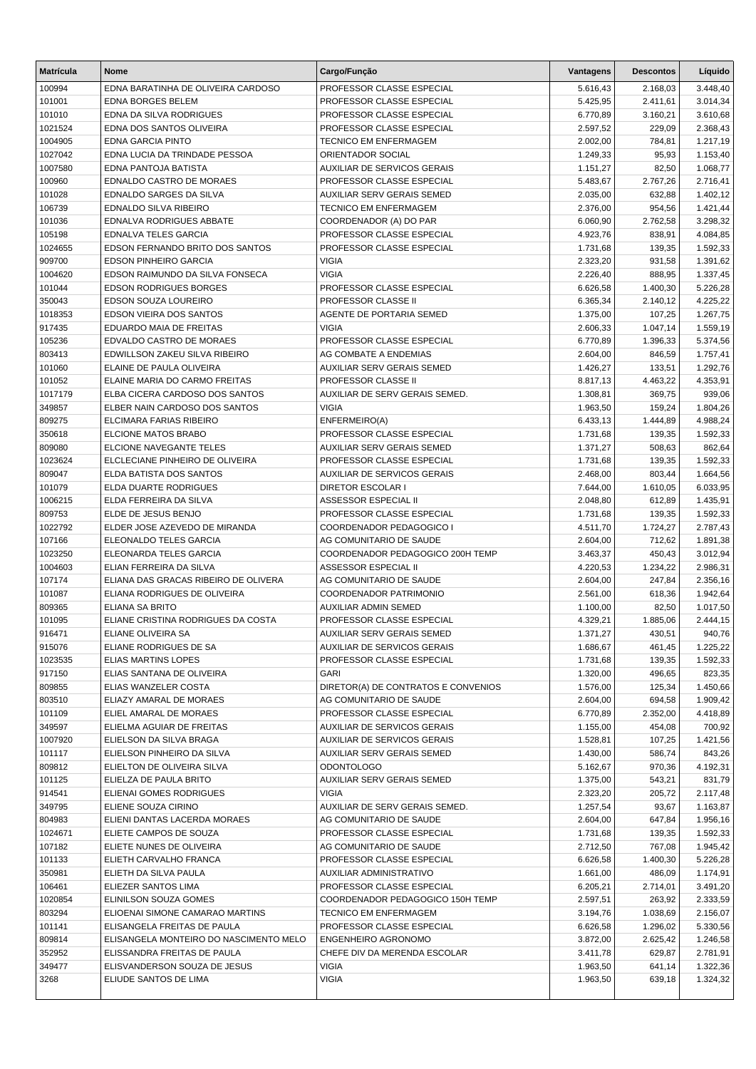| Matrícula | Nome | Cargo/Função | Vantagens | Descontos | Líquido |
|---|---|---|---|---|---|
| 100994 | EDNA BARATINHA DE OLIVEIRA CARDOSO | PROFESSOR CLASSE ESPECIAL | 5.616,43 | 2.168,03 | 3.448,40 |
| 101001 | EDNA BORGES BELEM | PROFESSOR CLASSE ESPECIAL | 5.425,95 | 2.411,61 | 3.014,34 |
| 101010 | EDNA DA SILVA RODRIGUES | PROFESSOR CLASSE ESPECIAL | 6.770,89 | 3.160,21 | 3.610,68 |
| 1021524 | EDNA DOS SANTOS OLIVEIRA | PROFESSOR CLASSE ESPECIAL | 2.597,52 | 229,09 | 2.368,43 |
| 1004905 | EDNA GARCIA PINTO | TECNICO EM ENFERMAGEM | 2.002,00 | 784,81 | 1.217,19 |
| 1027042 | EDNA LUCIA DA TRINDADE PESSOA | ORIENTADOR SOCIAL | 1.249,33 | 95,93 | 1.153,40 |
| 1007580 | EDNA PANTOJA BATISTA | AUXILIAR DE SERVICOS GERAIS | 1.151,27 | 82,50 | 1.068,77 |
| 100960 | EDNALDO CASTRO DE MORAES | PROFESSOR CLASSE ESPECIAL | 5.483,67 | 2.767,26 | 2.716,41 |
| 101028 | EDNALDO SARGES DA SILVA | AUXILIAR SERV GERAIS SEMED | 2.035,00 | 632,88 | 1.402,12 |
| 106739 | EDNALDO SILVA RIBEIRO | TECNICO EM ENFERMAGEM | 2.376,00 | 954,56 | 1.421,44 |
| 101036 | EDNALVA RODRIGUES ABBATE | COORDENADOR (A) DO PAR | 6.060,90 | 2.762,58 | 3.298,32 |
| 105198 | EDNALVA TELES GARCIA | PROFESSOR CLASSE ESPECIAL | 4.923,76 | 838,91 | 4.084,85 |
| 1024655 | EDSON FERNANDO BRITO DOS SANTOS | PROFESSOR CLASSE ESPECIAL | 1.731,68 | 139,35 | 1.592,33 |
| 909700 | EDSON PINHEIRO GARCIA | VIGIA | 2.323,20 | 931,58 | 1.391,62 |
| 1004620 | EDSON RAIMUNDO DA SILVA FONSECA | VIGIA | 2.226,40 | 888,95 | 1.337,45 |
| 101044 | EDSON RODRIGUES BORGES | PROFESSOR CLASSE ESPECIAL | 6.626,58 | 1.400,30 | 5.226,28 |
| 350043 | EDSON SOUZA LOUREIRO | PROFESSOR CLASSE II | 6.365,34 | 2.140,12 | 4.225,22 |
| 1018353 | EDSON VIEIRA DOS SANTOS | AGENTE DE PORTARIA SEMED | 1.375,00 | 107,25 | 1.267,75 |
| 917435 | EDUARDO MAIA DE FREITAS | VIGIA | 2.606,33 | 1.047,14 | 1.559,19 |
| 105236 | EDVALDO CASTRO DE MORAES | PROFESSOR CLASSE ESPECIAL | 6.770,89 | 1.396,33 | 5.374,56 |
| 803413 | EDWILLSON ZAKEU SILVA RIBEIRO | AG COMBATE A ENDEMIAS | 2.604,00 | 846,59 | 1.757,41 |
| 101060 | ELAINE DE PAULA OLIVEIRA | AUXILIAR SERV GERAIS SEMED | 1.426,27 | 133,51 | 1.292,76 |
| 101052 | ELAINE MARIA DO CARMO FREITAS | PROFESSOR CLASSE II | 8.817,13 | 4.463,22 | 4.353,91 |
| 1017179 | ELBA CICERA CARDOSO DOS SANTOS | AUXILIAR DE SERV GERAIS SEMED. | 1.308,81 | 369,75 | 939,06 |
| 349857 | ELBER NAIN CARDOSO DOS SANTOS | VIGIA | 1.963,50 | 159,24 | 1.804,26 |
| 809275 | ELCIMARA FARIAS RIBEIRO | ENFERMEIRO(A) | 6.433,13 | 1.444,89 | 4.988,24 |
| 350618 | ELCIONE MATOS BRABO | PROFESSOR CLASSE ESPECIAL | 1.731,68 | 139,35 | 1.592,33 |
| 809080 | ELCIONE NAVEGANTE TELES | AUXILIAR SERV GERAIS SEMED | 1.371,27 | 508,63 | 862,64 |
| 1023624 | ELCLECIANE PINHEIRO DE OLIVEIRA | PROFESSOR CLASSE ESPECIAL | 1.731,68 | 139,35 | 1.592,33 |
| 809047 | ELDA BATISTA DOS SANTOS | AUXILIAR DE SERVICOS GERAIS | 2.468,00 | 803,44 | 1.664,56 |
| 101079 | ELDA DUARTE RODRIGUES | DIRETOR ESCOLAR I | 7.644,00 | 1.610,05 | 6.033,95 |
| 1006215 | ELDA FERREIRA DA SILVA | ASSESSOR ESPECIAL II | 2.048,80 | 612,89 | 1.435,91 |
| 809753 | ELDE DE JESUS BENJO | PROFESSOR CLASSE ESPECIAL | 1.731,68 | 139,35 | 1.592,33 |
| 1022792 | ELDER JOSE AZEVEDO DE MIRANDA | COORDENADOR PEDAGOGICO I | 4.511,70 | 1.724,27 | 2.787,43 |
| 107166 | ELEONALDO TELES GARCIA | AG COMUNITARIO DE SAUDE | 2.604,00 | 712,62 | 1.891,38 |
| 1023250 | ELEONARDA TELES GARCIA | COORDENADOR PEDAGOGICO 200H TEMP | 3.463,37 | 450,43 | 3.012,94 |
| 1004603 | ELIAN FERREIRA DA SILVA | ASSESSOR ESPECIAL II | 4.220,53 | 1.234,22 | 2.986,31 |
| 107174 | ELIANA DAS GRACAS RIBEIRO DE OLIVERA | AG COMUNITARIO DE SAUDE | 2.604,00 | 247,84 | 2.356,16 |
| 101087 | ELIANA RODRIGUES DE OLIVEIRA | COORDENADOR PATRIMONIO | 2.561,00 | 618,36 | 1.942,64 |
| 809365 | ELIANA SA BRITO | AUXILIAR ADMIN SEMED | 1.100,00 | 82,50 | 1.017,50 |
| 101095 | ELIANE CRISTINA RODRIGUES DA COSTA | PROFESSOR CLASSE ESPECIAL | 4.329,21 | 1.885,06 | 2.444,15 |
| 916471 | ELIANE OLIVEIRA SA | AUXILIAR SERV GERAIS SEMED | 1.371,27 | 430,51 | 940,76 |
| 915076 | ELIANE RODRIGUES DE SA | AUXILIAR DE SERVICOS GERAIS | 1.686,67 | 461,45 | 1.225,22 |
| 1023535 | ELIAS MARTINS LOPES | PROFESSOR CLASSE ESPECIAL | 1.731,68 | 139,35 | 1.592,33 |
| 917150 | ELIAS SANTANA DE OLIVEIRA | GARI | 1.320,00 | 496,65 | 823,35 |
| 809855 | ELIAS WANZELER COSTA | DIRETOR(A) DE CONTRATOS E CONVENIOS | 1.576,00 | 125,34 | 1.450,66 |
| 803510 | ELIAZY AMARAL DE MORAES | AG COMUNITARIO DE SAUDE | 2.604,00 | 694,58 | 1.909,42 |
| 101109 | ELIEL AMARAL DE MORAES | PROFESSOR CLASSE ESPECIAL | 6.770,89 | 2.352,00 | 4.418,89 |
| 349597 | ELIELMA AGUIAR DE FREITAS | AUXILIAR DE SERVICOS GERAIS | 1.155,00 | 454,08 | 700,92 |
| 1007920 | ELIELSON DA SILVA BRAGA | AUXILIAR DE SERVICOS GERAIS | 1.528,81 | 107,25 | 1.421,56 |
| 101117 | ELIELSON PINHEIRO DA SILVA | AUXILIAR SERV GERAIS SEMED | 1.430,00 | 586,74 | 843,26 |
| 809812 | ELIELTON DE OLIVEIRA SILVA | ODONTOLOGO | 5.162,67 | 970,36 | 4.192,31 |
| 101125 | ELIELZA DE PAULA BRITO | AUXILIAR SERV GERAIS SEMED | 1.375,00 | 543,21 | 831,79 |
| 914541 | ELIENAI GOMES RODRIGUES | VIGIA | 2.323,20 | 205,72 | 2.117,48 |
| 349795 | ELIENE SOUZA CIRINO | AUXILIAR DE SERV GERAIS SEMED. | 1.257,54 | 93,67 | 1.163,87 |
| 804983 | ELIENI DANTAS LACERDA MORAES | AG COMUNITARIO DE SAUDE | 2.604,00 | 647,84 | 1.956,16 |
| 1024671 | ELIETE CAMPOS DE SOUZA | PROFESSOR CLASSE ESPECIAL | 1.731,68 | 139,35 | 1.592,33 |
| 107182 | ELIETE NUNES DE OLIVEIRA | AG COMUNITARIO DE SAUDE | 2.712,50 | 767,08 | 1.945,42 |
| 101133 | ELIETH CARVALHO FRANCA | PROFESSOR CLASSE ESPECIAL | 6.626,58 | 1.400,30 | 5.226,28 |
| 350981 | ELIETH DA SILVA PAULA | AUXILIAR ADMINISTRATIVO | 1.661,00 | 486,09 | 1.174,91 |
| 106461 | ELIEZER SANTOS LIMA | PROFESSOR CLASSE ESPECIAL | 6.205,21 | 2.714,01 | 3.491,20 |
| 1020854 | ELINILSON SOUZA GOMES | COORDENADOR PEDAGOGICO 150H TEMP | 2.597,51 | 263,92 | 2.333,59 |
| 803294 | ELIOENAI SIMONE CAMARAO MARTINS | TECNICO EM ENFERMAGEM | 3.194,76 | 1.038,69 | 2.156,07 |
| 101141 | ELISANGELA FREITAS DE PAULA | PROFESSOR CLASSE ESPECIAL | 6.626,58 | 1.296,02 | 5.330,56 |
| 809814 | ELISANGELA MONTEIRO DO NASCIMENTO MELO | ENGENHEIRO AGRONOMO | 3.872,00 | 2.625,42 | 1.246,58 |
| 352952 | ELISSANDRA FREITAS DE PAULA | CHEFE DIV DA MERENDA ESCOLAR | 3.411,78 | 629,87 | 2.781,91 |
| 349477 | ELISVANDERSON SOUZA DE JESUS | VIGIA | 1.963,50 | 641,14 | 1.322,36 |
| 3268 | ELIUDE SANTOS DE LIMA | VIGIA | 1.963,50 | 639,18 | 1.324,32 |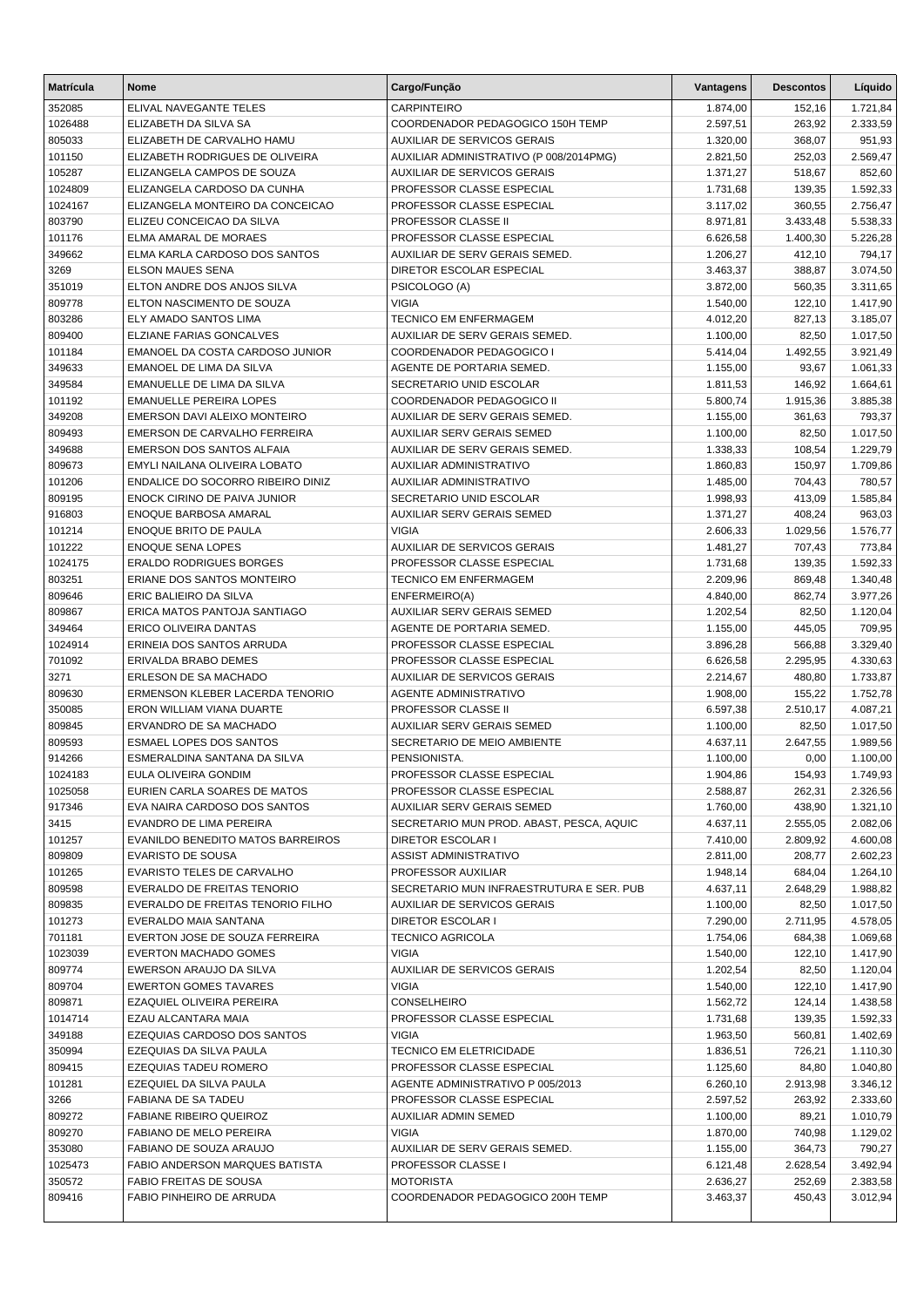| Matrícula | Nome | Cargo/Função | Vantagens | Descontos | Líquido |
|---|---|---|---|---|---|
| 352085 | ELIVAL NAVEGANTE TELES | CARPINTEIRO | 1.874,00 | 152,16 | 1.721,84 |
| 1026488 | ELIZABETH DA SILVA SA | COORDENADOR PEDAGOGICO 150H TEMP | 2.597,51 | 263,92 | 2.333,59 |
| 805033 | ELIZABETH DE CARVALHO HAMU | AUXILIAR DE SERVICOS GERAIS | 1.320,00 | 368,07 | 951,93 |
| 101150 | ELIZABETH RODRIGUES DE OLIVEIRA | AUXILIAR ADMINISTRATIVO (P 008/2014PMG) | 2.821,50 | 252,03 | 2.569,47 |
| 105287 | ELIZANGELA CAMPOS DE SOUZA | AUXILIAR DE SERVICOS GERAIS | 1.371,27 | 518,67 | 852,60 |
| 1024809 | ELIZANGELA CARDOSO DA CUNHA | PROFESSOR CLASSE ESPECIAL | 1.731,68 | 139,35 | 1.592,33 |
| 1024167 | ELIZANGELA MONTEIRO DA CONCEICAO | PROFESSOR CLASSE ESPECIAL | 3.117,02 | 360,55 | 2.756,47 |
| 803790 | ELIZEU CONCEICAO DA SILVA | PROFESSOR CLASSE II | 8.971,81 | 3.433,48 | 5.538,33 |
| 101176 | ELMA AMARAL DE MORAES | PROFESSOR CLASSE ESPECIAL | 6.626,58 | 1.400,30 | 5.226,28 |
| 349662 | ELMA KARLA CARDOSO DOS SANTOS | AUXILIAR DE SERV GERAIS SEMED. | 1.206,27 | 412,10 | 794,17 |
| 3269 | ELSON MAUES SENA | DIRETOR ESCOLAR ESPECIAL | 3.463,37 | 388,87 | 3.074,50 |
| 351019 | ELTON ANDRE DOS ANJOS SILVA | PSICOLOGO (A) | 3.872,00 | 560,35 | 3.311,65 |
| 809778 | ELTON NASCIMENTO DE SOUZA | VIGIA | 1.540,00 | 122,10 | 1.417,90 |
| 803286 | ELY AMADO SANTOS LIMA | TECNICO EM ENFERMAGEM | 4.012,20 | 827,13 | 3.185,07 |
| 809400 | ELZIANE FARIAS GONCALVES | AUXILIAR DE SERV GERAIS SEMED. | 1.100,00 | 82,50 | 1.017,50 |
| 101184 | EMANOEL DA COSTA CARDOSO JUNIOR | COORDENADOR PEDAGOGICO I | 5.414,04 | 1.492,55 | 3.921,49 |
| 349633 | EMANOEL DE LIMA DA SILVA | AGENTE DE PORTARIA SEMED. | 1.155,00 | 93,67 | 1.061,33 |
| 349584 | EMANUELLE DE LIMA DA SILVA | SECRETARIO UNID ESCOLAR | 1.811,53 | 146,92 | 1.664,61 |
| 101192 | EMANUELLE PEREIRA LOPES | COORDENADOR PEDAGOGICO II | 5.800,74 | 1.915,36 | 3.885,38 |
| 349208 | EMERSON DAVI ALEIXO MONTEIRO | AUXILIAR DE SERV GERAIS SEMED. | 1.155,00 | 361,63 | 793,37 |
| 809493 | EMERSON DE CARVALHO FERREIRA | AUXILIAR SERV GERAIS SEMED | 1.100,00 | 82,50 | 1.017,50 |
| 349688 | EMERSON DOS SANTOS ALFAIA | AUXILIAR DE SERV GERAIS SEMED. | 1.338,33 | 108,54 | 1.229,79 |
| 809673 | EMYLI NAILANA OLIVEIRA LOBATO | AUXILIAR ADMINISTRATIVO | 1.860,83 | 150,97 | 1.709,86 |
| 101206 | ENDALICE DO SOCORRO RIBEIRO DINIZ | AUXILIAR ADMINISTRATIVO | 1.485,00 | 704,43 | 780,57 |
| 809195 | ENOCK CIRINO DE PAIVA JUNIOR | SECRETARIO UNID ESCOLAR | 1.998,93 | 413,09 | 1.585,84 |
| 916803 | ENOQUE BARBOSA AMARAL | AUXILIAR SERV GERAIS SEMED | 1.371,27 | 408,24 | 963,03 |
| 101214 | ENOQUE BRITO DE PAULA | VIGIA | 2.606,33 | 1.029,56 | 1.576,77 |
| 101222 | ENOQUE SENA LOPES | AUXILIAR DE SERVICOS GERAIS | 1.481,27 | 707,43 | 773,84 |
| 1024175 | ERALDO RODRIGUES BORGES | PROFESSOR CLASSE ESPECIAL | 1.731,68 | 139,35 | 1.592,33 |
| 803251 | ERIANE DOS SANTOS MONTEIRO | TECNICO EM ENFERMAGEM | 2.209,96 | 869,48 | 1.340,48 |
| 809646 | ERIC BALIEIRO DA SILVA | ENFERMEIRO(A) | 4.840,00 | 862,74 | 3.977,26 |
| 809867 | ERICA MATOS PANTOJA SANTIAGO | AUXILIAR SERV GERAIS SEMED | 1.202,54 | 82,50 | 1.120,04 |
| 349464 | ERICO OLIVEIRA DANTAS | AGENTE DE PORTARIA SEMED. | 1.155,00 | 445,05 | 709,95 |
| 1024914 | ERINEIA DOS SANTOS ARRUDA | PROFESSOR CLASSE ESPECIAL | 3.896,28 | 566,88 | 3.329,40 |
| 701092 | ERIVALDA BRABO DEMES | PROFESSOR CLASSE ESPECIAL | 6.626,58 | 2.295,95 | 4.330,63 |
| 3271 | ERLESON DE SA MACHADO | AUXILIAR DE SERVICOS GERAIS | 2.214,67 | 480,80 | 1.733,87 |
| 809630 | ERMENSON KLEBER LACERDA TENORIO | AGENTE ADMINISTRATIVO | 1.908,00 | 155,22 | 1.752,78 |
| 350085 | ERON WILLIAM VIANA DUARTE | PROFESSOR CLASSE II | 6.597,38 | 2.510,17 | 4.087,21 |
| 809845 | ERVANDRO DE SA MACHADO | AUXILIAR SERV GERAIS SEMED | 1.100,00 | 82,50 | 1.017,50 |
| 809593 | ESMAEL LOPES DOS SANTOS | SECRETARIO DE MEIO AMBIENTE | 4.637,11 | 2.647,55 | 1.989,56 |
| 914266 | ESMERALDINA SANTANA DA SILVA | PENSIONISTA. | 1.100,00 | 0,00 | 1.100,00 |
| 1024183 | EULA OLIVEIRA GONDIM | PROFESSOR CLASSE ESPECIAL | 1.904,86 | 154,93 | 1.749,93 |
| 1025058 | EURIEN CARLA SOARES DE MATOS | PROFESSOR CLASSE ESPECIAL | 2.588,87 | 262,31 | 2.326,56 |
| 917346 | EVA NAIRA CARDOSO DOS SANTOS | AUXILIAR SERV GERAIS SEMED | 1.760,00 | 438,90 | 1.321,10 |
| 3415 | EVANDRO DE LIMA PEREIRA | SECRETARIO MUN PROD. ABAST, PESCA, AQUIC | 4.637,11 | 2.555,05 | 2.082,06 |
| 101257 | EVANILDO BENEDITO MATOS BARREIROS | DIRETOR ESCOLAR I | 7.410,00 | 2.809,92 | 4.600,08 |
| 809809 | EVARISTO DE SOUSA | ASSIST ADMINISTRATIVO | 2.811,00 | 208,77 | 2.602,23 |
| 101265 | EVARISTO TELES DE CARVALHO | PROFESSOR AUXILIAR | 1.948,14 | 684,04 | 1.264,10 |
| 809598 | EVERALDO DE FREITAS TENORIO | SECRETARIO MUN INFRAESTRUTURA E SER. PUB | 4.637,11 | 2.648,29 | 1.988,82 |
| 809835 | EVERALDO DE FREITAS TENORIO FILHO | AUXILIAR DE SERVICOS GERAIS | 1.100,00 | 82,50 | 1.017,50 |
| 101273 | EVERALDO MAIA SANTANA | DIRETOR ESCOLAR I | 7.290,00 | 2.711,95 | 4.578,05 |
| 701181 | EVERTON JOSE DE SOUZA FERREIRA | TECNICO AGRICOLA | 1.754,06 | 684,38 | 1.069,68 |
| 1023039 | EVERTON MACHADO GOMES | VIGIA | 1.540,00 | 122,10 | 1.417,90 |
| 809774 | EWERSON ARAUJO DA SILVA | AUXILIAR DE SERVICOS GERAIS | 1.202,54 | 82,50 | 1.120,04 |
| 809704 | EWERTON GOMES TAVARES | VIGIA | 1.540,00 | 122,10 | 1.417,90 |
| 809871 | EZAQUIEL OLIVEIRA PEREIRA | CONSELHEIRO | 1.562,72 | 124,14 | 1.438,58 |
| 1014714 | EZAU ALCANTARA MAIA | PROFESSOR CLASSE ESPECIAL | 1.731,68 | 139,35 | 1.592,33 |
| 349188 | EZEQUIAS CARDOSO DOS SANTOS | VIGIA | 1.963,50 | 560,81 | 1.402,69 |
| 350994 | EZEQUIAS DA SILVA PAULA | TECNICO EM ELETRICIDADE | 1.836,51 | 726,21 | 1.110,30 |
| 809415 | EZEQUIAS TADEU ROMERO | PROFESSOR CLASSE ESPECIAL | 1.125,60 | 84,80 | 1.040,80 |
| 101281 | EZEQUIEL DA SILVA PAULA | AGENTE ADMINISTRATIVO P 005/2013 | 6.260,10 | 2.913,98 | 3.346,12 |
| 3266 | FABIANA DE SA TADEU | PROFESSOR CLASSE ESPECIAL | 2.597,52 | 263,92 | 2.333,60 |
| 809272 | FABIANE RIBEIRO QUEIROZ | AUXILIAR ADMIN SEMED | 1.100,00 | 89,21 | 1.010,79 |
| 809270 | FABIANO DE MELO PEREIRA | VIGIA | 1.870,00 | 740,98 | 1.129,02 |
| 353080 | FABIANO DE SOUZA ARAUJO | AUXILIAR DE SERV GERAIS SEMED. | 1.155,00 | 364,73 | 790,27 |
| 1025473 | FABIO ANDERSON MARQUES BATISTA | PROFESSOR CLASSE I | 6.121,48 | 2.628,54 | 3.492,94 |
| 350572 | FABIO FREITAS DE SOUSA | MOTORISTA | 2.636,27 | 252,69 | 2.383,58 |
| 809416 | FABIO PINHEIRO DE ARRUDA | COORDENADOR PEDAGOGICO 200H TEMP | 3.463,37 | 450,43 | 3.012,94 |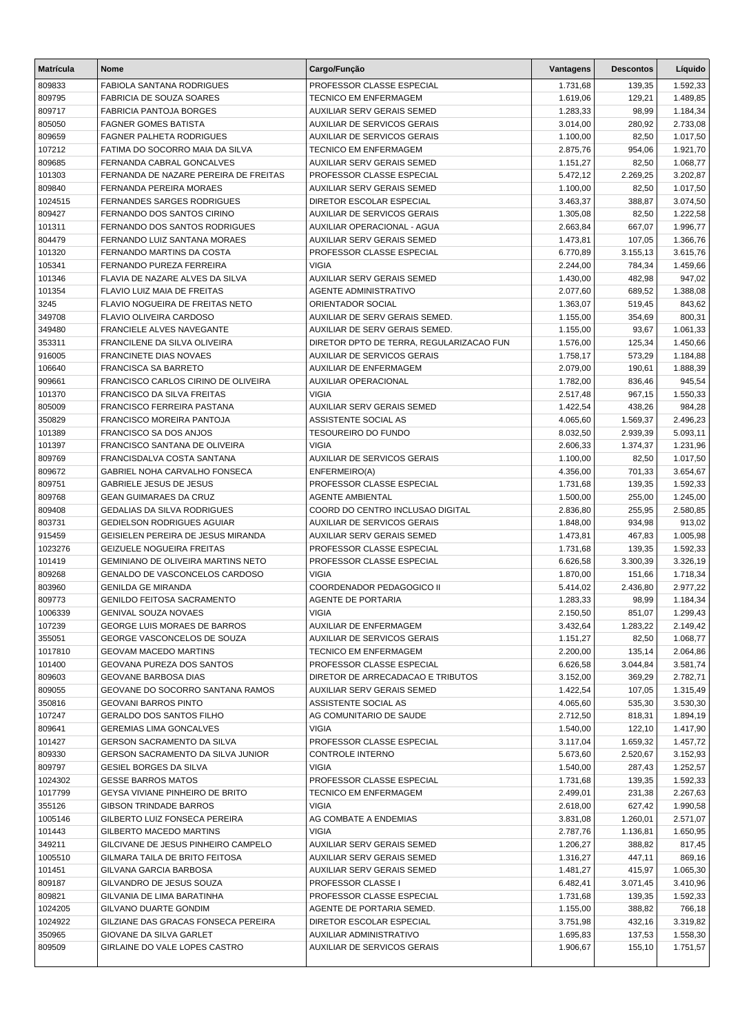| Matrícula | Nome | Cargo/Função | Vantagens | Descontos | Líquido |
|---|---|---|---|---|---|
| 809833 | FABIOLA SANTANA RODRIGUES | PROFESSOR CLASSE ESPECIAL | 1.731,68 | 139,35 | 1.592,33 |
| 809795 | FABRICIA DE SOUZA SOARES | TECNICO EM ENFERMAGEM | 1.619,06 | 129,21 | 1.489,85 |
| 809717 | FABRICIA PANTOJA BORGES | AUXILIAR SERV GERAIS SEMED | 1.283,33 | 98,99 | 1.184,34 |
| 805050 | FAGNER GOMES BATISTA | AUXILIAR DE SERVICOS GERAIS | 3.014,00 | 280,92 | 2.733,08 |
| 809659 | FAGNER PALHETA RODRIGUES | AUXILIAR DE SERVICOS GERAIS | 1.100,00 | 82,50 | 1.017,50 |
| 107212 | FATIMA DO SOCORRO MAIA DA SILVA | TECNICO EM ENFERMAGEM | 2.875,76 | 954,06 | 1.921,70 |
| 809685 | FERNANDA CABRAL GONCALVES | AUXILIAR SERV GERAIS SEMED | 1.151,27 | 82,50 | 1.068,77 |
| 101303 | FERNANDA DE NAZARE PEREIRA DE FREITAS | PROFESSOR CLASSE ESPECIAL | 5.472,12 | 2.269,25 | 3.202,87 |
| 809840 | FERNANDA PEREIRA MORAES | AUXILIAR SERV GERAIS SEMED | 1.100,00 | 82,50 | 1.017,50 |
| 1024515 | FERNANDES SARGES RODRIGUES | DIRETOR ESCOLAR ESPECIAL | 3.463,37 | 388,87 | 3.074,50 |
| 809427 | FERNANDO DOS SANTOS CIRINO | AUXILIAR DE SERVICOS GERAIS | 1.305,08 | 82,50 | 1.222,58 |
| 101311 | FERNANDO DOS SANTOS RODRIGUES | AUXILIAR OPERACIONAL - AGUA | 2.663,84 | 667,07 | 1.996,77 |
| 804479 | FERNANDO LUIZ SANTANA MORAES | AUXILIAR SERV GERAIS SEMED | 1.473,81 | 107,05 | 1.366,76 |
| 101320 | FERNANDO MARTINS DA COSTA | PROFESSOR CLASSE ESPECIAL | 6.770,89 | 3.155,13 | 3.615,76 |
| 105341 | FERNANDO PUREZA FERREIRA | VIGIA | 2.244,00 | 784,34 | 1.459,66 |
| 101346 | FLAVIA DE NAZARE ALVES DA SILVA | AUXILIAR SERV GERAIS SEMED | 1.430,00 | 482,98 | 947,02 |
| 101354 | FLAVIO LUIZ MAIA DE FREITAS | AGENTE ADMINISTRATIVO | 2.077,60 | 689,52 | 1.388,08 |
| 3245 | FLAVIO NOGUEIRA DE FREITAS NETO | ORIENTADOR SOCIAL | 1.363,07 | 519,45 | 843,62 |
| 349708 | FLAVIO OLIVEIRA CARDOSO | AUXILIAR DE SERV GERAIS SEMED. | 1.155,00 | 354,69 | 800,31 |
| 349480 | FRANCIELE ALVES NAVEGANTE | AUXILIAR DE SERV GERAIS SEMED. | 1.155,00 | 93,67 | 1.061,33 |
| 353311 | FRANCILENE DA SILVA OLIVEIRA | DIRETOR DPTO DE TERRA, REGULARIZACAO FUN | 1.576,00 | 125,34 | 1.450,66 |
| 916005 | FRANCINETE DIAS NOVAES | AUXILIAR DE SERVICOS GERAIS | 1.758,17 | 573,29 | 1.184,88 |
| 106640 | FRANCISCA SA BARRETO | AUXILIAR DE ENFERMAGEM | 2.079,00 | 190,61 | 1.888,39 |
| 909661 | FRANCISCO CARLOS CIRINO DE OLIVEIRA | AUXILIAR OPERACIONAL | 1.782,00 | 836,46 | 945,54 |
| 101370 | FRANCISCO DA SILVA FREITAS | VIGIA | 2.517,48 | 967,15 | 1.550,33 |
| 805009 | FRANCISCO FERREIRA PASTANA | AUXILIAR SERV GERAIS SEMED | 1.422,54 | 438,26 | 984,28 |
| 350829 | FRANCISCO MOREIRA PANTOJA | ASSISTENTE SOCIAL AS | 4.065,60 | 1.569,37 | 2.496,23 |
| 101389 | FRANCISCO SA DOS ANJOS | TESOUREIRO DO FUNDO | 8.032,50 | 2.939,39 | 5.093,11 |
| 101397 | FRANCISCO SANTANA DE OLIVEIRA | VIGIA | 2.606,33 | 1.374,37 | 1.231,96 |
| 809769 | FRANCISDALVA COSTA SANTANA | AUXILIAR DE SERVICOS GERAIS | 1.100,00 | 82,50 | 1.017,50 |
| 809672 | GABRIEL NOHA CARVALHO FONSECA | ENFERMEIRO(A) | 4.356,00 | 701,33 | 3.654,67 |
| 809751 | GABRIELE JESUS DE JESUS | PROFESSOR CLASSE ESPECIAL | 1.731,68 | 139,35 | 1.592,33 |
| 809768 | GEAN GUIMARAES DA CRUZ | AGENTE AMBIENTAL | 1.500,00 | 255,00 | 1.245,00 |
| 809408 | GEDALIAS DA SILVA RODRIGUES | COORD DO CENTRO INCLUSAO DIGITAL | 2.836,80 | 255,95 | 2.580,85 |
| 803731 | GEDIELSON RODRIGUES AGUIAR | AUXILIAR DE SERVICOS GERAIS | 1.848,00 | 934,98 | 913,02 |
| 915459 | GEISIELEN PEREIRA DE JESUS MIRANDA | AUXILIAR SERV GERAIS SEMED | 1.473,81 | 467,83 | 1.005,98 |
| 1023276 | GEIZUELE NOGUEIRA FREITAS | PROFESSOR CLASSE ESPECIAL | 1.731,68 | 139,35 | 1.592,33 |
| 101419 | GEMINIANO DE OLIVEIRA MARTINS NETO | PROFESSOR CLASSE ESPECIAL | 6.626,58 | 3.300,39 | 3.326,19 |
| 809268 | GENALDO DE VASCONCELOS CARDOSO | VIGIA | 1.870,00 | 151,66 | 1.718,34 |
| 803960 | GENILDA GE MIRANDA | COORDENADOR PEDAGOGICO II | 5.414,02 | 2.436,80 | 2.977,22 |
| 809773 | GENILDO FEITOSA SACRAMENTO | AGENTE DE PORTARIA | 1.283,33 | 98,99 | 1.184,34 |
| 1006339 | GENIVAL SOUZA NOVAES | VIGIA | 2.150,50 | 851,07 | 1.299,43 |
| 107239 | GEORGE LUIS MORAES DE BARROS | AUXILIAR DE ENFERMAGEM | 3.432,64 | 1.283,22 | 2.149,42 |
| 355051 | GEORGE VASCONCELOS DE SOUZA | AUXILIAR DE SERVICOS GERAIS | 1.151,27 | 82,50 | 1.068,77 |
| 1017810 | GEOVAM MACEDO MARTINS | TECNICO EM ENFERMAGEM | 2.200,00 | 135,14 | 2.064,86 |
| 101400 | GEOVANA PUREZA DOS SANTOS | PROFESSOR CLASSE ESPECIAL | 6.626,58 | 3.044,84 | 3.581,74 |
| 809603 | GEOVANE BARBOSA DIAS | DIRETOR DE ARRECADACAO E TRIBUTOS | 3.152,00 | 369,29 | 2.782,71 |
| 809055 | GEOVANE DO SOCORRO SANTANA RAMOS | AUXILIAR SERV GERAIS SEMED | 1.422,54 | 107,05 | 1.315,49 |
| 350816 | GEOVANI BARROS PINTO | ASSISTENTE SOCIAL AS | 4.065,60 | 535,30 | 3.530,30 |
| 107247 | GERALDO DOS SANTOS FILHO | AG COMUNITARIO DE SAUDE | 2.712,50 | 818,31 | 1.894,19 |
| 809641 | GEREMIAS LIMA GONCALVES | VIGIA | 1.540,00 | 122,10 | 1.417,90 |
| 101427 | GERSON SACRAMENTO DA SILVA | PROFESSOR CLASSE ESPECIAL | 3.117,04 | 1.659,32 | 1.457,72 |
| 809330 | GERSON SACRAMENTO DA SILVA JUNIOR | CONTROLE INTERNO | 5.673,60 | 2.520,67 | 3.152,93 |
| 809797 | GESIEL BORGES DA SILVA | VIGIA | 1.540,00 | 287,43 | 1.252,57 |
| 1024302 | GESSE BARROS MATOS | PROFESSOR CLASSE ESPECIAL | 1.731,68 | 139,35 | 1.592,33 |
| 1017799 | GEYSA VIVIANE PINHEIRO DE BRITO | TECNICO EM ENFERMAGEM | 2.499,01 | 231,38 | 2.267,63 |
| 355126 | GIBSON TRINDADE BARROS | VIGIA | 2.618,00 | 627,42 | 1.990,58 |
| 1005146 | GILBERTO LUIZ FONSECA PEREIRA | AG COMBATE A ENDEMIAS | 3.831,08 | 1.260,01 | 2.571,07 |
| 101443 | GILBERTO MACEDO MARTINS | VIGIA | 2.787,76 | 1.136,81 | 1.650,95 |
| 349211 | GILCIVANE DE JESUS PINHEIRO CAMPELO | AUXILIAR SERV GERAIS SEMED | 1.206,27 | 388,82 | 817,45 |
| 1005510 | GILMARA TAILA DE BRITO FEITOSA | AUXILIAR SERV GERAIS SEMED | 1.316,27 | 447,11 | 869,16 |
| 101451 | GILVANA GARCIA BARBOSA | AUXILIAR SERV GERAIS SEMED | 1.481,27 | 415,97 | 1.065,30 |
| 809187 | GILVANDRO DE JESUS SOUZA | PROFESSOR CLASSE I | 6.482,41 | 3.071,45 | 3.410,96 |
| 809821 | GILVANIA DE LIMA BARATINHA | PROFESSOR CLASSE ESPECIAL | 1.731,68 | 139,35 | 1.592,33 |
| 1024205 | GILVANO DUARTE GONDIM | AGENTE DE PORTARIA SEMED. | 1.155,00 | 388,82 | 766,18 |
| 1024922 | GILZIANE DAS GRACAS FONSECA PEREIRA | DIRETOR ESCOLAR ESPECIAL | 3.751,98 | 432,16 | 3.319,82 |
| 350965 | GIOVANE DA SILVA GARLET | AUXILIAR ADMINISTRATIVO | 1.695,83 | 137,53 | 1.558,30 |
| 809509 | GIRLAINE DO VALE LOPES CASTRO | AUXILIAR DE SERVICOS GERAIS | 1.906,67 | 155,10 | 1.751,57 |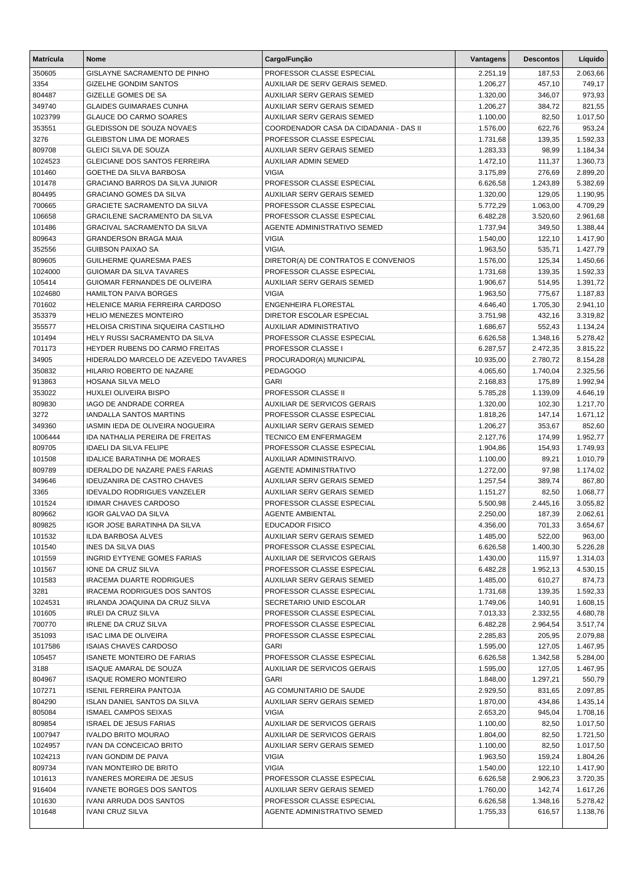| Matrícula | Nome | Cargo/Função | Vantagens | Descontos | Líquido |
|---|---|---|---|---|---|
| 350605 | GISLAYNE SACRAMENTO DE PINHO | PROFESSOR CLASSE ESPECIAL | 2.251,19 | 187,53 | 2.063,66 |
| 3354 | GIZELHE GONDIM SANTOS | AUXILIAR DE SERV GERAIS SEMED. | 1.206,27 | 457,10 | 749,17 |
| 804487 | GIZELLE GOMES DE SA | AUXILIAR SERV GERAIS SEMED | 1.320,00 | 346,07 | 973,93 |
| 349740 | GLAIDES GUIMARAES CUNHA | AUXILIAR SERV GERAIS SEMED | 1.206,27 | 384,72 | 821,55 |
| 1023799 | GLAUCE DO CARMO SOARES | AUXILIAR SERV GERAIS SEMED | 1.100,00 | 82,50 | 1.017,50 |
| 353551 | GLEDISSON DE SOUZA NOVAES | COORDENADOR CASA DA CIDADANIA - DAS II | 1.576,00 | 622,76 | 953,24 |
| 3276 | GLEIBSTON LIMA DE MORAES | PROFESSOR CLASSE ESPECIAL | 1.731,68 | 139,35 | 1.592,33 |
| 809708 | GLEICI SILVA DE SOUZA | AUXILIAR SERV GERAIS SEMED | 1.283,33 | 98,99 | 1.184,34 |
| 1024523 | GLEICIANE DOS SANTOS FERREIRA | AUXILIAR ADMIN SEMED | 1.472,10 | 111,37 | 1.360,73 |
| 101460 | GOETHE DA SILVA BARBOSA | VIGIA | 3.175,89 | 276,69 | 2.899,20 |
| 101478 | GRACIANO BARROS DA SILVA JUNIOR | PROFESSOR CLASSE ESPECIAL | 6.626,58 | 1.243,89 | 5.382,69 |
| 804495 | GRACIANO GOMES DA SILVA | AUXILIAR SERV GERAIS SEMED | 1.320,00 | 129,05 | 1.190,95 |
| 700665 | GRACIETE SACRAMENTO DA SILVA | PROFESSOR CLASSE ESPECIAL | 5.772,29 | 1.063,00 | 4.709,29 |
| 106658 | GRACILENE SACRAMENTO DA SILVA | PROFESSOR CLASSE ESPECIAL | 6.482,28 | 3.520,60 | 2.961,68 |
| 101486 | GRACIVAL SACRAMENTO DA SILVA | AGENTE ADMINISTRATIVO SEMED | 1.737,94 | 349,50 | 1.388,44 |
| 809643 | GRANDERSON BRAGA MAIA | VIGIA | 1.540,00 | 122,10 | 1.417,90 |
| 352556 | GUIBSON PAIXAO SA | VIGIA. | 1.963,50 | 535,71 | 1.427,79 |
| 809605 | GUILHERME QUARESMA PAES | DIRETOR(A) DE CONTRATOS E CONVENIOS | 1.576,00 | 125,34 | 1.450,66 |
| 1024000 | GUIOMAR DA SILVA TAVARES | PROFESSOR CLASSE ESPECIAL | 1.731,68 | 139,35 | 1.592,33 |
| 105414 | GUIOMAR FERNANDES DE OLIVEIRA | AUXILIAR SERV GERAIS SEMED | 1.906,67 | 514,95 | 1.391,72 |
| 1024680 | HAMILTON PAIVA BORGES | VIGIA | 1.963,50 | 775,67 | 1.187,83 |
| 701602 | HELENICE MARIA FERREIRA CARDOSO | ENGENHEIRA FLORESTAL | 4.646,40 | 1.705,30 | 2.941,10 |
| 353379 | HELIO MENEZES MONTEIRO | DIRETOR ESCOLAR ESPECIAL | 3.751,98 | 432,16 | 3.319,82 |
| 355577 | HELOISA CRISTINA SIQUEIRA CASTILHO | AUXILIAR ADMINISTRATIVO | 1.686,67 | 552,43 | 1.134,24 |
| 101494 | HELY RUSSI SACRAMENTO DA SILVA | PROFESSOR CLASSE ESPECIAL | 6.626,58 | 1.348,16 | 5.278,42 |
| 701173 | HEYDER RUBENS DO CARMO FREITAS | PROFESSOR CLASSE I | 6.287,57 | 2.472,35 | 3.815,22 |
| 34905 | HIDERALDO MARCELO DE AZEVEDO TAVARES | PROCURADOR(A) MUNICIPAL | 10.935,00 | 2.780,72 | 8.154,28 |
| 350832 | HILARIO ROBERTO DE NAZARE | PEDAGOGO | 4.065,60 | 1.740,04 | 2.325,56 |
| 913863 | HOSANA SILVA MELO | GARI | 2.168,83 | 175,89 | 1.992,94 |
| 353022 | HUXLEI OLIVEIRA BISPO | PROFESSOR CLASSE II | 5.785,28 | 1.139,09 | 4.646,19 |
| 809830 | IAGO DE ANDRADE CORREA | AUXILIAR DE SERVICOS GERAIS | 1.320,00 | 102,30 | 1.217,70 |
| 3272 | IANDALLA SANTOS MARTINS | PROFESSOR CLASSE ESPECIAL | 1.818,26 | 147,14 | 1.671,12 |
| 349360 | IASMIN IEDA DE OLIVEIRA NOGUEIRA | AUXILIAR SERV GERAIS SEMED | 1.206,27 | 353,67 | 852,60 |
| 1006444 | IDA NATHALIA PEREIRA DE FREITAS | TECNICO EM ENFERMAGEM | 2.127,76 | 174,99 | 1.952,77 |
| 809705 | IDAELI DA SILVA FELIPE | PROFESSOR CLASSE ESPECIAL | 1.904,86 | 154,93 | 1.749,93 |
| 101508 | IDALICE BARATINHA DE MORAES | AUXILIAR ADMINISTRAIVO. | 1.100,00 | 89,21 | 1.010,79 |
| 809789 | IDERALDO DE NAZARE PAES FARIAS | AGENTE ADMINISTRATIVO | 1.272,00 | 97,98 | 1.174,02 |
| 349646 | IDEUZANIRA DE CASTRO CHAVES | AUXILIAR SERV GERAIS SEMED | 1.257,54 | 389,74 | 867,80 |
| 3365 | IDEVALDO RODRIGUES VANZELER | AUXILIAR SERV GERAIS SEMED | 1.151,27 | 82,50 | 1.068,77 |
| 101524 | IDIMAR CHAVES CARDOSO | PROFESSOR CLASSE ESPECIAL | 5.500,98 | 2.445,16 | 3.055,82 |
| 809662 | IGOR GALVAO DA SILVA | AGENTE AMBIENTAL | 2.250,00 | 187,39 | 2.062,61 |
| 809825 | IGOR JOSE BARATINHA DA SILVA | EDUCADOR FISICO | 4.356,00 | 701,33 | 3.654,67 |
| 101532 | ILDA BARBOSA ALVES | AUXILIAR SERV GERAIS SEMED | 1.485,00 | 522,00 | 963,00 |
| 101540 | INES DA SILVA DIAS | PROFESSOR CLASSE ESPECIAL | 6.626,58 | 1.400,30 | 5.226,28 |
| 101559 | INGRID EYTYENE GOMES FARIAS | AUXILIAR DE SERVICOS GERAIS | 1.430,00 | 115,97 | 1.314,03 |
| 101567 | IONE DA CRUZ SILVA | PROFESSOR CLASSE ESPECIAL | 6.482,28 | 1.952,13 | 4.530,15 |
| 101583 | IRACEMA DUARTE RODRIGUES | AUXILIAR SERV GERAIS SEMED | 1.485,00 | 610,27 | 874,73 |
| 3281 | IRACEMA RODRIGUES DOS SANTOS | PROFESSOR CLASSE ESPECIAL | 1.731,68 | 139,35 | 1.592,33 |
| 1024531 | IRLANDA JOAQUINA DA CRUZ SILVA | SECRETARIO UNID ESCOLAR | 1.749,06 | 140,91 | 1.608,15 |
| 101605 | IRLEI DA CRUZ SILVA | PROFESSOR CLASSE ESPECIAL | 7.013,33 | 2.332,55 | 4.680,78 |
| 700770 | IRLENE DA CRUZ SILVA | PROFESSOR CLASSE ESPECIAL | 6.482,28 | 2.964,54 | 3.517,74 |
| 351093 | ISAC LIMA DE OLIVEIRA | PROFESSOR CLASSE ESPECIAL | 2.285,83 | 205,95 | 2.079,88 |
| 1017586 | ISAIAS CHAVES CARDOSO | GARI | 1.595,00 | 127,05 | 1.467,95 |
| 105457 | ISANETE MONTEIRO DE FARIAS | PROFESSOR CLASSE ESPECIAL | 6.626,58 | 1.342,58 | 5.284,00 |
| 3188 | ISAQUE AMARAL DE SOUZA | AUXILIAR DE SERVICOS GERAIS | 1.595,00 | 127,05 | 1.467,95 |
| 804967 | ISAQUE ROMERO MONTEIRO | GARI | 1.848,00 | 1.297,21 | 550,79 |
| 107271 | ISENIL FERREIRA PANTOJA | AG COMUNITARIO DE SAUDE | 2.929,50 | 831,65 | 2.097,85 |
| 804290 | ISLAN DANIEL SANTOS DA SILVA | AUXILIAR SERV GERAIS SEMED | 1.870,00 | 434,86 | 1.435,14 |
| 805084 | ISMAEL CAMPOS SEIXAS | VIGIA | 2.653,20 | 945,04 | 1.708,16 |
| 809854 | ISRAEL DE JESUS FARIAS | AUXILIAR DE SERVICOS GERAIS | 1.100,00 | 82,50 | 1.017,50 |
| 1007947 | IVALDO BRITO MOURAO | AUXILIAR DE SERVICOS GERAIS | 1.804,00 | 82,50 | 1.721,50 |
| 1024957 | IVAN DA CONCEICAO BRITO | AUXILIAR SERV GERAIS SEMED | 1.100,00 | 82,50 | 1.017,50 |
| 1024213 | IVAN GONDIM DE PAIVA | VIGIA | 1.963,50 | 159,24 | 1.804,26 |
| 809734 | IVAN MONTEIRO DE BRITO | VIGIA | 1.540,00 | 122,10 | 1.417,90 |
| 101613 | IVANERES MOREIRA DE JESUS | PROFESSOR CLASSE ESPECIAL | 6.626,58 | 2.906,23 | 3.720,35 |
| 916404 | IVANETE BORGES DOS SANTOS | AUXILIAR SERV GERAIS SEMED | 1.760,00 | 142,74 | 1.617,26 |
| 101630 | IVANI ARRUDA DOS SANTOS | PROFESSOR CLASSE ESPECIAL | 6.626,58 | 1.348,16 | 5.278,42 |
| 101648 | IVANI CRUZ SILVA | AGENTE ADMINISTRATIVO SEMED | 1.755,33 | 616,57 | 1.138,76 |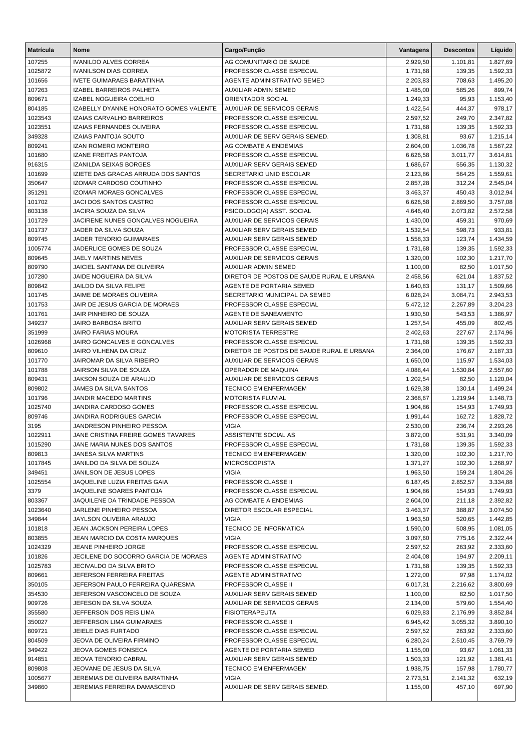| Matrícula | Nome | Cargo/Função | Vantagens | Descontos | Líquido |
|---|---|---|---|---|---|
| 107255 | IVANILDO ALVES CORREA | AG COMUNITARIO DE SAUDE | 2.929,50 | 1.101,81 | 1.827,69 |
| 1025872 | IVANILSON DIAS CORREA | PROFESSOR CLASSE ESPECIAL | 1.731,68 | 139,35 | 1.592,33 |
| 101656 | IVETE GUIMARAES BARATINHA | AGENTE ADMINISTRATIVO SEMED | 2.203,83 | 708,63 | 1.495,20 |
| 107263 | IZABEL BARREIROS PALHETA | AUXILIAR ADMIN SEMED | 1.485,00 | 585,26 | 899,74 |
| 809671 | IZABEL NOGUEIRA COELHO | ORIENTADOR SOCIAL | 1.249,33 | 95,93 | 1.153,40 |
| 804185 | IZABELLY DYANNE HONORATO GOMES VALENTE | AUXILIAR DE SERVICOS GERAIS | 1.422,54 | 444,37 | 978,17 |
| 1023543 | IZAIAS CARVALHO BARREIROS | PROFESSOR CLASSE ESPECIAL | 2.597,52 | 249,70 | 2.347,82 |
| 1023551 | IZAIAS FERNANDES OLIVEIRA | PROFESSOR CLASSE ESPECIAL | 1.731,68 | 139,35 | 1.592,33 |
| 349328 | IZAIAS PANTOJA SOUTO | AUXILIAR DE SERV GERAIS SEMED. | 1.308,81 | 93,67 | 1.215,14 |
| 809241 | IZAN ROMERO MONTEIRO | AG COMBATE A ENDEMIAS | 2.604,00 | 1.036,78 | 1.567,22 |
| 101680 | IZANE FREITAS PANTOJA | PROFESSOR CLASSE ESPECIAL | 6.626,58 | 3.011,77 | 3.614,81 |
| 916315 | IZANILDA SEIXAS BORGES | AUXILIAR SERV GERAIS SEMED | 1.686,67 | 556,35 | 1.130,32 |
| 101699 | IZIETE DAS GRACAS ARRUDA DOS SANTOS | SECRETARIO UNID ESCOLAR | 2.123,86 | 564,25 | 1.559,61 |
| 350647 | IZOMAR CARDOSO COUTINHO | PROFESSOR CLASSE ESPECIAL | 2.857,28 | 312,24 | 2.545,04 |
| 351291 | IZOMAR MORAES GONCALVES | PROFESSOR CLASSE ESPECIAL | 3.463,37 | 450,43 | 3.012,94 |
| 101702 | JACI DOS SANTOS CASTRO | PROFESSOR CLASSE ESPECIAL | 6.626,58 | 2.869,50 | 3.757,08 |
| 803138 | JACIRA SOUZA DA SILVA | PSICOLOGO(A) ASST. SOCIAL | 4.646,40 | 2.073,82 | 2.572,58 |
| 101729 | JACIRENE NUNES GONCALVES NOGUEIRA | AUXILIAR DE SERVICOS GERAIS | 1.430,00 | 459,31 | 970,69 |
| 101737 | JADER DA SILVA SOUZA | AUXILIAR SERV GERAIS SEMED | 1.532,54 | 598,73 | 933,81 |
| 809745 | JADER TENORIO GUIMARAES | AUXILIAR SERV GERAIS SEMED | 1.558,33 | 123,74 | 1.434,59 |
| 1005774 | JADERLICE GOMES DE SOUZA | PROFESSOR CLASSE ESPECIAL | 1.731,68 | 139,35 | 1.592,33 |
| 809645 | JAELY MARTINS NEVES | AUXILIAR DE SERVICOS GERAIS | 1.320,00 | 102,30 | 1.217,70 |
| 809790 | JAICIEL SANTANA DE OLIVEIRA | AUXILIAR ADMIN SEMED | 1.100,00 | 82,50 | 1.017,50 |
| 107280 | JAIDE NOGUEIRA DA SILVA | DIRETOR DE POSTOS DE SAUDE RURAL E URBANA | 2.458,56 | 621,04 | 1.837,52 |
| 809842 | JAILDO DA SILVA FELIPE | AGENTE DE PORTARIA SEMED | 1.640,83 | 131,17 | 1.509,66 |
| 101745 | JAIME DE MORAES OLIVEIRA | SECRETARIO MUNICIPAL DA SEMED | 6.028,24 | 3.084,71 | 2.943,53 |
| 101753 | JAIR DE JESUS GARCIA DE MORAES | PROFESSOR CLASSE ESPECIAL | 5.472,12 | 2.267,89 | 3.204,23 |
| 101761 | JAIR PINHEIRO DE SOUZA | AGENTE DE SANEAMENTO | 1.930,50 | 543,53 | 1.386,97 |
| 349237 | JAIRO BARBOSA BRITO | AUXILIAR SERV GERAIS SEMED | 1.257,54 | 455,09 | 802,45 |
| 351999 | JAIRO FARIAS MOURA | MOTORISTA TERRESTRE | 2.402,63 | 227,67 | 2.174,96 |
| 1026968 | JAIRO GONCALVES E GONCALVES | PROFESSOR CLASSE ESPECIAL | 1.731,68 | 139,35 | 1.592,33 |
| 809610 | JAIRO VILHENA DA CRUZ | DIRETOR DE POSTOS DE SAUDE RURAL E URBANA | 2.364,00 | 176,67 | 2.187,33 |
| 101770 | JAIROMAR DA SILVA RIBEIRO | AUXILIAR DE SERVICOS GERAIS | 1.650,00 | 115,97 | 1.534,03 |
| 101788 | JAIRSON SILVA DE SOUZA | OPERADOR DE MAQUINA | 4.088,44 | 1.530,84 | 2.557,60 |
| 809431 | JAKSON SOUZA DE ARAUJO | AUXILIAR DE SERVICOS GERAIS | 1.202,54 | 82,50 | 1.120,04 |
| 809802 | JAMES DA SILVA SANTOS | TECNICO EM ENFERMAGEM | 1.629,38 | 130,14 | 1.499,24 |
| 101796 | JANDIR MACEDO MARTINS | MOTORISTA FLUVIAL | 2.368,67 | 1.219,94 | 1.148,73 |
| 1025740 | JANDIRA CARDOSO GOMES | PROFESSOR CLASSE ESPECIAL | 1.904,86 | 154,93 | 1.749,93 |
| 809746 | JANDIRA RODRIGUES GARCIA | PROFESSOR CLASSE ESPECIAL | 1.991,44 | 162,72 | 1.828,72 |
| 3195 | JANDRESON PINHEIRO PESSOA | VIGIA | 2.530,00 | 236,74 | 2.293,26 |
| 1022911 | JANE CRISTINA FREIRE GOMES TAVARES | ASSISTENTE SOCIAL AS | 3.872,00 | 531,91 | 3.340,09 |
| 1015290 | JANE MARIA NUNES DOS SANTOS | PROFESSOR CLASSE ESPECIAL | 1.731,68 | 139,35 | 1.592,33 |
| 809813 | JANESA SILVA MARTINS | TECNICO EM ENFERMAGEM | 1.320,00 | 102,30 | 1.217,70 |
| 1017845 | JANILDO DA SILVA DE SOUZA | MICROSCOPISTA | 1.371,27 | 102,30 | 1.268,97 |
| 349451 | JANILSON DE JESUS LOPES | VIGIA | 1.963,50 | 159,24 | 1.804,26 |
| 1025554 | JAQUELINE LUZIA FREITAS GAIA | PROFESSOR CLASSE II | 6.187,45 | 2.852,57 | 3.334,88 |
| 3379 | JAQUELINE SOARES PANTOJA | PROFESSOR CLASSE ESPECIAL | 1.904,86 | 154,93 | 1.749,93 |
| 803367 | JAQUILENE DA TRINDADE PESSOA | AG COMBATE A ENDEMIAS | 2.604,00 | 211,18 | 2.392,82 |
| 1023640 | JARLENE PINHEIRO PESSOA | DIRETOR ESCOLAR ESPECIAL | 3.463,37 | 388,87 | 3.074,50 |
| 349844 | JAYLSON OLIVEIRA ARAUJO | VIGIA | 1.963,50 | 520,65 | 1.442,85 |
| 101818 | JEAN JACKSON PEREIRA LOPES | TECNICO DE INFORMATICA | 1.590,00 | 508,95 | 1.081,05 |
| 803855 | JEAN MARCIO DA COSTA MARQUES | VIGIA | 3.097,60 | 775,16 | 2.322,44 |
| 1024329 | JEANE PINHEIRO JORGE | PROFESSOR CLASSE ESPECIAL | 2.597,52 | 263,92 | 2.333,60 |
| 101826 | JECILENE DO SOCORRO GARCIA DE MORAES | AGENTE ADMINISTRATIVO | 2.404,08 | 194,97 | 2.209,11 |
| 1025783 | JECIVALDO DA SILVA BRITO | PROFESSOR CLASSE ESPECIAL | 1.731,68 | 139,35 | 1.592,33 |
| 809661 | JEFERSON FERREIRA FREITAS | AGENTE ADMINISTRATIVO | 1.272,00 | 97,98 | 1.174,02 |
| 350105 | JEFERSON PAULO FERREIRA QUARESMA | PROFESSOR CLASSE II | 6.017,31 | 2.216,62 | 3.800,69 |
| 354530 | JEFERSON VASCONCELO DE SOUZA | AUXILIAR SERV GERAIS SEMED | 1.100,00 | 82,50 | 1.017,50 |
| 909726 | JEFESON DA SILVA SOUZA | AUXILIAR DE SERVICOS GERAIS | 2.134,00 | 579,60 | 1.554,40 |
| 355580 | JEFFERSON DOS REIS LIMA | FISIOTERAPEUTA | 6.029,83 | 2.176,99 | 3.852,84 |
| 350027 | JEFFERSON LIMA GUIMARAES | PROFESSOR CLASSE II | 6.945,42 | 3.055,32 | 3.890,10 |
| 809721 | JEIELE DIAS FURTADO | PROFESSOR CLASSE ESPECIAL | 2.597,52 | 263,92 | 2.333,60 |
| 804509 | JEOVA DE OLIVEIRA FIRMINO | PROFESSOR CLASSE ESPECIAL | 6.280,24 | 2.510,45 | 3.769,79 |
| 349422 | JEOVA GOMES FONSECA | AGENTE DE PORTARIA SEMED | 1.155,00 | 93,67 | 1.061,33 |
| 914851 | JEOVA TENORIO CABRAL | AUXILIAR SERV GERAIS SEMED | 1.503,33 | 121,92 | 1.381,41 |
| 809808 | JEOVANE DE JESUS DA SILVA | TECNICO EM ENFERMAGEM | 1.938,75 | 157,98 | 1.780,77 |
| 1005677 | JEREMIAS DE OLIVEIRA BARATINHA | VIGIA | 2.773,51 | 2.141,32 | 632,19 |
| 349860 | JEREMIAS FERREIRA DAMASCENO | AUXILIAR DE SERV GERAIS SEMED. | 1.155,00 | 457,10 | 697,90 |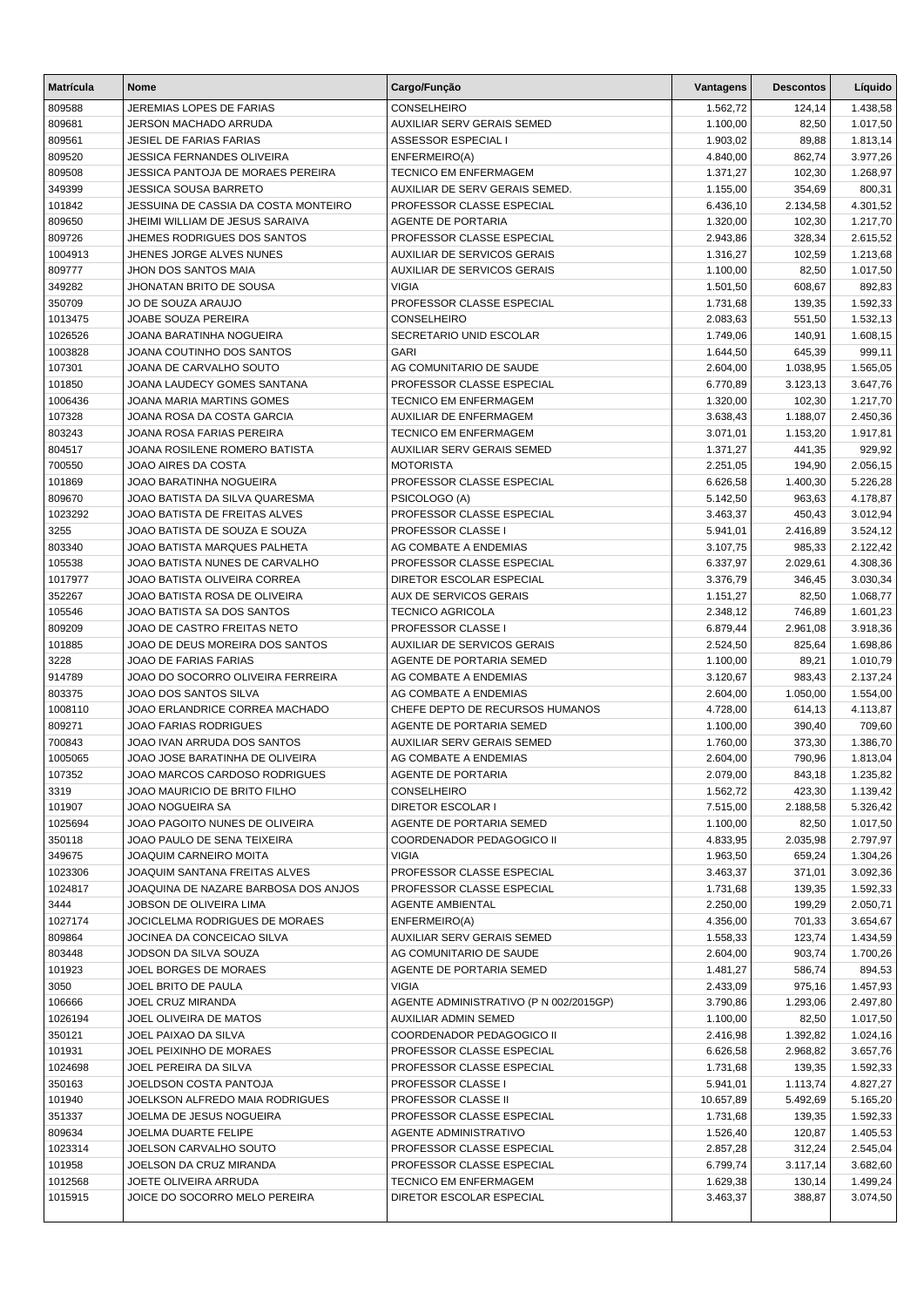| Matrícula | Nome | Cargo/Função | Vantagens | Descontos | Líquido |
|---|---|---|---|---|---|
| 809588 | JEREMIAS LOPES DE FARIAS | CONSELHEIRO | 1.562,72 | 124,14 | 1.438,58 |
| 809681 | JERSON MACHADO ARRUDA | AUXILIAR SERV GERAIS SEMED | 1.100,00 | 82,50 | 1.017,50 |
| 809561 | JESIEL DE FARIAS FARIAS | ASSESSOR ESPECIAL I | 1.903,02 | 89,88 | 1.813,14 |
| 809520 | JESSICA FERNANDES OLIVEIRA | ENFERMEIRO(A) | 4.840,00 | 862,74 | 3.977,26 |
| 809508 | JESSICA PANTOJA DE MORAES PEREIRA | TECNICO EM ENFERMAGEM | 1.371,27 | 102,30 | 1.268,97 |
| 349399 | JESSICA SOUSA BARRETO | AUXILIAR DE SERV GERAIS SEMED. | 1.155,00 | 354,69 | 800,31 |
| 101842 | JESSUINA DE CASSIA DA COSTA MONTEIRO | PROFESSOR CLASSE ESPECIAL | 6.436,10 | 2.134,58 | 4.301,52 |
| 809650 | JHEIMI WILLIAM DE JESUS SARAIVA | AGENTE DE PORTARIA | 1.320,00 | 102,30 | 1.217,70 |
| 809726 | JHEMES RODRIGUES DOS SANTOS | PROFESSOR CLASSE ESPECIAL | 2.943,86 | 328,34 | 2.615,52 |
| 1004913 | JHENES JORGE ALVES NUNES | AUXILIAR DE SERVICOS GERAIS | 1.316,27 | 102,59 | 1.213,68 |
| 809777 | JHON DOS SANTOS MAIA | AUXILIAR DE SERVICOS GERAIS | 1.100,00 | 82,50 | 1.017,50 |
| 349282 | JHONATAN BRITO DE SOUSA | VIGIA | 1.501,50 | 608,67 | 892,83 |
| 350709 | JO DE SOUZA ARAUJO | PROFESSOR CLASSE ESPECIAL | 1.731,68 | 139,35 | 1.592,33 |
| 1013475 | JOABE SOUZA PEREIRA | CONSELHEIRO | 2.083,63 | 551,50 | 1.532,13 |
| 1026526 | JOANA BARATINHA NOGUEIRA | SECRETARIO UNID ESCOLAR | 1.749,06 | 140,91 | 1.608,15 |
| 1003828 | JOANA COUTINHO DOS SANTOS | GARI | 1.644,50 | 645,39 | 999,11 |
| 107301 | JOANA DE CARVALHO SOUTO | AG COMUNITARIO DE SAUDE | 2.604,00 | 1.038,95 | 1.565,05 |
| 101850 | JOANA LAUDECY GOMES SANTANA | PROFESSOR CLASSE ESPECIAL | 6.770,89 | 3.123,13 | 3.647,76 |
| 1006436 | JOANA MARIA MARTINS GOMES | TECNICO EM ENFERMAGEM | 1.320,00 | 102,30 | 1.217,70 |
| 107328 | JOANA ROSA DA COSTA GARCIA | AUXILIAR DE ENFERMAGEM | 3.638,43 | 1.188,07 | 2.450,36 |
| 803243 | JOANA ROSA FARIAS PEREIRA | TECNICO EM ENFERMAGEM | 3.071,01 | 1.153,20 | 1.917,81 |
| 804517 | JOANA ROSILENE ROMERO BATISTA | AUXILIAR SERV GERAIS SEMED | 1.371,27 | 441,35 | 929,92 |
| 700550 | JOAO AIRES DA COSTA | MOTORISTA | 2.251,05 | 194,90 | 2.056,15 |
| 101869 | JOAO BARATINHA NOGUEIRA | PROFESSOR CLASSE ESPECIAL | 6.626,58 | 1.400,30 | 5.226,28 |
| 809670 | JOAO BATISTA DA SILVA QUARESMA | PSICOLOGO (A) | 5.142,50 | 963,63 | 4.178,87 |
| 1023292 | JOAO BATISTA DE FREITAS ALVES | PROFESSOR CLASSE ESPECIAL | 3.463,37 | 450,43 | 3.012,94 |
| 3255 | JOAO BATISTA DE SOUZA E SOUZA | PROFESSOR CLASSE I | 5.941,01 | 2.416,89 | 3.524,12 |
| 803340 | JOAO BATISTA MARQUES PALHETA | AG COMBATE A ENDEMIAS | 3.107,75 | 985,33 | 2.122,42 |
| 105538 | JOAO BATISTA NUNES DE CARVALHO | PROFESSOR CLASSE ESPECIAL | 6.337,97 | 2.029,61 | 4.308,36 |
| 1017977 | JOAO BATISTA OLIVEIRA CORREA | DIRETOR ESCOLAR ESPECIAL | 3.376,79 | 346,45 | 3.030,34 |
| 352267 | JOAO BATISTA ROSA DE OLIVEIRA | AUX DE SERVICOS GERAIS | 1.151,27 | 82,50 | 1.068,77 |
| 105546 | JOAO BATISTA SA DOS SANTOS | TECNICO AGRICOLA | 2.348,12 | 746,89 | 1.601,23 |
| 809209 | JOAO DE CASTRO FREITAS NETO | PROFESSOR CLASSE I | 6.879,44 | 2.961,08 | 3.918,36 |
| 101885 | JOAO DE DEUS MOREIRA DOS SANTOS | AUXILIAR DE SERVICOS GERAIS | 2.524,50 | 825,64 | 1.698,86 |
| 3228 | JOAO DE FARIAS FARIAS | AGENTE DE PORTARIA SEMED | 1.100,00 | 89,21 | 1.010,79 |
| 914789 | JOAO DO SOCORRO OLIVEIRA FERREIRA | AG COMBATE A ENDEMIAS | 3.120,67 | 983,43 | 2.137,24 |
| 803375 | JOAO DOS SANTOS SILVA | AG COMBATE A ENDEMIAS | 2.604,00 | 1.050,00 | 1.554,00 |
| 1008110 | JOAO ERLANDRICE CORREA MACHADO | CHEFE DEPTO DE RECURSOS HUMANOS | 4.728,00 | 614,13 | 4.113,87 |
| 809271 | JOAO FARIAS RODRIGUES | AGENTE DE PORTARIA SEMED | 1.100,00 | 390,40 | 709,60 |
| 700843 | JOAO IVAN ARRUDA DOS SANTOS | AUXILIAR SERV GERAIS SEMED | 1.760,00 | 373,30 | 1.386,70 |
| 1005065 | JOAO JOSE BARATINHA DE OLIVEIRA | AG COMBATE A ENDEMIAS | 2.604,00 | 790,96 | 1.813,04 |
| 107352 | JOAO MARCOS CARDOSO RODRIGUES | AGENTE DE PORTARIA | 2.079,00 | 843,18 | 1.235,82 |
| 3319 | JOAO MAURICIO DE BRITO FILHO | CONSELHEIRO | 1.562,72 | 423,30 | 1.139,42 |
| 101907 | JOAO NOGUEIRA SA | DIRETOR ESCOLAR I | 7.515,00 | 2.188,58 | 5.326,42 |
| 1025694 | JOAO PAGOITO NUNES DE OLIVEIRA | AGENTE DE PORTARIA SEMED | 1.100,00 | 82,50 | 1.017,50 |
| 350118 | JOAO PAULO DE SENA TEIXEIRA | COORDENADOR PEDAGOGICO II | 4.833,95 | 2.035,98 | 2.797,97 |
| 349675 | JOAQUIM CARNEIRO MOITA | VIGIA | 1.963,50 | 659,24 | 1.304,26 |
| 1023306 | JOAQUIM SANTANA FREITAS ALVES | PROFESSOR CLASSE ESPECIAL | 3.463,37 | 371,01 | 3.092,36 |
| 1024817 | JOAQUINA DE NAZARE BARBOSA DOS ANJOS | PROFESSOR CLASSE ESPECIAL | 1.731,68 | 139,35 | 1.592,33 |
| 3444 | JOBSON DE OLIVEIRA LIMA | AGENTE AMBIENTAL | 2.250,00 | 199,29 | 2.050,71 |
| 1027174 | JOCICLELMA RODRIGUES DE MORAES | ENFERMEIRO(A) | 4.356,00 | 701,33 | 3.654,67 |
| 809864 | JOCINEA DA CONCEICAO SILVA | AUXILIAR SERV GERAIS SEMED | 1.558,33 | 123,74 | 1.434,59 |
| 803448 | JODSON DA SILVA SOUZA | AG COMUNITARIO DE SAUDE | 2.604,00 | 903,74 | 1.700,26 |
| 101923 | JOEL BORGES DE MORAES | AGENTE DE PORTARIA SEMED | 1.481,27 | 586,74 | 894,53 |
| 3050 | JOEL BRITO DE PAULA | VIGIA | 2.433,09 | 975,16 | 1.457,93 |
| 106666 | JOEL CRUZ MIRANDA | AGENTE ADMINISTRATIVO (P N 002/2015GP) | 3.790,86 | 1.293,06 | 2.497,80 |
| 1026194 | JOEL OLIVEIRA DE MATOS | AUXILIAR ADMIN SEMED | 1.100,00 | 82,50 | 1.017,50 |
| 350121 | JOEL PAIXAO DA SILVA | COORDENADOR PEDAGOGICO II | 2.416,98 | 1.392,82 | 1.024,16 |
| 101931 | JOEL PEIXINHO DE MORAES | PROFESSOR CLASSE ESPECIAL | 6.626,58 | 2.968,82 | 3.657,76 |
| 1024698 | JOEL PEREIRA DA SILVA | PROFESSOR CLASSE ESPECIAL | 1.731,68 | 139,35 | 1.592,33 |
| 350163 | JOELDSON COSTA PANTOJA | PROFESSOR CLASSE I | 5.941,01 | 1.113,74 | 4.827,27 |
| 101940 | JOELKSON ALFREDO MAIA RODRIGUES | PROFESSOR CLASSE II | 10.657,89 | 5.492,69 | 5.165,20 |
| 351337 | JOELMA DE JESUS NOGUEIRA | PROFESSOR CLASSE ESPECIAL | 1.731,68 | 139,35 | 1.592,33 |
| 809634 | JOELMA DUARTE FELIPE | AGENTE ADMINISTRATIVO | 1.526,40 | 120,87 | 1.405,53 |
| 1023314 | JOELSON CARVALHO SOUTO | PROFESSOR CLASSE ESPECIAL | 2.857,28 | 312,24 | 2.545,04 |
| 101958 | JOELSON DA CRUZ MIRANDA | PROFESSOR CLASSE ESPECIAL | 6.799,74 | 3.117,14 | 3.682,60 |
| 1012568 | JOETE OLIVEIRA ARRUDA | TECNICO EM ENFERMAGEM | 1.629,38 | 130,14 | 1.499,24 |
| 1015915 | JOICE DO SOCORRO MELO PEREIRA | DIRETOR ESCOLAR ESPECIAL | 3.463,37 | 388,87 | 3.074,50 |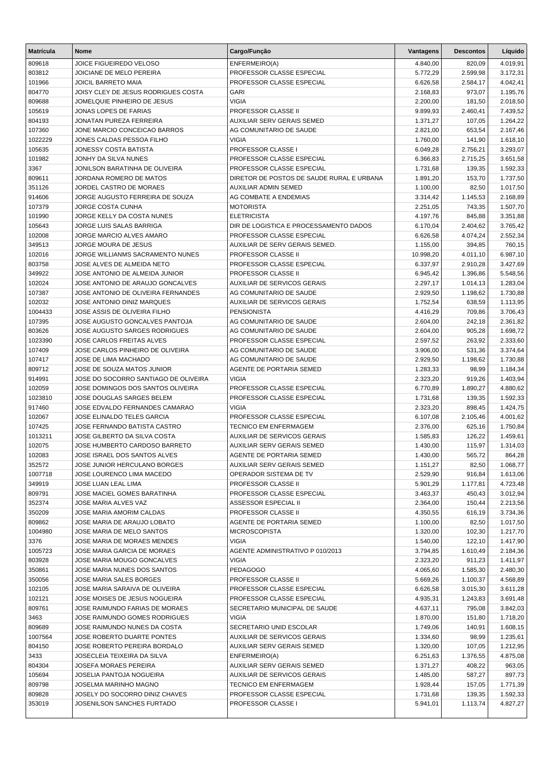| Matrícula | Nome | Cargo/Função | Vantagens | Descontos | Líquido |
|---|---|---|---|---|---|
| 809618 | JOICE FIGUEIREDO VELOSO | ENFERMEIRO(A) | 4.840,00 | 820,09 | 4.019,91 |
| 803812 | JOICIANE DE MELO PEREIRA | PROFESSOR CLASSE ESPECIAL | 5.772,29 | 2.599,98 | 3.172,31 |
| 101966 | JOICIL BARRETO MAIA | PROFESSOR CLASSE ESPECIAL | 6.626,58 | 2.584,17 | 4.042,41 |
| 804770 | JOISY CLEY DE JESUS RODRIGUES COSTA | GARI | 2.168,83 | 973,07 | 1.195,76 |
| 809688 | JOMELQUIE PINHEIRO DE JESUS | VIGIA | 2.200,00 | 181,50 | 2.018,50 |
| 105619 | JONAS LOPES DE FARIAS | PROFESSOR CLASSE II | 9.899,93 | 2.460,41 | 7.439,52 |
| 804193 | JONATAN PUREZA FERREIRA | AUXILIAR SERV GERAIS SEMED | 1.371,27 | 107,05 | 1.264,22 |
| 107360 | JONE MARCIO CONCEICAO BARROS | AG COMUNITARIO DE SAUDE | 2.821,00 | 653,54 | 2.167,46 |
| 1022229 | JONES CALDAS PESSOA FILHO | VIGIA | 1.760,00 | 141,90 | 1.618,10 |
| 105635 | JONESSY COSTA BATISTA | PROFESSOR CLASSE I | 6.049,28 | 2.756,21 | 3.293,07 |
| 101982 | JONHY DA SILVA NUNES | PROFESSOR CLASSE ESPECIAL | 6.366,83 | 2.715,25 | 3.651,58 |
| 3367 | JONILSON BARATINHA DE OLIVEIRA | PROFESSOR CLASSE ESPECIAL | 1.731,68 | 139,35 | 1.592,33 |
| 809611 | JORDANA ROMERO DE MATOS | DIRETOR DE POSTOS DE SAUDE RURAL E URBANA | 1.891,20 | 153,70 | 1.737,50 |
| 351126 | JORDEL CASTRO DE MORAES | AUXILIAR ADMIN SEMED | 1.100,00 | 82,50 | 1.017,50 |
| 914606 | JORGE AUGUSTO FERREIRA DE SOUZA | AG COMBATE A ENDEMIAS | 3.314,42 | 1.145,53 | 2.168,89 |
| 107379 | JORGE COSTA CUNHA | MOTORISTA | 2.251,05 | 743,35 | 1.507,70 |
| 101990 | JORGE KELLY DA COSTA NUNES | ELETRICISTA | 4.197,76 | 845,88 | 3.351,88 |
| 105643 | JORGE LUIS SALAS BARRIGA | DIR DE LOGISTICA E PROCESSAMENTO DADOS | 6.170,04 | 2.404,62 | 3.765,42 |
| 102008 | JORGE MARCIO ALVES AMARO | PROFESSOR CLASSE ESPECIAL | 6.626,58 | 4.074,24 | 2.552,34 |
| 349513 | JORGE MOURA DE JESUS | AUXILIAR DE SERV GERAIS SEMED. | 1.155,00 | 394,85 | 760,15 |
| 102016 | JORGE WILLIANMS SACRAMENTO NUNES | PROFESSOR CLASSE II | 10.998,20 | 4.011,10 | 6.987,10 |
| 803758 | JOSE ALVES DE ALMEIDA NETO | PROFESSOR CLASSE ESPECIAL | 6.337,97 | 2.910,28 | 3.427,69 |
| 349922 | JOSE ANTONIO DE ALMEIDA JUNIOR | PROFESSOR CLASSE II | 6.945,42 | 1.396,86 | 5.548,56 |
| 102024 | JOSE ANTONIO DE ARAUJO GONCALVES | AUXILIAR DE SERVICOS GERAIS | 2.297,17 | 1.014,13 | 1.283,04 |
| 107387 | JOSE ANTONIO DE OLIVEIRA FERNANDES | AG COMUNITARIO DE SAUDE | 2.929,50 | 1.198,62 | 1.730,88 |
| 102032 | JOSE ANTONIO DINIZ MARQUES | AUXILIAR DE SERVICOS GERAIS | 1.752,54 | 638,59 | 1.113,95 |
| 1004433 | JOSE ASSIS DE OLIVEIRA FILHO | PENSIONISTA | 4.416,29 | 709,86 | 3.706,43 |
| 107395 | JOSE AUGUSTO GONCALVES PANTOJA | AG COMUNITARIO DE SAUDE | 2.604,00 | 242,18 | 2.361,82 |
| 803626 | JOSE AUGUSTO SARGES RODRIGUES | AG COMUNITARIO DE SAUDE | 2.604,00 | 905,28 | 1.698,72 |
| 1023390 | JOSE CARLOS FREITAS ALVES | PROFESSOR CLASSE ESPECIAL | 2.597,52 | 263,92 | 2.333,60 |
| 107409 | JOSE CARLOS PINHEIRO DE OLIVEIRA | AG COMUNITARIO DE SAUDE | 3.906,00 | 531,36 | 3.374,64 |
| 107417 | JOSE DE LIMA MACHADO | AG COMUNITARIO DE SAUDE | 2.929,50 | 1.198,62 | 1.730,88 |
| 809712 | JOSE DE SOUZA MATOS JUNIOR | AGENTE DE PORTARIA SEMED | 1.283,33 | 98,99 | 1.184,34 |
| 914991 | JOSE DO SOCORRO SANTIAGO DE OLIVEIRA | VIGIA | 2.323,20 | 919,26 | 1.403,94 |
| 102059 | JOSE DOMINGOS DOS SANTOS OLIVEIRA | PROFESSOR CLASSE ESPECIAL | 6.770,89 | 1.890,27 | 4.880,62 |
| 1023810 | JOSE DOUGLAS SARGES BELEM | PROFESSOR CLASSE ESPECIAL | 1.731,68 | 139,35 | 1.592,33 |
| 917460 | JOSE EDVALDO FERNANDES CAMARAO | VIGIA | 2.323,20 | 898,45 | 1.424,75 |
| 102067 | JOSE ELINALDO TELES GARCIA | PROFESSOR CLASSE ESPECIAL | 6.107,08 | 2.105,46 | 4.001,62 |
| 107425 | JOSE FERNANDO BATISTA CASTRO | TECNICO EM ENFERMAGEM | 2.376,00 | 625,16 | 1.750,84 |
| 1013211 | JOSE GILBERTO DA SILVA COSTA | AUXILIAR DE SERVICOS GERAIS | 1.585,83 | 126,22 | 1.459,61 |
| 102075 | JOSE HUMBERTO CARDOSO BARRETO | AUXILIAR SERV GERAIS SEMED | 1.430,00 | 115,97 | 1.314,03 |
| 102083 | JOSE ISRAEL DOS SANTOS ALVES | AGENTE DE PORTARIA SEMED | 1.430,00 | 565,72 | 864,28 |
| 352572 | JOSE JUNIOR HERCULANO BORGES | AUXILIAR SERV GERAIS SEMED | 1.151,27 | 82,50 | 1.068,77 |
| 1007718 | JOSE LOURENCO LIMA MACEDO | OPERADOR SISTEMA DE TV | 2.529,90 | 916,84 | 1.613,06 |
| 349919 | JOSE LUAN LEAL LIMA | PROFESSOR CLASSE II | 5.901,29 | 1.177,81 | 4.723,48 |
| 809791 | JOSE MACIEL GOMES BARATINHA | PROFESSOR CLASSE ESPECIAL | 3.463,37 | 450,43 | 3.012,94 |
| 352374 | JOSE MARIA ALVES VAZ | ASSESSOR ESPECIAL II | 2.364,00 | 150,44 | 2.213,56 |
| 350209 | JOSE MARIA AMORIM CALDAS | PROFESSOR CLASSE II | 4.350,55 | 616,19 | 3.734,36 |
| 809862 | JOSE MARIA DE ARAUJO LOBATO | AGENTE DE PORTARIA SEMED | 1.100,00 | 82,50 | 1.017,50 |
| 1004980 | JOSE MARIA DE MELO SANTOS | MICROSCOPISTA | 1.320,00 | 102,30 | 1.217,70 |
| 3376 | JOSE MARIA DE MORAES MENDES | VIGIA | 1.540,00 | 122,10 | 1.417,90 |
| 1005723 | JOSE MARIA GARCIA DE MORAES | AGENTE ADMINISTRATIVO P 010/2013 | 3.794,85 | 1.610,49 | 2.184,36 |
| 803928 | JOSE MARIA MOUGO GONCALVES | VIGIA | 2.323,20 | 911,23 | 1.411,97 |
| 350861 | JOSE MARIA NUNES DOS SANTOS | PEDAGOGO | 4.065,60 | 1.585,30 | 2.480,30 |
| 350056 | JOSE MARIA SALES BORGES | PROFESSOR CLASSE II | 5.669,26 | 1.100,37 | 4.568,89 |
| 102105 | JOSE MARIA SARAIVA DE OLIVEIRA | PROFESSOR CLASSE ESPECIAL | 6.626,58 | 3.015,30 | 3.611,28 |
| 102121 | JOSE MOISES DE JESUS NOGUEIRA | PROFESSOR CLASSE ESPECIAL | 4.935,31 | 1.243,83 | 3.691,48 |
| 809761 | JOSE RAIMUNDO FARIAS DE MORAES | SECRETARIO MUNICIPAL DE SAUDE | 4.637,11 | 795,08 | 3.842,03 |
| 3463 | JOSE RAIMUNDO GOMES RODRIGUES | VIGIA | 1.870,00 | 151,80 | 1.718,20 |
| 809689 | JOSE RAIMUNDO NUNES DA COSTA | SECRETARIO UNID ESCOLAR | 1.749,06 | 140,91 | 1.608,15 |
| 1007564 | JOSE ROBERTO DUARTE PONTES | AUXILIAR DE SERVICOS GERAIS | 1.334,60 | 98,99 | 1.235,61 |
| 804150 | JOSE ROBERTO PEREIRA BORDALO | AUXILIAR SERV GERAIS SEMED | 1.320,00 | 107,05 | 1.212,95 |
| 3433 | JOSECLEIA TEIXEIRA DA SILVA | ENFERMEIRO(A) | 6.251,63 | 1.376,55 | 4.875,08 |
| 804304 | JOSEFA MORAES PEREIRA | AUXILIAR SERV GERAIS SEMED | 1.371,27 | 408,22 | 963,05 |
| 105694 | JOSELIA PANTOJA NOGUEIRA | AUXILIAR DE SERVICOS GERAIS | 1.485,00 | 587,27 | 897,73 |
| 809798 | JOSELMA MARINHO MAGNO | TECNICO EM ENFERMAGEM | 1.928,44 | 157,05 | 1.771,39 |
| 809828 | JOSELY DO SOCORRO DINIZ CHAVES | PROFESSOR CLASSE ESPECIAL | 1.731,68 | 139,35 | 1.592,33 |
| 353019 | JOSENILSON SANCHES FURTADO | PROFESSOR CLASSE I | 5.941,01 | 1.113,74 | 4.827,27 |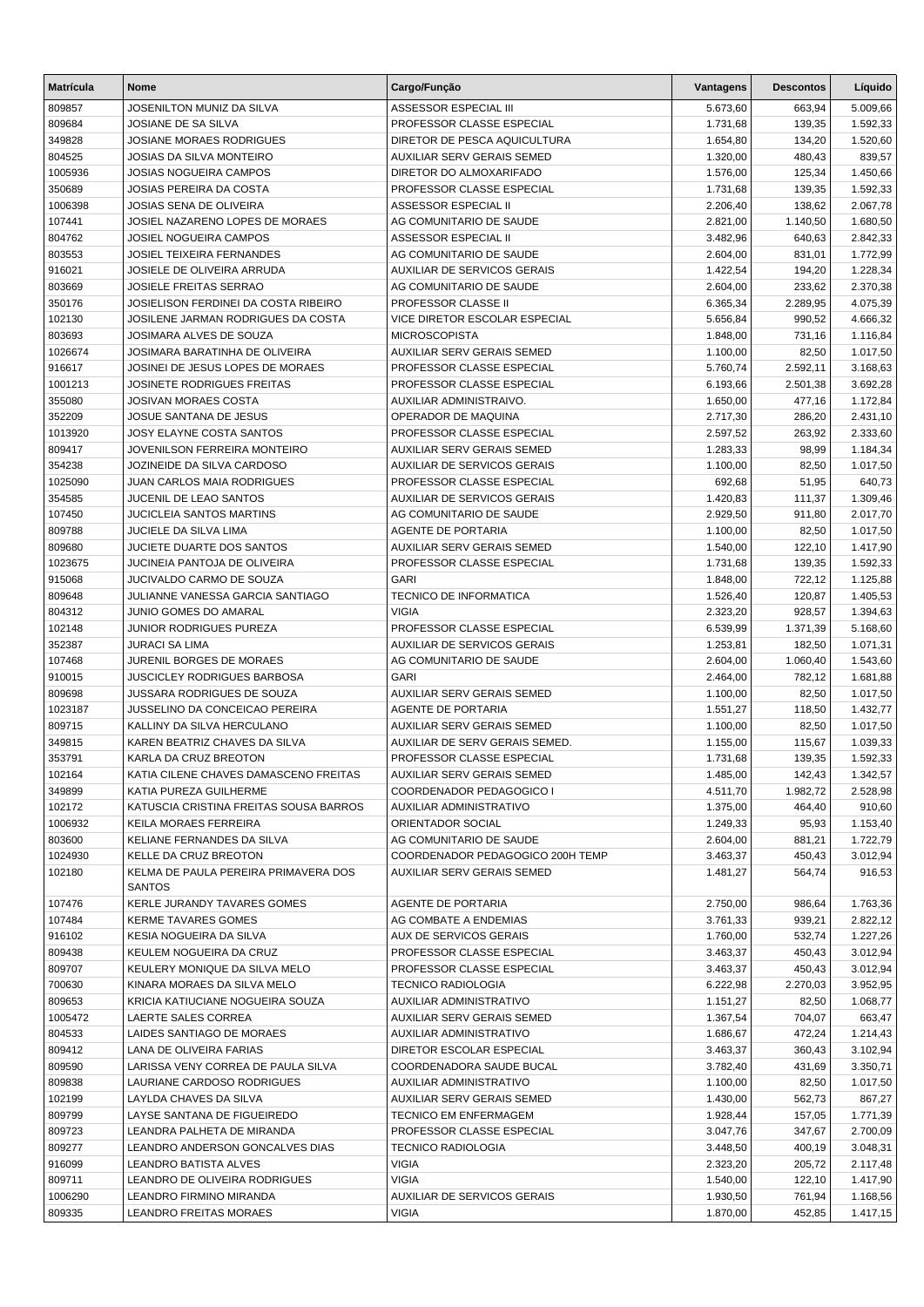| Matrícula | Nome | Cargo/Função | Vantagens | Descontos | Líquido |
|---|---|---|---|---|---|
| 809857 | JOSENILTON MUNIZ DA SILVA | ASSESSOR ESPECIAL III | 5.673,60 | 663,94 | 5.009,66 |
| 809684 | JOSIANE DE SA SILVA | PROFESSOR CLASSE ESPECIAL | 1.731,68 | 139,35 | 1.592,33 |
| 349828 | JOSIANE MORAES RODRIGUES | DIRETOR DE PESCA AQUICULTURA | 1.654,80 | 134,20 | 1.520,60 |
| 804525 | JOSIAS DA SILVA MONTEIRO | AUXILIAR SERV GERAIS SEMED | 1.320,00 | 480,43 | 839,57 |
| 1005936 | JOSIAS NOGUEIRA CAMPOS | DIRETOR DO ALMOXARIFADO | 1.576,00 | 125,34 | 1.450,66 |
| 350689 | JOSIAS PEREIRA DA COSTA | PROFESSOR CLASSE ESPECIAL | 1.731,68 | 139,35 | 1.592,33 |
| 1006398 | JOSIAS SENA DE OLIVEIRA | ASSESSOR ESPECIAL II | 2.206,40 | 138,62 | 2.067,78 |
| 107441 | JOSIEL NAZARENO LOPES DE MORAES | AG COMUNITARIO DE SAUDE | 2.821,00 | 1.140,50 | 1.680,50 |
| 804762 | JOSIEL NOGUEIRA CAMPOS | ASSESSOR ESPECIAL II | 3.482,96 | 640,63 | 2.842,33 |
| 803553 | JOSIEL TEIXEIRA FERNANDES | AG COMUNITARIO DE SAUDE | 2.604,00 | 831,01 | 1.772,99 |
| 916021 | JOSIELE DE OLIVEIRA ARRUDA | AUXILIAR DE SERVICOS GERAIS | 1.422,54 | 194,20 | 1.228,34 |
| 803669 | JOSIELE FREITAS SERRAO | AG COMUNITARIO DE SAUDE | 2.604,00 | 233,62 | 2.370,38 |
| 350176 | JOSIELISON FERDINEI DA COSTA RIBEIRO | PROFESSOR CLASSE II | 6.365,34 | 2.289,95 | 4.075,39 |
| 102130 | JOSILENE JARMAN RODRIGUES DA COSTA | VICE DIRETOR ESCOLAR ESPECIAL | 5.656,84 | 990,52 | 4.666,32 |
| 803693 | JOSIMARA ALVES DE SOUZA | MICROSCOPISTA | 1.848,00 | 731,16 | 1.116,84 |
| 1026674 | JOSIMARA BARATINHA DE OLIVEIRA | AUXILIAR SERV GERAIS SEMED | 1.100,00 | 82,50 | 1.017,50 |
| 916617 | JOSINEI DE JESUS LOPES DE MORAES | PROFESSOR CLASSE ESPECIAL | 5.760,74 | 2.592,11 | 3.168,63 |
| 1001213 | JOSINETE RODRIGUES FREITAS | PROFESSOR CLASSE ESPECIAL | 6.193,66 | 2.501,38 | 3.692,28 |
| 355080 | JOSIVAN MORAES COSTA | AUXILIAR ADMINISTRAIVO. | 1.650,00 | 477,16 | 1.172,84 |
| 352209 | JOSUE SANTANA DE JESUS | OPERADOR DE MAQUINA | 2.717,30 | 286,20 | 2.431,10 |
| 1013920 | JOSY ELAYNE COSTA SANTOS | PROFESSOR CLASSE ESPECIAL | 2.597,52 | 263,92 | 2.333,60 |
| 809417 | JOVENILSON FERREIRA MONTEIRO | AUXILIAR SERV GERAIS SEMED | 1.283,33 | 98,99 | 1.184,34 |
| 354238 | JOZINEIDE DA SILVA CARDOSO | AUXILIAR DE SERVICOS GERAIS | 1.100,00 | 82,50 | 1.017,50 |
| 1025090 | JUAN CARLOS MAIA RODRIGUES | PROFESSOR CLASSE ESPECIAL | 692,68 | 51,95 | 640,73 |
| 354585 | JUCENIL DE LEAO SANTOS | AUXILIAR DE SERVICOS GERAIS | 1.420,83 | 111,37 | 1.309,46 |
| 107450 | JUCICLEIA SANTOS MARTINS | AG COMUNITARIO DE SAUDE | 2.929,50 | 911,80 | 2.017,70 |
| 809788 | JUCIELE DA SILVA LIMA | AGENTE DE PORTARIA | 1.100,00 | 82,50 | 1.017,50 |
| 809680 | JUCIETE DUARTE DOS SANTOS | AUXILIAR SERV GERAIS SEMED | 1.540,00 | 122,10 | 1.417,90 |
| 1023675 | JUCINEIA PANTOJA DE OLIVEIRA | PROFESSOR CLASSE ESPECIAL | 1.731,68 | 139,35 | 1.592,33 |
| 915068 | JUCIVALDO CARMO DE SOUZA | GARI | 1.848,00 | 722,12 | 1.125,88 |
| 809648 | JULIANNE VANESSA GARCIA SANTIAGO | TECNICO DE INFORMATICA | 1.526,40 | 120,87 | 1.405,53 |
| 804312 | JUNIO GOMES DO AMARAL | VIGIA | 2.323,20 | 928,57 | 1.394,63 |
| 102148 | JUNIOR RODRIGUES PUREZA | PROFESSOR CLASSE ESPECIAL | 6.539,99 | 1.371,39 | 5.168,60 |
| 352387 | JURACI SA LIMA | AUXILIAR DE SERVICOS GERAIS | 1.253,81 | 182,50 | 1.071,31 |
| 107468 | JURENIL BORGES DE MORAES | AG COMUNITARIO DE SAUDE | 2.604,00 | 1.060,40 | 1.543,60 |
| 910015 | JUSCICLEY RODRIGUES BARBOSA | GARI | 2.464,00 | 782,12 | 1.681,88 |
| 809698 | JUSSARA RODRIGUES DE SOUZA | AUXILIAR SERV GERAIS SEMED | 1.100,00 | 82,50 | 1.017,50 |
| 1023187 | JUSSELINO DA CONCEICAO PEREIRA | AGENTE DE PORTARIA | 1.551,27 | 118,50 | 1.432,77 |
| 809715 | KALLINY DA SILVA HERCULANO | AUXILIAR SERV GERAIS SEMED | 1.100,00 | 82,50 | 1.017,50 |
| 349815 | KAREN BEATRIZ CHAVES DA SILVA | AUXILIAR DE SERV GERAIS SEMED. | 1.155,00 | 115,67 | 1.039,33 |
| 353791 | KARLA DA CRUZ BREOTON | PROFESSOR CLASSE ESPECIAL | 1.731,68 | 139,35 | 1.592,33 |
| 102164 | KATIA CILENE CHAVES DAMASCENO FREITAS | AUXILIAR SERV GERAIS SEMED | 1.485,00 | 142,43 | 1.342,57 |
| 349899 | KATIA PUREZA GUILHERME | COORDENADOR PEDAGOGICO I | 4.511,70 | 1.982,72 | 2.528,98 |
| 102172 | KATUSCIA CRISTINA FREITAS SOUSA BARROS | AUXILIAR ADMINISTRATIVO | 1.375,00 | 464,40 | 910,60 |
| 1006932 | KEILA MORAES FERREIRA | ORIENTADOR SOCIAL | 1.249,33 | 95,93 | 1.153,40 |
| 803600 | KELIANE FERNANDES DA SILVA | AG COMUNITARIO DE SAUDE | 2.604,00 | 881,21 | 1.722,79 |
| 1024930 | KELLE DA CRUZ BREOTON | COORDENADOR PEDAGOGICO 200H TEMP | 3.463,37 | 450,43 | 3.012,94 |
| 102180 | KELMA DE PAULA PEREIRA PRIMAVERA DOS SANTOS | AUXILIAR SERV GERAIS SEMED | 1.481,27 | 564,74 | 916,53 |
| 107476 | KERLE JURANDY TAVARES GOMES | AGENTE DE PORTARIA | 2.750,00 | 986,64 | 1.763,36 |
| 107484 | KERME TAVARES GOMES | AG COMBATE A ENDEMIAS | 3.761,33 | 939,21 | 2.822,12 |
| 916102 | KESIA NOGUEIRA DA SILVA | AUX DE SERVICOS GERAIS | 1.760,00 | 532,74 | 1.227,26 |
| 809438 | KEULEM NOGUEIRA DA CRUZ | PROFESSOR CLASSE ESPECIAL | 3.463,37 | 450,43 | 3.012,94 |
| 809707 | KEULERY MONIQUE DA SILVA MELO | PROFESSOR CLASSE ESPECIAL | 3.463,37 | 450,43 | 3.012,94 |
| 700630 | KINARA MORAES DA SILVA MELO | TECNICO RADIOLOGIA | 6.222,98 | 2.270,03 | 3.952,95 |
| 809653 | KRICIA KATIUCIANE NOGUEIRA SOUZA | AUXILIAR ADMINISTRATIVO | 1.151,27 | 82,50 | 1.068,77 |
| 1005472 | LAERTE SALES CORREA | AUXILIAR SERV GERAIS SEMED | 1.367,54 | 704,07 | 663,47 |
| 804533 | LAIDES SANTIAGO DE MORAES | AUXILIAR ADMINISTRATIVO | 1.686,67 | 472,24 | 1.214,43 |
| 809412 | LANA DE OLIVEIRA FARIAS | DIRETOR ESCOLAR ESPECIAL | 3.463,37 | 360,43 | 3.102,94 |
| 809590 | LARISSA VENY CORREA DE PAULA SILVA | COORDENADORA SAUDE BUCAL | 3.782,40 | 431,69 | 3.350,71 |
| 809838 | LAURIANE CARDOSO RODRIGUES | AUXILIAR ADMINISTRATIVO | 1.100,00 | 82,50 | 1.017,50 |
| 102199 | LAYLDA CHAVES DA SILVA | AUXILIAR SERV GERAIS SEMED | 1.430,00 | 562,73 | 867,27 |
| 809799 | LAYSE SANTANA DE FIGUEIREDO | TECNICO EM ENFERMAGEM | 1.928,44 | 157,05 | 1.771,39 |
| 809723 | LEANDRA PALHETA DE MIRANDA | PROFESSOR CLASSE ESPECIAL | 3.047,76 | 347,67 | 2.700,09 |
| 809277 | LEANDRO ANDERSON GONCALVES DIAS | TECNICO RADIOLOGIA | 3.448,50 | 400,19 | 3.048,31 |
| 916099 | LEANDRO BATISTA ALVES | VIGIA | 2.323,20 | 205,72 | 2.117,48 |
| 809711 | LEANDRO DE OLIVEIRA RODRIGUES | VIGIA | 1.540,00 | 122,10 | 1.417,90 |
| 1006290 | LEANDRO FIRMINO MIRANDA | AUXILIAR DE SERVICOS GERAIS | 1.930,50 | 761,94 | 1.168,56 |
| 809335 | LEANDRO FREITAS MORAES | VIGIA | 1.870,00 | 452,85 | 1.417,15 |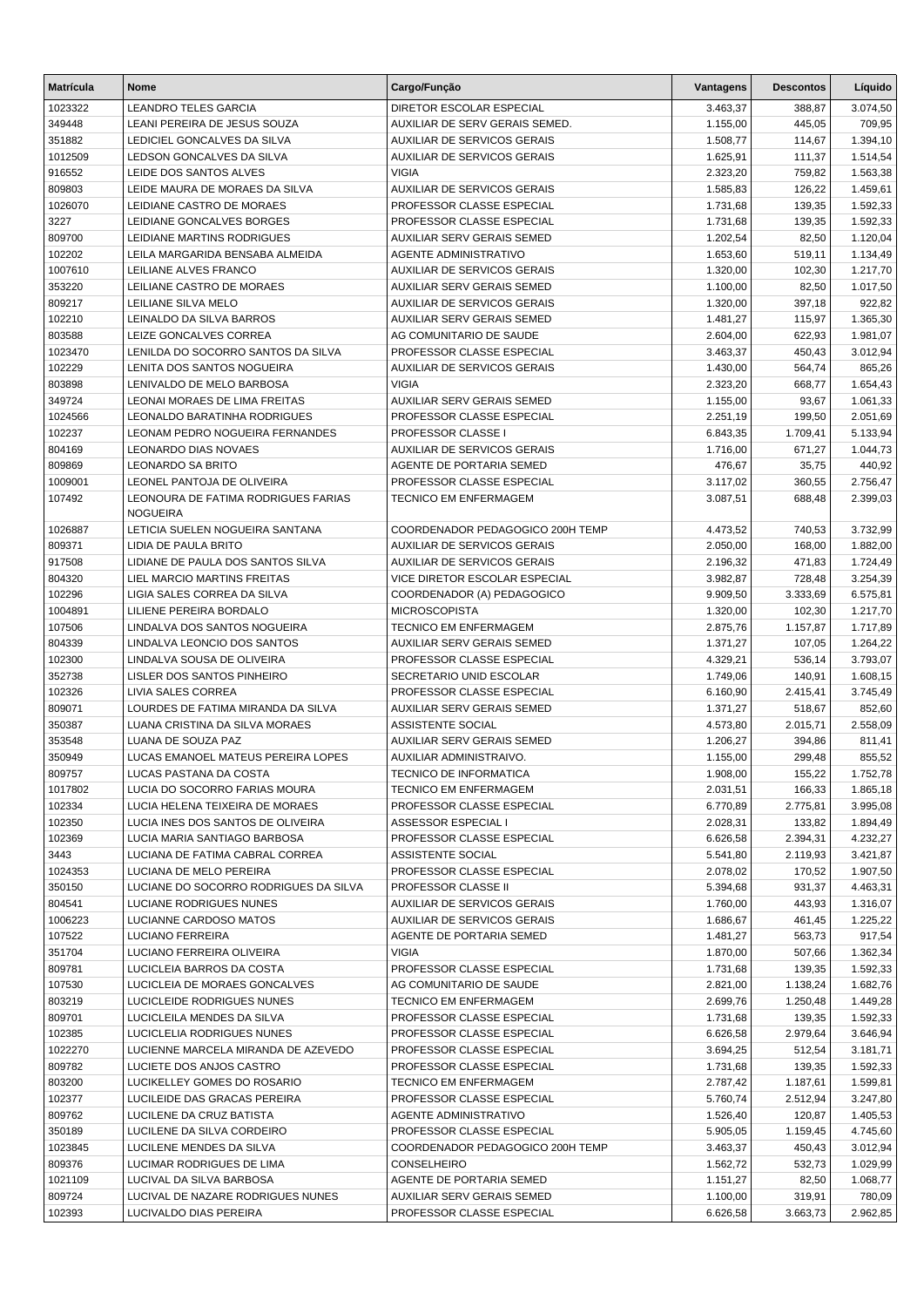| Matrícula | Nome | Cargo/Função | Vantagens | Descontos | Líquido |
|---|---|---|---|---|---|
| 1023322 | LEANDRO TELES GARCIA | DIRETOR ESCOLAR ESPECIAL | 3.463,37 | 388,87 | 3.074,50 |
| 349448 | LEANI PEREIRA DE JESUS SOUZA | AUXILIAR DE SERV GERAIS SEMED. | 1.155,00 | 445,05 | 709,95 |
| 351882 | LEDICIEL GONCALVES DA SILVA | AUXILIAR DE SERVICOS GERAIS | 1.508,77 | 114,67 | 1.394,10 |
| 1012509 | LEDSON GONCALVES DA SILVA | AUXILIAR DE SERVICOS GERAIS | 1.625,91 | 111,37 | 1.514,54 |
| 916552 | LEIDE DOS SANTOS ALVES | VIGIA | 2.323,20 | 759,82 | 1.563,38 |
| 809803 | LEIDE MAURA DE MORAES DA SILVA | AUXILIAR DE SERVICOS GERAIS | 1.585,83 | 126,22 | 1.459,61 |
| 1026070 | LEIDIANE CASTRO DE MORAES | PROFESSOR CLASSE ESPECIAL | 1.731,68 | 139,35 | 1.592,33 |
| 3227 | LEIDIANE GONCALVES BORGES | PROFESSOR CLASSE ESPECIAL | 1.731,68 | 139,35 | 1.592,33 |
| 809700 | LEIDIANE MARTINS RODRIGUES | AUXILIAR SERV GERAIS SEMED | 1.202,54 | 82,50 | 1.120,04 |
| 102202 | LEILA MARGARIDA BENSABA ALMEIDA | AGENTE ADMINISTRATIVO | 1.653,60 | 519,11 | 1.134,49 |
| 1007610 | LEILIANE ALVES FRANCO | AUXILIAR DE SERVICOS GERAIS | 1.320,00 | 102,30 | 1.217,70 |
| 353220 | LEILIANE CASTRO DE MORAES | AUXILIAR SERV GERAIS SEMED | 1.100,00 | 82,50 | 1.017,50 |
| 809217 | LEILIANE SILVA MELO | AUXILIAR DE SERVICOS GERAIS | 1.320,00 | 397,18 | 922,82 |
| 102210 | LEINALDO DA SILVA BARROS | AUXILIAR SERV GERAIS SEMED | 1.481,27 | 115,97 | 1.365,30 |
| 803588 | LEIZE GONCALVES CORREA | AG COMUNITARIO DE SAUDE | 2.604,00 | 622,93 | 1.981,07 |
| 1023470 | LENILDA DO SOCORRO SANTOS DA SILVA | PROFESSOR CLASSE ESPECIAL | 3.463,37 | 450,43 | 3.012,94 |
| 102229 | LENITA DOS SANTOS NOGUEIRA | AUXILIAR DE SERVICOS GERAIS | 1.430,00 | 564,74 | 865,26 |
| 803898 | LENIVALDO DE MELO BARBOSA | VIGIA | 2.323,20 | 668,77 | 1.654,43 |
| 349724 | LEONAI MORAES DE LIMA FREITAS | AUXILIAR SERV GERAIS SEMED | 1.155,00 | 93,67 | 1.061,33 |
| 1024566 | LEONALDO BARATINHA RODRIGUES | PROFESSOR CLASSE ESPECIAL | 2.251,19 | 199,50 | 2.051,69 |
| 102237 | LEONAM PEDRO NOGUEIRA FERNANDES | PROFESSOR CLASSE I | 6.843,35 | 1.709,41 | 5.133,94 |
| 804169 | LEONARDO DIAS NOVAES | AUXILIAR DE SERVICOS GERAIS | 1.716,00 | 671,27 | 1.044,73 |
| 809869 | LEONARDO SA BRITO | AGENTE DE PORTARIA SEMED | 476,67 | 35,75 | 440,92 |
| 1009001 | LEONEL PANTOJA DE OLIVEIRA | PROFESSOR CLASSE ESPECIAL | 3.117,02 | 360,55 | 2.756,47 |
| 107492 | LEONOURA DE FATIMA RODRIGUES FARIAS NOGUEIRA | TECNICO EM ENFERMAGEM | 3.087,51 | 688,48 | 2.399,03 |
| 1026887 | LETICIA SUELEN NOGUEIRA SANTANA | COORDENADOR PEDAGOGICO 200H TEMP | 4.473,52 | 740,53 | 3.732,99 |
| 809371 | LIDIA DE PAULA BRITO | AUXILIAR DE SERVICOS GERAIS | 2.050,00 | 168,00 | 1.882,00 |
| 917508 | LIDIANE DE PAULA DOS SANTOS SILVA | AUXILIAR DE SERVICOS GERAIS | 2.196,32 | 471,83 | 1.724,49 |
| 804320 | LIEL MARCIO MARTINS FREITAS | VICE DIRETOR ESCOLAR ESPECIAL | 3.982,87 | 728,48 | 3.254,39 |
| 102296 | LIGIA SALES CORREA DA SILVA | COORDENADOR (A) PEDAGOGICO | 9.909,50 | 3.333,69 | 6.575,81 |
| 1004891 | LILIENE PEREIRA BORDALO | MICROSCOPISTA | 1.320,00 | 102,30 | 1.217,70 |
| 107506 | LINDALVA DOS SANTOS NOGUEIRA | TECNICO EM ENFERMAGEM | 2.875,76 | 1.157,87 | 1.717,89 |
| 804339 | LINDALVA LEONCIO DOS SANTOS | AUXILIAR SERV GERAIS SEMED | 1.371,27 | 107,05 | 1.264,22 |
| 102300 | LINDALVA SOUSA DE OLIVEIRA | PROFESSOR CLASSE ESPECIAL | 4.329,21 | 536,14 | 3.793,07 |
| 352738 | LISLER DOS SANTOS PINHEIRO | SECRETARIO UNID ESCOLAR | 1.749,06 | 140,91 | 1.608,15 |
| 102326 | LIVIA SALES CORREA | PROFESSOR CLASSE ESPECIAL | 6.160,90 | 2.415,41 | 3.745,49 |
| 809071 | LOURDES DE FATIMA MIRANDA DA SILVA | AUXILIAR SERV GERAIS SEMED | 1.371,27 | 518,67 | 852,60 |
| 350387 | LUANA CRISTINA DA SILVA MORAES | ASSISTENTE SOCIAL | 4.573,80 | 2.015,71 | 2.558,09 |
| 353548 | LUANA DE SOUZA PAZ | AUXILIAR SERV GERAIS SEMED | 1.206,27 | 394,86 | 811,41 |
| 350949 | LUCAS EMANOEL MATEUS PEREIRA LOPES | AUXILIAR ADMINISTRAIVO. | 1.155,00 | 299,48 | 855,52 |
| 809757 | LUCAS PASTANA DA COSTA | TECNICO DE INFORMATICA | 1.908,00 | 155,22 | 1.752,78 |
| 1017802 | LUCIA DO SOCORRO FARIAS MOURA | TECNICO EM ENFERMAGEM | 2.031,51 | 166,33 | 1.865,18 |
| 102334 | LUCIA HELENA TEIXEIRA DE MORAES | PROFESSOR CLASSE ESPECIAL | 6.770,89 | 2.775,81 | 3.995,08 |
| 102350 | LUCIA INES DOS SANTOS DE OLIVEIRA | ASSESSOR ESPECIAL I | 2.028,31 | 133,82 | 1.894,49 |
| 102369 | LUCIA MARIA SANTIAGO BARBOSA | PROFESSOR CLASSE ESPECIAL | 6.626,58 | 2.394,31 | 4.232,27 |
| 3443 | LUCIANA DE FATIMA CABRAL CORREA | ASSISTENTE SOCIAL | 5.541,80 | 2.119,93 | 3.421,87 |
| 1024353 | LUCIANA DE MELO PEREIRA | PROFESSOR CLASSE ESPECIAL | 2.078,02 | 170,52 | 1.907,50 |
| 350150 | LUCIANE DO SOCORRO RODRIGUES DA SILVA | PROFESSOR CLASSE II | 5.394,68 | 931,37 | 4.463,31 |
| 804541 | LUCIANE RODRIGUES NUNES | AUXILIAR DE SERVICOS GERAIS | 1.760,00 | 443,93 | 1.316,07 |
| 1006223 | LUCIANNE CARDOSO MATOS | AUXILIAR DE SERVICOS GERAIS | 1.686,67 | 461,45 | 1.225,22 |
| 107522 | LUCIANO FERREIRA | AGENTE DE PORTARIA SEMED | 1.481,27 | 563,73 | 917,54 |
| 351704 | LUCIANO FERREIRA OLIVEIRA | VIGIA | 1.870,00 | 507,66 | 1.362,34 |
| 809781 | LUCICLEIA BARROS DA COSTA | PROFESSOR CLASSE ESPECIAL | 1.731,68 | 139,35 | 1.592,33 |
| 107530 | LUCICLEIA DE MORAES GONCALVES | AG COMUNITARIO DE SAUDE | 2.821,00 | 1.138,24 | 1.682,76 |
| 803219 | LUCICLEIDE RODRIGUES NUNES | TECNICO EM ENFERMAGEM | 2.699,76 | 1.250,48 | 1.449,28 |
| 809701 | LUCICLEILA MENDES DA SILVA | PROFESSOR CLASSE ESPECIAL | 1.731,68 | 139,35 | 1.592,33 |
| 102385 | LUCICLELIA RODRIGUES NUNES | PROFESSOR CLASSE ESPECIAL | 6.626,58 | 2.979,64 | 3.646,94 |
| 1022270 | LUCIENNE MARCELA MIRANDA DE AZEVEDO | PROFESSOR CLASSE ESPECIAL | 3.694,25 | 512,54 | 3.181,71 |
| 809782 | LUCIETE DOS ANJOS CASTRO | PROFESSOR CLASSE ESPECIAL | 1.731,68 | 139,35 | 1.592,33 |
| 803200 | LUCIKELLEY GOMES DO ROSARIO | TECNICO EM ENFERMAGEM | 2.787,42 | 1.187,61 | 1.599,81 |
| 102377 | LUCILEIDE DAS GRACAS PEREIRA | PROFESSOR CLASSE ESPECIAL | 5.760,74 | 2.512,94 | 3.247,80 |
| 809762 | LUCILENE DA CRUZ BATISTA | AGENTE ADMINISTRATIVO | 1.526,40 | 120,87 | 1.405,53 |
| 350189 | LUCILENE DA SILVA CORDEIRO | PROFESSOR CLASSE ESPECIAL | 5.905,05 | 1.159,45 | 4.745,60 |
| 1023845 | LUCILENE MENDES DA SILVA | COORDENADOR PEDAGOGICO 200H TEMP | 3.463,37 | 450,43 | 3.012,94 |
| 809376 | LUCIMAR RODRIGUES DE LIMA | CONSELHEIRO | 1.562,72 | 532,73 | 1.029,99 |
| 1021109 | LUCIVAL DA SILVA BARBOSA | AGENTE DE PORTARIA SEMED | 1.151,27 | 82,50 | 1.068,77 |
| 809724 | LUCIVAL DE NAZARE RODRIGUES NUNES | AUXILIAR SERV GERAIS SEMED | 1.100,00 | 319,91 | 780,09 |
| 102393 | LUCIVALDO DIAS PEREIRA | PROFESSOR CLASSE ESPECIAL | 6.626,58 | 3.663,73 | 2.962,85 |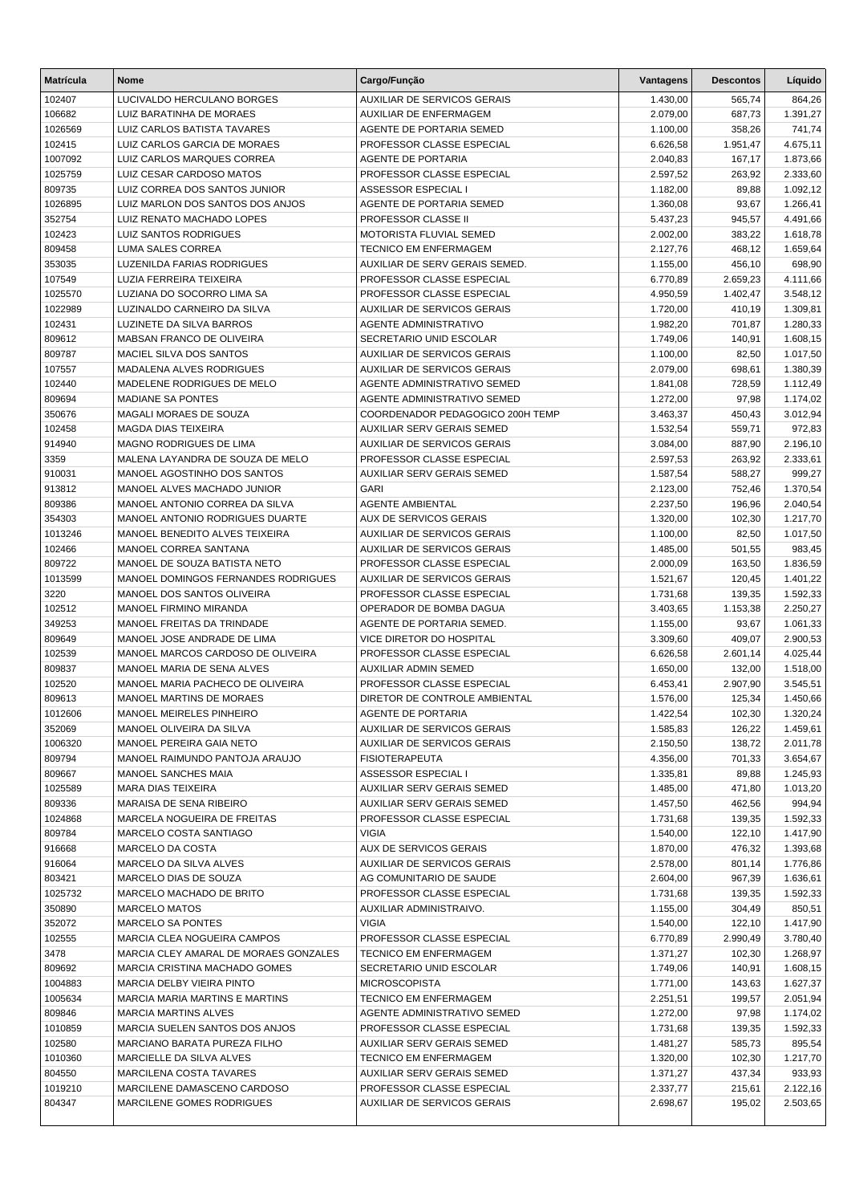| Matrícula | Nome | Cargo/Função | Vantagens | Descontos | Líquido |
|---|---|---|---|---|---|
| 102407 | LUCIVALDO HERCULANO BORGES | AUXILIAR DE SERVICOS GERAIS | 1.430,00 | 565,74 | 864,26 |
| 106682 | LUIZ BARATINHA DE MORAES | AUXILIAR DE ENFERMAGEM | 2.079,00 | 687,73 | 1.391,27 |
| 1026569 | LUIZ CARLOS BATISTA TAVARES | AGENTE DE PORTARIA SEMED | 1.100,00 | 358,26 | 741,74 |
| 102415 | LUIZ CARLOS GARCIA DE MORAES | PROFESSOR CLASSE ESPECIAL | 6.626,58 | 1.951,47 | 4.675,11 |
| 1007092 | LUIZ CARLOS MARQUES CORREA | AGENTE DE PORTARIA | 2.040,83 | 167,17 | 1.873,66 |
| 1025759 | LUIZ CESAR CARDOSO MATOS | PROFESSOR CLASSE ESPECIAL | 2.597,52 | 263,92 | 2.333,60 |
| 809735 | LUIZ CORREA DOS SANTOS JUNIOR | ASSESSOR ESPECIAL I | 1.182,00 | 89,88 | 1.092,12 |
| 1026895 | LUIZ MARLON DOS SANTOS DOS ANJOS | AGENTE DE PORTARIA SEMED | 1.360,08 | 93,67 | 1.266,41 |
| 352754 | LUIZ RENATO MACHADO LOPES | PROFESSOR CLASSE II | 5.437,23 | 945,57 | 4.491,66 |
| 102423 | LUIZ SANTOS RODRIGUES | MOTORISTA FLUVIAL SEMED | 2.002,00 | 383,22 | 1.618,78 |
| 809458 | LUMA SALES CORREA | TECNICO EM ENFERMAGEM | 2.127,76 | 468,12 | 1.659,64 |
| 353035 | LUZENILDA FARIAS RODRIGUES | AUXILIAR DE SERV GERAIS SEMED. | 1.155,00 | 456,10 | 698,90 |
| 107549 | LUZIA FERREIRA TEIXEIRA | PROFESSOR CLASSE ESPECIAL | 6.770,89 | 2.659,23 | 4.111,66 |
| 1025570 | LUZIANA DO SOCORRO LIMA SA | PROFESSOR CLASSE ESPECIAL | 4.950,59 | 1.402,47 | 3.548,12 |
| 1022989 | LUZINALDO CARNEIRO DA SILVA | AUXILIAR DE SERVICOS GERAIS | 1.720,00 | 410,19 | 1.309,81 |
| 102431 | LUZINETE DA SILVA BARROS | AGENTE ADMINISTRATIVO | 1.982,20 | 701,87 | 1.280,33 |
| 809612 | MABSAN FRANCO DE OLIVEIRA | SECRETARIO UNID ESCOLAR | 1.749,06 | 140,91 | 1.608,15 |
| 809787 | MACIEL SILVA DOS SANTOS | AUXILIAR DE SERVICOS GERAIS | 1.100,00 | 82,50 | 1.017,50 |
| 107557 | MADALENA ALVES RODRIGUES | AUXILIAR DE SERVICOS GERAIS | 2.079,00 | 698,61 | 1.380,39 |
| 102440 | MADELENE RODRIGUES DE MELO | AGENTE ADMINISTRATIVO SEMED | 1.841,08 | 728,59 | 1.112,49 |
| 809694 | MADIANE SA PONTES | AGENTE ADMINISTRATIVO SEMED | 1.272,00 | 97,98 | 1.174,02 |
| 350676 | MAGALI MORAES DE SOUZA | COORDENADOR PEDAGOGICO 200H TEMP | 3.463,37 | 450,43 | 3.012,94 |
| 102458 | MAGDA DIAS TEIXEIRA | AUXILIAR SERV GERAIS SEMED | 1.532,54 | 559,71 | 972,83 |
| 914940 | MAGNO RODRIGUES DE LIMA | AUXILIAR DE SERVICOS GERAIS | 3.084,00 | 887,90 | 2.196,10 |
| 3359 | MALENA LAYANDRA DE SOUZA DE MELO | PROFESSOR CLASSE ESPECIAL | 2.597,53 | 263,92 | 2.333,61 |
| 910031 | MANOEL AGOSTINHO DOS SANTOS | AUXILIAR SERV GERAIS SEMED | 1.587,54 | 588,27 | 999,27 |
| 913812 | MANOEL ALVES MACHADO JUNIOR | GARI | 2.123,00 | 752,46 | 1.370,54 |
| 809386 | MANOEL ANTONIO CORREA DA SILVA | AGENTE AMBIENTAL | 2.237,50 | 196,96 | 2.040,54 |
| 354303 | MANOEL ANTONIO RODRIGUES DUARTE | AUX DE SERVICOS GERAIS | 1.320,00 | 102,30 | 1.217,70 |
| 1013246 | MANOEL BENEDITO ALVES TEIXEIRA | AUXILIAR DE SERVICOS GERAIS | 1.100,00 | 82,50 | 1.017,50 |
| 102466 | MANOEL CORREA SANTANA | AUXILIAR DE SERVICOS GERAIS | 1.485,00 | 501,55 | 983,45 |
| 809722 | MANOEL DE SOUZA BATISTA NETO | PROFESSOR CLASSE ESPECIAL | 2.000,09 | 163,50 | 1.836,59 |
| 1013599 | MANOEL DOMINGOS FERNANDES RODRIGUES | AUXILIAR DE SERVICOS GERAIS | 1.521,67 | 120,45 | 1.401,22 |
| 3220 | MANOEL DOS SANTOS OLIVEIRA | PROFESSOR CLASSE ESPECIAL | 1.731,68 | 139,35 | 1.592,33 |
| 102512 | MANOEL FIRMINO MIRANDA | OPERADOR DE BOMBA DAGUA | 3.403,65 | 1.153,38 | 2.250,27 |
| 349253 | MANOEL FREITAS DA TRINDADE | AGENTE DE PORTARIA SEMED. | 1.155,00 | 93,67 | 1.061,33 |
| 809649 | MANOEL JOSE ANDRADE DE LIMA | VICE DIRETOR DO HOSPITAL | 3.309,60 | 409,07 | 2.900,53 |
| 102539 | MANOEL MARCOS CARDOSO DE OLIVEIRA | PROFESSOR CLASSE ESPECIAL | 6.626,58 | 2.601,14 | 4.025,44 |
| 809837 | MANOEL MARIA DE SENA ALVES | AUXILIAR ADMIN SEMED | 1.650,00 | 132,00 | 1.518,00 |
| 102520 | MANOEL MARIA PACHECO DE OLIVEIRA | PROFESSOR CLASSE ESPECIAL | 6.453,41 | 2.907,90 | 3.545,51 |
| 809613 | MANOEL MARTINS DE MORAES | DIRETOR DE CONTROLE AMBIENTAL | 1.576,00 | 125,34 | 1.450,66 |
| 1012606 | MANOEL MEIRELES PINHEIRO | AGENTE DE PORTARIA | 1.422,54 | 102,30 | 1.320,24 |
| 352069 | MANOEL OLIVEIRA DA SILVA | AUXILIAR DE SERVICOS GERAIS | 1.585,83 | 126,22 | 1.459,61 |
| 1006320 | MANOEL PEREIRA GAIA NETO | AUXILIAR DE SERVICOS GERAIS | 2.150,50 | 138,72 | 2.011,78 |
| 809794 | MANOEL RAIMUNDO PANTOJA ARAUJO | FISIOTERAPEUTA | 4.356,00 | 701,33 | 3.654,67 |
| 809667 | MANOEL SANCHES MAIA | ASSESSOR ESPECIAL I | 1.335,81 | 89,88 | 1.245,93 |
| 1025589 | MARA DIAS TEIXEIRA | AUXILIAR SERV GERAIS SEMED | 1.485,00 | 471,80 | 1.013,20 |
| 809336 | MARAISA DE SENA RIBEIRO | AUXILIAR SERV GERAIS SEMED | 1.457,50 | 462,56 | 994,94 |
| 1024868 | MARCELA NOGUEIRA DE FREITAS | PROFESSOR CLASSE ESPECIAL | 1.731,68 | 139,35 | 1.592,33 |
| 809784 | MARCELO COSTA SANTIAGO | VIGIA | 1.540,00 | 122,10 | 1.417,90 |
| 916668 | MARCELO DA COSTA | AUX DE SERVICOS GERAIS | 1.870,00 | 476,32 | 1.393,68 |
| 916064 | MARCELO DA SILVA ALVES | AUXILIAR DE SERVICOS GERAIS | 2.578,00 | 801,14 | 1.776,86 |
| 803421 | MARCELO DIAS DE SOUZA | AG COMUNITARIO DE SAUDE | 2.604,00 | 967,39 | 1.636,61 |
| 1025732 | MARCELO MACHADO DE BRITO | PROFESSOR CLASSE ESPECIAL | 1.731,68 | 139,35 | 1.592,33 |
| 350890 | MARCELO MATOS | AUXILIAR ADMINISTRAIVO. | 1.155,00 | 304,49 | 850,51 |
| 352072 | MARCELO SA PONTES | VIGIA | 1.540,00 | 122,10 | 1.417,90 |
| 102555 | MARCIA CLEA NOGUEIRA CAMPOS | PROFESSOR CLASSE ESPECIAL | 6.770,89 | 2.990,49 | 3.780,40 |
| 3478 | MARCIA CLEY AMARAL DE MORAES GONZALES | TECNICO EM ENFERMAGEM | 1.371,27 | 102,30 | 1.268,97 |
| 809692 | MARCIA CRISTINA MACHADO GOMES | SECRETARIO UNID ESCOLAR | 1.749,06 | 140,91 | 1.608,15 |
| 1004883 | MARCIA DELBY VIEIRA PINTO | MICROSCOPISTA | 1.771,00 | 143,63 | 1.627,37 |
| 1005634 | MARCIA MARIA MARTINS E MARTINS | TECNICO EM ENFERMAGEM | 2.251,51 | 199,57 | 2.051,94 |
| 809846 | MARCIA MARTINS ALVES | AGENTE ADMINISTRATIVO SEMED | 1.272,00 | 97,98 | 1.174,02 |
| 1010859 | MARCIA SUELEN SANTOS DOS ANJOS | PROFESSOR CLASSE ESPECIAL | 1.731,68 | 139,35 | 1.592,33 |
| 102580 | MARCIANO BARATA PUREZA FILHO | AUXILIAR SERV GERAIS SEMED | 1.481,27 | 585,73 | 895,54 |
| 1010360 | MARCIELLE DA SILVA ALVES | TECNICO EM ENFERMAGEM | 1.320,00 | 102,30 | 1.217,70 |
| 804550 | MARCILENA COSTA TAVARES | AUXILIAR SERV GERAIS SEMED | 1.371,27 | 437,34 | 933,93 |
| 1019210 | MARCILENE DAMASCENO CARDOSO | PROFESSOR CLASSE ESPECIAL | 2.337,77 | 215,61 | 2.122,16 |
| 804347 | MARCILENE GOMES RODRIGUES | AUXILIAR DE SERVICOS GERAIS | 2.698,67 | 195,02 | 2.503,65 |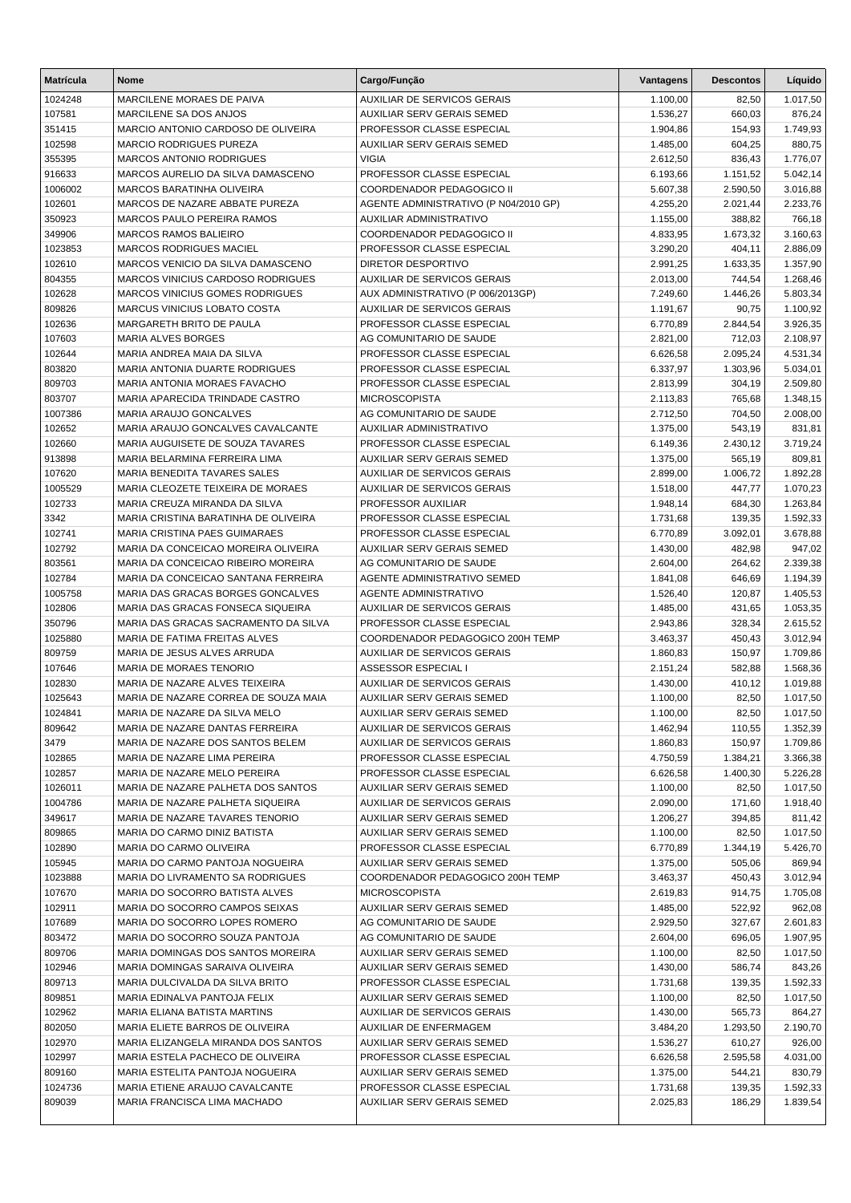| Matrícula | Nome | Cargo/Função | Vantagens | Descontos | Líquido |
|---|---|---|---|---|---|
| 1024248 | MARCILENE MORAES DE PAIVA | AUXILIAR DE SERVICOS GERAIS | 1.100,00 | 82,50 | 1.017,50 |
| 107581 | MARCILENE SA DOS ANJOS | AUXILIAR SERV GERAIS SEMED | 1.536,27 | 660,03 | 876,24 |
| 351415 | MARCIO ANTONIO CARDOSO DE OLIVEIRA | PROFESSOR CLASSE ESPECIAL | 1.904,86 | 154,93 | 1.749,93 |
| 102598 | MARCIO RODRIGUES PUREZA | AUXILIAR SERV GERAIS SEMED | 1.485,00 | 604,25 | 880,75 |
| 355395 | MARCOS ANTONIO RODRIGUES | VIGIA | 2.612,50 | 836,43 | 1.776,07 |
| 916633 | MARCOS AURELIO DA SILVA DAMASCENO | PROFESSOR CLASSE ESPECIAL | 6.193,66 | 1.151,52 | 5.042,14 |
| 1006002 | MARCOS BARATINHA OLIVEIRA | COORDENADOR PEDAGOGICO II | 5.607,38 | 2.590,50 | 3.016,88 |
| 102601 | MARCOS DE NAZARE ABBATE PUREZA | AGENTE ADMINISTRATIVO (P N04/2010 GP) | 4.255,20 | 2.021,44 | 2.233,76 |
| 350923 | MARCOS PAULO PEREIRA RAMOS | AUXILIAR ADMINISTRATIVO | 1.155,00 | 388,82 | 766,18 |
| 349906 | MARCOS RAMOS BALIEIRO | COORDENADOR PEDAGOGICO II | 4.833,95 | 1.673,32 | 3.160,63 |
| 1023853 | MARCOS RODRIGUES MACIEL | PROFESSOR CLASSE ESPECIAL | 3.290,20 | 404,11 | 2.886,09 |
| 102610 | MARCOS VENICIO DA SILVA DAMASCENO | DIRETOR DESPORTIVO | 2.991,25 | 1.633,35 | 1.357,90 |
| 804355 | MARCOS VINICIUS CARDOSO RODRIGUES | AUXILIAR DE SERVICOS GERAIS | 2.013,00 | 744,54 | 1.268,46 |
| 102628 | MARCOS VINICIUS GOMES RODRIGUES | AUX ADMINISTRATIVO (P 006/2013GP) | 7.249,60 | 1.446,26 | 5.803,34 |
| 809826 | MARCUS VINICIUS LOBATO COSTA | AUXILIAR DE SERVICOS GERAIS | 1.191,67 | 90,75 | 1.100,92 |
| 102636 | MARGARETH BRITO DE PAULA | PROFESSOR CLASSE ESPECIAL | 6.770,89 | 2.844,54 | 3.926,35 |
| 107603 | MARIA ALVES BORGES | AG COMUNITARIO DE SAUDE | 2.821,00 | 712,03 | 2.108,97 |
| 102644 | MARIA ANDREA MAIA DA SILVA | PROFESSOR CLASSE ESPECIAL | 6.626,58 | 2.095,24 | 4.531,34 |
| 803820 | MARIA ANTONIA DUARTE RODRIGUES | PROFESSOR CLASSE ESPECIAL | 6.337,97 | 1.303,96 | 5.034,01 |
| 809703 | MARIA ANTONIA MORAES FAVACHO | PROFESSOR CLASSE ESPECIAL | 2.813,99 | 304,19 | 2.509,80 |
| 803707 | MARIA APARECIDA TRINDADE CASTRO | MICROSCOPISTA | 2.113,83 | 765,68 | 1.348,15 |
| 1007386 | MARIA ARAUJO GONCALVES | AG COMUNITARIO DE SAUDE | 2.712,50 | 704,50 | 2.008,00 |
| 102652 | MARIA ARAUJO GONCALVES CAVALCANTE | AUXILIAR ADMINISTRATIVO | 1.375,00 | 543,19 | 831,81 |
| 102660 | MARIA AUGUISETE DE SOUZA TAVARES | PROFESSOR CLASSE ESPECIAL | 6.149,36 | 2.430,12 | 3.719,24 |
| 913898 | MARIA BELARMINA FERREIRA LIMA | AUXILIAR SERV GERAIS SEMED | 1.375,00 | 565,19 | 809,81 |
| 107620 | MARIA BENEDITA TAVARES SALES | AUXILIAR DE SERVICOS GERAIS | 2.899,00 | 1.006,72 | 1.892,28 |
| 1005529 | MARIA CLEOZETE TEIXEIRA DE MORAES | AUXILIAR DE SERVICOS GERAIS | 1.518,00 | 447,77 | 1.070,23 |
| 102733 | MARIA CREUZA MIRANDA DA SILVA | PROFESSOR AUXILIAR | 1.948,14 | 684,30 | 1.263,84 |
| 3342 | MARIA CRISTINA BARATINHA DE OLIVEIRA | PROFESSOR CLASSE ESPECIAL | 1.731,68 | 139,35 | 1.592,33 |
| 102741 | MARIA CRISTINA PAES GUIMARAES | PROFESSOR CLASSE ESPECIAL | 6.770,89 | 3.092,01 | 3.678,88 |
| 102792 | MARIA DA CONCEICAO MOREIRA OLIVEIRA | AUXILIAR SERV GERAIS SEMED | 1.430,00 | 482,98 | 947,02 |
| 803561 | MARIA DA CONCEICAO RIBEIRO MOREIRA | AG COMUNITARIO DE SAUDE | 2.604,00 | 264,62 | 2.339,38 |
| 102784 | MARIA DA CONCEICAO SANTANA FERREIRA | AGENTE ADMINISTRATIVO SEMED | 1.841,08 | 646,69 | 1.194,39 |
| 1005758 | MARIA DAS GRACAS BORGES GONCALVES | AGENTE ADMINISTRATIVO | 1.526,40 | 120,87 | 1.405,53 |
| 102806 | MARIA DAS GRACAS FONSECA SIQUEIRA | AUXILIAR DE SERVICOS GERAIS | 1.485,00 | 431,65 | 1.053,35 |
| 350796 | MARIA DAS GRACAS SACRAMENTO DA SILVA | PROFESSOR CLASSE ESPECIAL | 2.943,86 | 328,34 | 2.615,52 |
| 1025880 | MARIA DE FATIMA FREITAS ALVES | COORDENADOR PEDAGOGICO 200H TEMP | 3.463,37 | 450,43 | 3.012,94 |
| 809759 | MARIA DE JESUS ALVES ARRUDA | AUXILIAR DE SERVICOS GERAIS | 1.860,83 | 150,97 | 1.709,86 |
| 107646 | MARIA DE MORAES TENORIO | ASSESSOR ESPECIAL I | 2.151,24 | 582,88 | 1.568,36 |
| 102830 | MARIA DE NAZARE ALVES TEIXEIRA | AUXILIAR DE SERVICOS GERAIS | 1.430,00 | 410,12 | 1.019,88 |
| 1025643 | MARIA DE NAZARE CORREA DE SOUZA MAIA | AUXILIAR SERV GERAIS SEMED | 1.100,00 | 82,50 | 1.017,50 |
| 1024841 | MARIA DE NAZARE DA SILVA MELO | AUXILIAR SERV GERAIS SEMED | 1.100,00 | 82,50 | 1.017,50 |
| 809642 | MARIA DE NAZARE DANTAS FERREIRA | AUXILIAR DE SERVICOS GERAIS | 1.462,94 | 110,55 | 1.352,39 |
| 3479 | MARIA DE NAZARE DOS SANTOS BELEM | AUXILIAR DE SERVICOS GERAIS | 1.860,83 | 150,97 | 1.709,86 |
| 102865 | MARIA DE NAZARE LIMA PEREIRA | PROFESSOR CLASSE ESPECIAL | 4.750,59 | 1.384,21 | 3.366,38 |
| 102857 | MARIA DE NAZARE MELO PEREIRA | PROFESSOR CLASSE ESPECIAL | 6.626,58 | 1.400,30 | 5.226,28 |
| 1026011 | MARIA DE NAZARE PALHETA DOS SANTOS | AUXILIAR SERV GERAIS SEMED | 1.100,00 | 82,50 | 1.017,50 |
| 1004786 | MARIA DE NAZARE PALHETA SIQUEIRA | AUXILIAR DE SERVICOS GERAIS | 2.090,00 | 171,60 | 1.918,40 |
| 349617 | MARIA DE NAZARE TAVARES TENORIO | AUXILIAR SERV GERAIS SEMED | 1.206,27 | 394,85 | 811,42 |
| 809865 | MARIA DO CARMO DINIZ BATISTA | AUXILIAR SERV GERAIS SEMED | 1.100,00 | 82,50 | 1.017,50 |
| 102890 | MARIA DO CARMO OLIVEIRA | PROFESSOR CLASSE ESPECIAL | 6.770,89 | 1.344,19 | 5.426,70 |
| 105945 | MARIA DO CARMO PANTOJA NOGUEIRA | AUXILIAR SERV GERAIS SEMED | 1.375,00 | 505,06 | 869,94 |
| 1023888 | MARIA DO LIVRAMENTO SA RODRIGUES | COORDENADOR PEDAGOGICO 200H TEMP | 3.463,37 | 450,43 | 3.012,94 |
| 107670 | MARIA DO SOCORRO BATISTA ALVES | MICROSCOPISTA | 2.619,83 | 914,75 | 1.705,08 |
| 102911 | MARIA DO SOCORRO CAMPOS SEIXAS | AUXILIAR SERV GERAIS SEMED | 1.485,00 | 522,92 | 962,08 |
| 107689 | MARIA DO SOCORRO LOPES ROMERO | AG COMUNITARIO DE SAUDE | 2.929,50 | 327,67 | 2.601,83 |
| 803472 | MARIA DO SOCORRO SOUZA PANTOJA | AG COMUNITARIO DE SAUDE | 2.604,00 | 696,05 | 1.907,95 |
| 809706 | MARIA DOMINGAS DOS SANTOS MOREIRA | AUXILIAR SERV GERAIS SEMED | 1.100,00 | 82,50 | 1.017,50 |
| 102946 | MARIA DOMINGAS SARAIVA OLIVEIRA | AUXILIAR SERV GERAIS SEMED | 1.430,00 | 586,74 | 843,26 |
| 809713 | MARIA DULCIVALDA DA SILVA BRITO | PROFESSOR CLASSE ESPECIAL | 1.731,68 | 139,35 | 1.592,33 |
| 809851 | MARIA EDINALVA PANTOJA FELIX | AUXILIAR SERV GERAIS SEMED | 1.100,00 | 82,50 | 1.017,50 |
| 102962 | MARIA ELIANA BATISTA MARTINS | AUXILIAR DE SERVICOS GERAIS | 1.430,00 | 565,73 | 864,27 |
| 802050 | MARIA ELIETE BARROS DE OLIVEIRA | AUXILIAR DE ENFERMAGEM | 3.484,20 | 1.293,50 | 2.190,70 |
| 102970 | MARIA ELIZANGELA MIRANDA DOS SANTOS | AUXILIAR SERV GERAIS SEMED | 1.536,27 | 610,27 | 926,00 |
| 102997 | MARIA ESTELA PACHECO DE OLIVEIRA | PROFESSOR CLASSE ESPECIAL | 6.626,58 | 2.595,58 | 4.031,00 |
| 809160 | MARIA ESTELITA PANTOJA NOGUEIRA | AUXILIAR SERV GERAIS SEMED | 1.375,00 | 544,21 | 830,79 |
| 1024736 | MARIA ETIENE ARAUJO CAVALCANTE | PROFESSOR CLASSE ESPECIAL | 1.731,68 | 139,35 | 1.592,33 |
| 809039 | MARIA FRANCISCA LIMA MACHADO | AUXILIAR SERV GERAIS SEMED | 2.025,83 | 186,29 | 1.839,54 |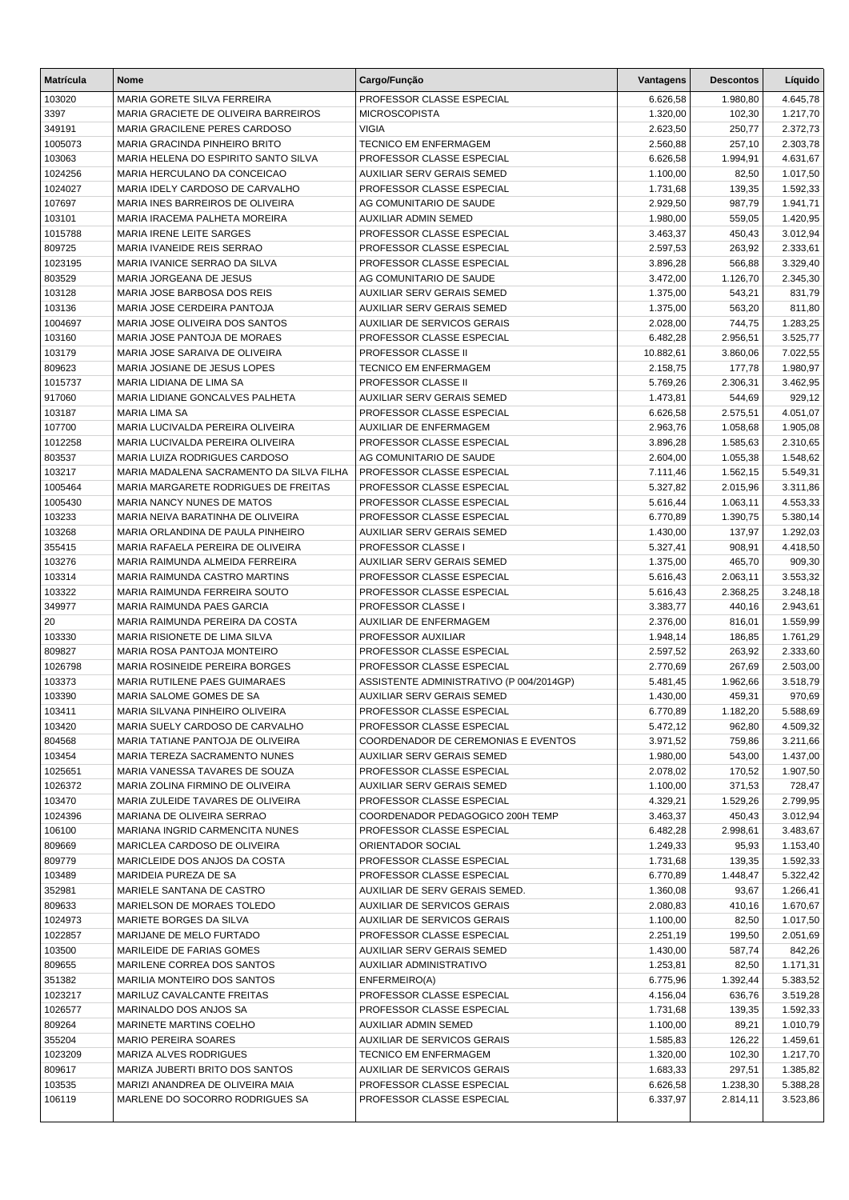| Matrícula | Nome | Cargo/Função | Vantagens | Descontos | Líquido |
|---|---|---|---|---|---|
| 103020 | MARIA GORETE SILVA FERREIRA | PROFESSOR CLASSE ESPECIAL | 6.626,58 | 1.980,80 | 4.645,78 |
| 3397 | MARIA GRACIETE DE OLIVEIRA BARREIROS | MICROSCOPISTA | 1.320,00 | 102,30 | 1.217,70 |
| 349191 | MARIA GRACILENE PERES CARDOSO | VIGIA | 2.623,50 | 250,77 | 2.372,73 |
| 1005073 | MARIA GRACINDA PINHEIRO BRITO | TECNICO EM ENFERMAGEM | 2.560,88 | 257,10 | 2.303,78 |
| 103063 | MARIA HELENA DO ESPIRITO SANTO SILVA | PROFESSOR CLASSE ESPECIAL | 6.626,58 | 1.994,91 | 4.631,67 |
| 1024256 | MARIA HERCULANO DA CONCEICAO | AUXILIAR SERV GERAIS SEMED | 1.100,00 | 82,50 | 1.017,50 |
| 1024027 | MARIA IDELY CARDOSO DE CARVALHO | PROFESSOR CLASSE ESPECIAL | 1.731,68 | 139,35 | 1.592,33 |
| 107697 | MARIA INES BARREIROS DE OLIVEIRA | AG COMUNITARIO DE SAUDE | 2.929,50 | 987,79 | 1.941,71 |
| 103101 | MARIA IRACEMA PALHETA MOREIRA | AUXILIAR ADMIN SEMED | 1.980,00 | 559,05 | 1.420,95 |
| 1015788 | MARIA IRENE LEITE SARGES | PROFESSOR CLASSE ESPECIAL | 3.463,37 | 450,43 | 3.012,94 |
| 809725 | MARIA IVANEIDE REIS SERRAO | PROFESSOR CLASSE ESPECIAL | 2.597,53 | 263,92 | 2.333,61 |
| 1023195 | MARIA IVANICE SERRAO DA SILVA | PROFESSOR CLASSE ESPECIAL | 3.896,28 | 566,88 | 3.329,40 |
| 803529 | MARIA JORGEANA DE JESUS | AG COMUNITARIO DE SAUDE | 3.472,00 | 1.126,70 | 2.345,30 |
| 103128 | MARIA JOSE BARBOSA DOS REIS | AUXILIAR SERV GERAIS SEMED | 1.375,00 | 543,21 | 831,79 |
| 103136 | MARIA JOSE CERDEIRA PANTOJA | AUXILIAR SERV GERAIS SEMED | 1.375,00 | 563,20 | 811,80 |
| 1004697 | MARIA JOSE OLIVEIRA DOS SANTOS | AUXILIAR DE SERVICOS GERAIS | 2.028,00 | 744,75 | 1.283,25 |
| 103160 | MARIA JOSE PANTOJA DE MORAES | PROFESSOR CLASSE ESPECIAL | 6.482,28 | 2.956,51 | 3.525,77 |
| 103179 | MARIA JOSE SARAIVA DE OLIVEIRA | PROFESSOR CLASSE II | 10.882,61 | 3.860,06 | 7.022,55 |
| 809623 | MARIA JOSIANE DE JESUS LOPES | TECNICO EM ENFERMAGEM | 2.158,75 | 177,78 | 1.980,97 |
| 1015737 | MARIA LIDIANA DE LIMA SA | PROFESSOR CLASSE II | 5.769,26 | 2.306,31 | 3.462,95 |
| 917060 | MARIA LIDIANE GONCALVES PALHETA | AUXILIAR SERV GERAIS SEMED | 1.473,81 | 544,69 | 929,12 |
| 103187 | MARIA LIMA SA | PROFESSOR CLASSE ESPECIAL | 6.626,58 | 2.575,51 | 4.051,07 |
| 107700 | MARIA LUCIVALDA PEREIRA OLIVEIRA | AUXILIAR DE ENFERMAGEM | 2.963,76 | 1.058,68 | 1.905,08 |
| 1012258 | MARIA LUCIVALDA PEREIRA OLIVEIRA | PROFESSOR CLASSE ESPECIAL | 3.896,28 | 1.585,63 | 2.310,65 |
| 803537 | MARIA LUIZA RODRIGUES CARDOSO | AG COMUNITARIO DE SAUDE | 2.604,00 | 1.055,38 | 1.548,62 |
| 103217 | MARIA MADALENA SACRAMENTO DA SILVA FILHA | PROFESSOR CLASSE ESPECIAL | 7.111,46 | 1.562,15 | 5.549,31 |
| 1005464 | MARIA MARGARETE RODRIGUES DE FREITAS | PROFESSOR CLASSE ESPECIAL | 5.327,82 | 2.015,96 | 3.311,86 |
| 1005430 | MARIA NANCY NUNES DE MATOS | PROFESSOR CLASSE ESPECIAL | 5.616,44 | 1.063,11 | 4.553,33 |
| 103233 | MARIA NEIVA BARATINHA DE OLIVEIRA | PROFESSOR CLASSE ESPECIAL | 6.770,89 | 1.390,75 | 5.380,14 |
| 103268 | MARIA ORLANDINA DE PAULA PINHEIRO | AUXILIAR SERV GERAIS SEMED | 1.430,00 | 137,97 | 1.292,03 |
| 355415 | MARIA RAFAELA PEREIRA DE OLIVEIRA | PROFESSOR CLASSE I | 5.327,41 | 908,91 | 4.418,50 |
| 103276 | MARIA RAIMUNDA ALMEIDA FERREIRA | AUXILIAR SERV GERAIS SEMED | 1.375,00 | 465,70 | 909,30 |
| 103314 | MARIA RAIMUNDA CASTRO MARTINS | PROFESSOR CLASSE ESPECIAL | 5.616,43 | 2.063,11 | 3.553,32 |
| 103322 | MARIA RAIMUNDA FERREIRA SOUTO | PROFESSOR CLASSE ESPECIAL | 5.616,43 | 2.368,25 | 3.248,18 |
| 349977 | MARIA RAIMUNDA PAES GARCIA | PROFESSOR CLASSE I | 3.383,77 | 440,16 | 2.943,61 |
| 20 | MARIA RAIMUNDA PEREIRA DA COSTA | AUXILIAR DE ENFERMAGEM | 2.376,00 | 816,01 | 1.559,99 |
| 103330 | MARIA RISIONETE DE LIMA SILVA | PROFESSOR AUXILIAR | 1.948,14 | 186,85 | 1.761,29 |
| 809827 | MARIA ROSA PANTOJA MONTEIRO | PROFESSOR CLASSE ESPECIAL | 2.597,52 | 263,92 | 2.333,60 |
| 1026798 | MARIA ROSINEIDE PEREIRA BORGES | PROFESSOR CLASSE ESPECIAL | 2.770,69 | 267,69 | 2.503,00 |
| 103373 | MARIA RUTILENE PAES GUIMARAES | ASSISTENTE ADMINISTRATIVO (P 004/2014GP) | 5.481,45 | 1.962,66 | 3.518,79 |
| 103390 | MARIA SALOME GOMES DE SA | AUXILIAR SERV GERAIS SEMED | 1.430,00 | 459,31 | 970,69 |
| 103411 | MARIA SILVANA PINHEIRO OLIVEIRA | PROFESSOR CLASSE ESPECIAL | 6.770,89 | 1.182,20 | 5.588,69 |
| 103420 | MARIA SUELY CARDOSO DE CARVALHO | PROFESSOR CLASSE ESPECIAL | 5.472,12 | 962,80 | 4.509,32 |
| 804568 | MARIA TATIANE PANTOJA DE OLIVEIRA | COORDENADOR DE CEREMONIAS E EVENTOS | 3.971,52 | 759,86 | 3.211,66 |
| 103454 | MARIA TEREZA SACRAMENTO NUNES | AUXILIAR SERV GERAIS SEMED | 1.980,00 | 543,00 | 1.437,00 |
| 1025651 | MARIA VANESSA TAVARES DE SOUZA | PROFESSOR CLASSE ESPECIAL | 2.078,02 | 170,52 | 1.907,50 |
| 1026372 | MARIA ZOLINA FIRMINO DE OLIVEIRA | AUXILIAR SERV GERAIS SEMED | 1.100,00 | 371,53 | 728,47 |
| 103470 | MARIA ZULEIDE TAVARES DE OLIVEIRA | PROFESSOR CLASSE ESPECIAL | 4.329,21 | 1.529,26 | 2.799,95 |
| 1024396 | MARIANA DE OLIVEIRA SERRAO | COORDENADOR PEDAGOGICO 200H TEMP | 3.463,37 | 450,43 | 3.012,94 |
| 106100 | MARIANA INGRID CARMENCITA NUNES | PROFESSOR CLASSE ESPECIAL | 6.482,28 | 2.998,61 | 3.483,67 |
| 809669 | MARICLEA CARDOSO DE OLIVEIRA | ORIENTADOR SOCIAL | 1.249,33 | 95,93 | 1.153,40 |
| 809779 | MARICLEIDE DOS ANJOS DA COSTA | PROFESSOR CLASSE ESPECIAL | 1.731,68 | 139,35 | 1.592,33 |
| 103489 | MARIDEIA PUREZA DE SA | PROFESSOR CLASSE ESPECIAL | 6.770,89 | 1.448,47 | 5.322,42 |
| 352981 | MARIELE SANTANA DE CASTRO | AUXILIAR DE SERV GERAIS SEMED. | 1.360,08 | 93,67 | 1.266,41 |
| 809633 | MARIELSON DE MORAES TOLEDO | AUXILIAR DE SERVICOS GERAIS | 2.080,83 | 410,16 | 1.670,67 |
| 1024973 | MARIETE BORGES DA SILVA | AUXILIAR DE SERVICOS GERAIS | 1.100,00 | 82,50 | 1.017,50 |
| 1022857 | MARIJANE DE MELO FURTADO | PROFESSOR CLASSE ESPECIAL | 2.251,19 | 199,50 | 2.051,69 |
| 103500 | MARILEIDE DE FARIAS GOMES | AUXILIAR SERV GERAIS SEMED | 1.430,00 | 587,74 | 842,26 |
| 809655 | MARILENE CORREA DOS SANTOS | AUXILIAR ADMINISTRATIVO | 1.253,81 | 82,50 | 1.171,31 |
| 351382 | MARILIA MONTEIRO DOS SANTOS | ENFERMEIRO(A) | 6.775,96 | 1.392,44 | 5.383,52 |
| 1023217 | MARILUZ CAVALCANTE FREITAS | PROFESSOR CLASSE ESPECIAL | 4.156,04 | 636,76 | 3.519,28 |
| 1026577 | MARINALDO DOS ANJOS SA | PROFESSOR CLASSE ESPECIAL | 1.731,68 | 139,35 | 1.592,33 |
| 809264 | MARINETE MARTINS COELHO | AUXILIAR ADMIN SEMED | 1.100,00 | 89,21 | 1.010,79 |
| 355204 | MARIO PEREIRA SOARES | AUXILIAR DE SERVICOS GERAIS | 1.585,83 | 126,22 | 1.459,61 |
| 1023209 | MARIZA ALVES RODRIGUES | TECNICO EM ENFERMAGEM | 1.320,00 | 102,30 | 1.217,70 |
| 809617 | MARIZA JUBERTI BRITO DOS SANTOS | AUXILIAR DE SERVICOS GERAIS | 1.683,33 | 297,51 | 1.385,82 |
| 103535 | MARIZI ANANDREA DE OLIVEIRA MAIA | PROFESSOR CLASSE ESPECIAL | 6.626,58 | 1.238,30 | 5.388,28 |
| 106119 | MARLENE DO SOCORRO RODRIGUES SA | PROFESSOR CLASSE ESPECIAL | 6.337,97 | 2.814,11 | 3.523,86 |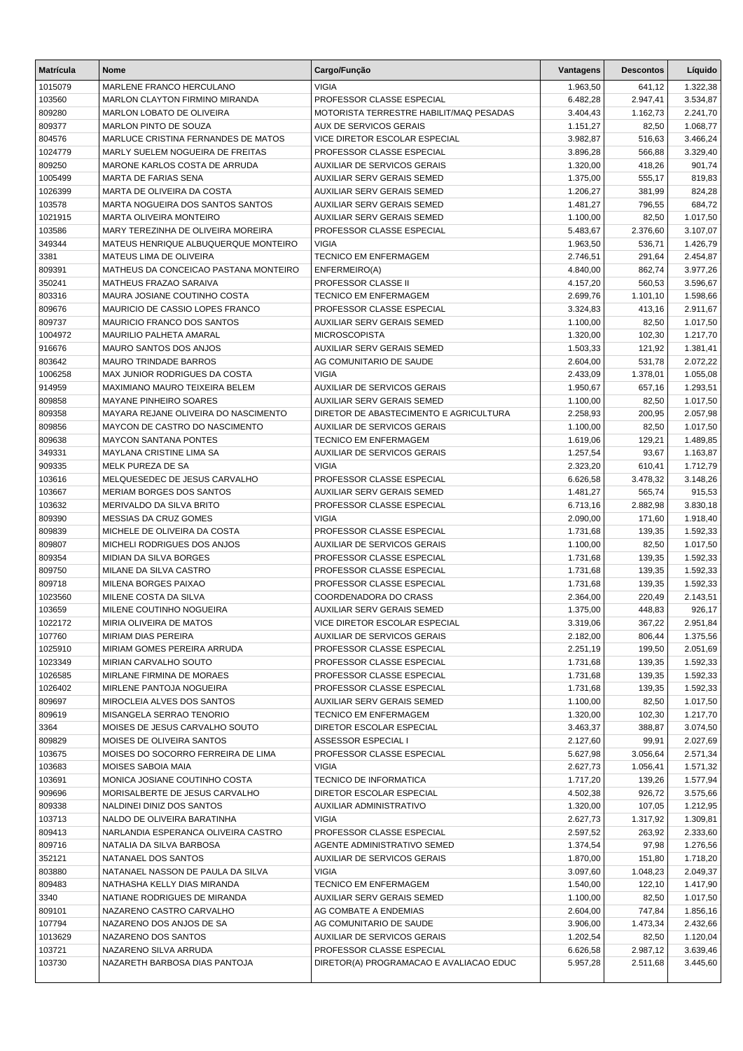| Matrícula | Nome | Cargo/Função | Vantagens | Descontos | Líquido |
|---|---|---|---|---|---|
| 1015079 | MARLENE FRANCO HERCULANO | VIGIA | 1.963,50 | 641,12 | 1.322,38 |
| 103560 | MARLON CLAYTON FIRMINO MIRANDA | PROFESSOR CLASSE ESPECIAL | 6.482,28 | 2.947,41 | 3.534,87 |
| 809280 | MARLON LOBATO DE OLIVEIRA | MOTORISTA TERRESTRE HABILIT/MAQ PESADAS | 3.404,43 | 1.162,73 | 2.241,70 |
| 809377 | MARLON PINTO DE SOUZA | AUX DE SERVICOS GERAIS | 1.151,27 | 82,50 | 1.068,77 |
| 804576 | MARLUCE CRISTINA FERNANDES DE MATOS | VICE DIRETOR ESCOLAR ESPECIAL | 3.982,87 | 516,63 | 3.466,24 |
| 1024779 | MARLY SUELEM NOGUEIRA DE FREITAS | PROFESSOR CLASSE ESPECIAL | 3.896,28 | 566,88 | 3.329,40 |
| 809250 | MARONE KARLOS COSTA DE ARRUDA | AUXILIAR DE SERVICOS GERAIS | 1.320,00 | 418,26 | 901,74 |
| 1005499 | MARTA DE FARIAS SENA | AUXILIAR SERV GERAIS SEMED | 1.375,00 | 555,17 | 819,83 |
| 1026399 | MARTA DE OLIVEIRA DA COSTA | AUXILIAR SERV GERAIS SEMED | 1.206,27 | 381,99 | 824,28 |
| 103578 | MARTA NOGUEIRA DOS SANTOS SANTOS | AUXILIAR SERV GERAIS SEMED | 1.481,27 | 796,55 | 684,72 |
| 1021915 | MARTA OLIVEIRA MONTEIRO | AUXILIAR SERV GERAIS SEMED | 1.100,00 | 82,50 | 1.017,50 |
| 103586 | MARY TEREZINHA DE OLIVEIRA MOREIRA | PROFESSOR CLASSE ESPECIAL | 5.483,67 | 2.376,60 | 3.107,07 |
| 349344 | MATEUS HENRIQUE ALBUQUERQUE MONTEIRO | VIGIA | 1.963,50 | 536,71 | 1.426,79 |
| 3381 | MATEUS LIMA DE OLIVEIRA | TECNICO EM ENFERMAGEM | 2.746,51 | 291,64 | 2.454,87 |
| 809391 | MATHEUS DA CONCEICAO PASTANA MONTEIRO | ENFERMEIRO(A) | 4.840,00 | 862,74 | 3.977,26 |
| 350241 | MATHEUS FRAZAO SARAIVA | PROFESSOR CLASSE II | 4.157,20 | 560,53 | 3.596,67 |
| 803316 | MAURA JOSIANE COUTINHO COSTA | TECNICO EM ENFERMAGEM | 2.699,76 | 1.101,10 | 1.598,66 |
| 809676 | MAURICIO DE CASSIO LOPES FRANCO | PROFESSOR CLASSE ESPECIAL | 3.324,83 | 413,16 | 2.911,67 |
| 809737 | MAURICIO FRANCO DOS SANTOS | AUXILIAR SERV GERAIS SEMED | 1.100,00 | 82,50 | 1.017,50 |
| 1004972 | MAURILIO PALHETA AMARAL | MICROSCOPISTA | 1.320,00 | 102,30 | 1.217,70 |
| 916676 | MAURO SANTOS DOS ANJOS | AUXILIAR SERV GERAIS SEMED | 1.503,33 | 121,92 | 1.381,41 |
| 803642 | MAURO TRINDADE BARROS | AG COMUNITARIO DE SAUDE | 2.604,00 | 531,78 | 2.072,22 |
| 1006258 | MAX JUNIOR RODRIGUES DA COSTA | VIGIA | 2.433,09 | 1.378,01 | 1.055,08 |
| 914959 | MAXIMIANO MAURO TEIXEIRA BELEM | AUXILIAR DE SERVICOS GERAIS | 1.950,67 | 657,16 | 1.293,51 |
| 809858 | MAYANE PINHEIRO SOARES | AUXILIAR SERV GERAIS SEMED | 1.100,00 | 82,50 | 1.017,50 |
| 809358 | MAYARA REJANE OLIVEIRA DO NASCIMENTO | DIRETOR DE ABASTECIMENTO E AGRICULTURA | 2.258,93 | 200,95 | 2.057,98 |
| 809856 | MAYCON DE CASTRO DO NASCIMENTO | AUXILIAR DE SERVICOS GERAIS | 1.100,00 | 82,50 | 1.017,50 |
| 809638 | MAYCON SANTANA PONTES | TECNICO EM ENFERMAGEM | 1.619,06 | 129,21 | 1.489,85 |
| 349331 | MAYLANA CRISTINE LIMA SA | AUXILIAR DE SERVICOS GERAIS | 1.257,54 | 93,67 | 1.163,87 |
| 909335 | MELK PUREZA DE SA | VIGIA | 2.323,20 | 610,41 | 1.712,79 |
| 103616 | MELQUESEDEC DE JESUS CARVALHO | PROFESSOR CLASSE ESPECIAL | 6.626,58 | 3.478,32 | 3.148,26 |
| 103667 | MERIAM BORGES DOS SANTOS | AUXILIAR SERV GERAIS SEMED | 1.481,27 | 565,74 | 915,53 |
| 103632 | MERIVALDO DA SILVA BRITO | PROFESSOR CLASSE ESPECIAL | 6.713,16 | 2.882,98 | 3.830,18 |
| 809390 | MESSIAS DA CRUZ GOMES | VIGIA | 2.090,00 | 171,60 | 1.918,40 |
| 809839 | MICHELE DE OLIVEIRA DA COSTA | PROFESSOR CLASSE ESPECIAL | 1.731,68 | 139,35 | 1.592,33 |
| 809807 | MICHELI RODRIGUES DOS ANJOS | AUXILIAR DE SERVICOS GERAIS | 1.100,00 | 82,50 | 1.017,50 |
| 809354 | MIDIAN DA SILVA BORGES | PROFESSOR CLASSE ESPECIAL | 1.731,68 | 139,35 | 1.592,33 |
| 809750 | MILANE DA SILVA CASTRO | PROFESSOR CLASSE ESPECIAL | 1.731,68 | 139,35 | 1.592,33 |
| 809718 | MILENA BORGES PAIXAO | PROFESSOR CLASSE ESPECIAL | 1.731,68 | 139,35 | 1.592,33 |
| 1023560 | MILENE COSTA DA SILVA | COORDENADORA DO CRASS | 2.364,00 | 220,49 | 2.143,51 |
| 103659 | MILENE COUTINHO NOGUEIRA | AUXILIAR SERV GERAIS SEMED | 1.375,00 | 448,83 | 926,17 |
| 1022172 | MIRIA OLIVEIRA DE MATOS | VICE DIRETOR ESCOLAR ESPECIAL | 3.319,06 | 367,22 | 2.951,84 |
| 107760 | MIRIAM DIAS PEREIRA | AUXILIAR DE SERVICOS GERAIS | 2.182,00 | 806,44 | 1.375,56 |
| 1025910 | MIRIAM GOMES PEREIRA ARRUDA | PROFESSOR CLASSE ESPECIAL | 2.251,19 | 199,50 | 2.051,69 |
| 1023349 | MIRIAN CARVALHO SOUTO | PROFESSOR CLASSE ESPECIAL | 1.731,68 | 139,35 | 1.592,33 |
| 1026585 | MIRLANE FIRMINA DE MORAES | PROFESSOR CLASSE ESPECIAL | 1.731,68 | 139,35 | 1.592,33 |
| 1026402 | MIRLENE PANTOJA NOGUEIRA | PROFESSOR CLASSE ESPECIAL | 1.731,68 | 139,35 | 1.592,33 |
| 809697 | MIROCLEIA ALVES DOS SANTOS | AUXILIAR SERV GERAIS SEMED | 1.100,00 | 82,50 | 1.017,50 |
| 809619 | MISANGELA SERRAO TENORIO | TECNICO EM ENFERMAGEM | 1.320,00 | 102,30 | 1.217,70 |
| 3364 | MOISES DE JESUS CARVALHO SOUTO | DIRETOR ESCOLAR ESPECIAL | 3.463,37 | 388,87 | 3.074,50 |
| 809829 | MOISES DE OLIVEIRA SANTOS | ASSESSOR ESPECIAL I | 2.127,60 | 99,91 | 2.027,69 |
| 103675 | MOISES DO SOCORRO FERREIRA DE LIMA | PROFESSOR CLASSE ESPECIAL | 5.627,98 | 3.056,64 | 2.571,34 |
| 103683 | MOISES SABOIA MAIA | VIGIA | 2.627,73 | 1.056,41 | 1.571,32 |
| 103691 | MONICA JOSIANE COUTINHO COSTA | TECNICO DE INFORMATICA | 1.717,20 | 139,26 | 1.577,94 |
| 909696 | MORISALBERTE DE JESUS CARVALHO | DIRETOR ESCOLAR ESPECIAL | 4.502,38 | 926,72 | 3.575,66 |
| 809338 | NALDINEI DINIZ DOS SANTOS | AUXILIAR ADMINISTRATIVO | 1.320,00 | 107,05 | 1.212,95 |
| 103713 | NALDO DE OLIVEIRA BARATINHA | VIGIA | 2.627,73 | 1.317,92 | 1.309,81 |
| 809413 | NARLANDIA ESPERANCA OLIVEIRA CASTRO | PROFESSOR CLASSE ESPECIAL | 2.597,52 | 263,92 | 2.333,60 |
| 809716 | NATALIA DA SILVA BARBOSA | AGENTE ADMINISTRATIVO SEMED | 1.374,54 | 97,98 | 1.276,56 |
| 352121 | NATANAEL DOS SANTOS | AUXILIAR DE SERVICOS GERAIS | 1.870,00 | 151,80 | 1.718,20 |
| 803880 | NATANAEL NASSON DE PAULA DA SILVA | VIGIA | 3.097,60 | 1.048,23 | 2.049,37 |
| 809483 | NATHASHA KELLY DIAS MIRANDA | TECNICO EM ENFERMAGEM | 1.540,00 | 122,10 | 1.417,90 |
| 3340 | NATIANE RODRIGUES DE MIRANDA | AUXILIAR SERV GERAIS SEMED | 1.100,00 | 82,50 | 1.017,50 |
| 809101 | NAZARENO CASTRO CARVALHO | AG COMBATE A ENDEMIAS | 2.604,00 | 747,84 | 1.856,16 |
| 107794 | NAZARENO DOS ANJOS DE SA | AG COMUNITARIO DE SAUDE | 3.906,00 | 1.473,34 | 2.432,66 |
| 1013629 | NAZARENO DOS SANTOS | AUXILIAR DE SERVICOS GERAIS | 1.202,54 | 82,50 | 1.120,04 |
| 103721 | NAZARENO SILVA ARRUDA | PROFESSOR CLASSE ESPECIAL | 6.626,58 | 2.987,12 | 3.639,46 |
| 103730 | NAZARETH BARBOSA DIAS PANTOJA | DIRETOR(A) PROGRAMACAO E AVALIACAO EDUC | 5.957,28 | 2.511,68 | 3.445,60 |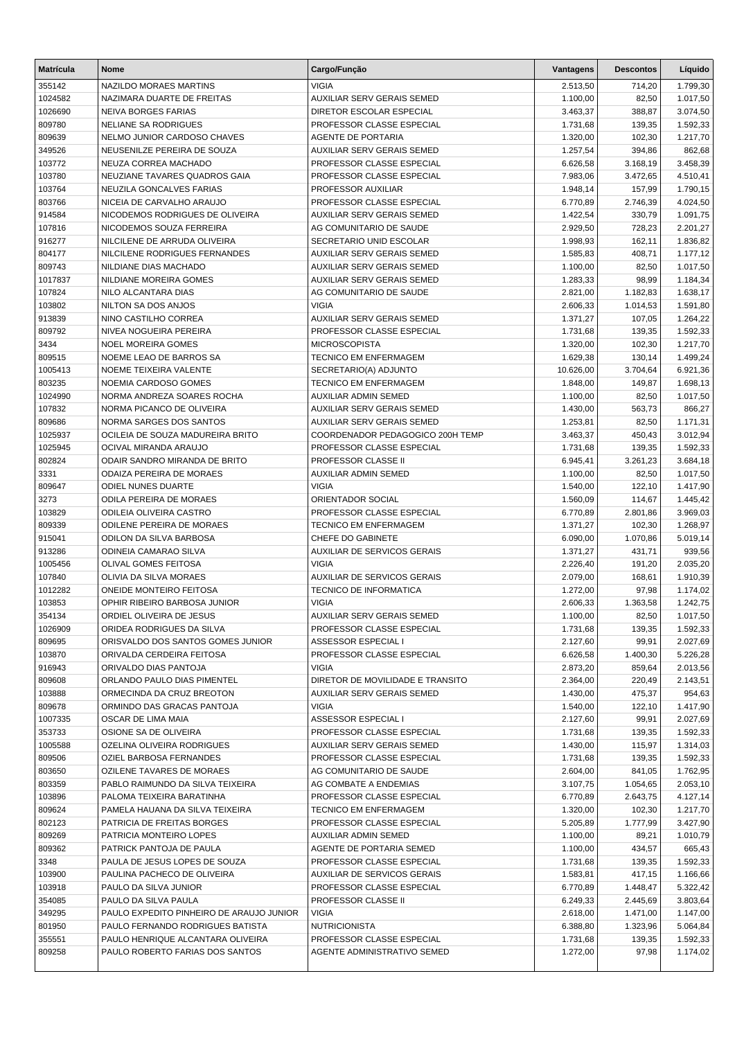| Matrícula | Nome | Cargo/Função | Vantagens | Descontos | Líquido |
|---|---|---|---|---|---|
| 355142 | NAZILDO MORAES MARTINS | VIGIA | 2.513,50 | 714,20 | 1.799,30 |
| 1024582 | NAZIMARA DUARTE DE FREITAS | AUXILIAR SERV GERAIS SEMED | 1.100,00 | 82,50 | 1.017,50 |
| 1026690 | NEIVA BORGES FARIAS | DIRETOR ESCOLAR ESPECIAL | 3.463,37 | 388,87 | 3.074,50 |
| 809780 | NELIANE SA RODRIGUES | PROFESSOR CLASSE ESPECIAL | 1.731,68 | 139,35 | 1.592,33 |
| 809639 | NELMO JUNIOR CARDOSO CHAVES | AGENTE DE PORTARIA | 1.320,00 | 102,30 | 1.217,70 |
| 349526 | NEUSENILZE PEREIRA DE SOUZA | AUXILIAR SERV GERAIS SEMED | 1.257,54 | 394,86 | 862,68 |
| 103772 | NEUZA CORREA MACHADO | PROFESSOR CLASSE ESPECIAL | 6.626,58 | 3.168,19 | 3.458,39 |
| 103780 | NEUZIANE TAVARES QUADROS GAIA | PROFESSOR CLASSE ESPECIAL | 7.983,06 | 3.472,65 | 4.510,41 |
| 103764 | NEUZILA GONCALVES FARIAS | PROFESSOR AUXILIAR | 1.948,14 | 157,99 | 1.790,15 |
| 803766 | NICEIA DE CARVALHO ARAUJO | PROFESSOR CLASSE ESPECIAL | 6.770,89 | 2.746,39 | 4.024,50 |
| 914584 | NICODEMOS RODRIGUES DE OLIVEIRA | AUXILIAR SERV GERAIS SEMED | 1.422,54 | 330,79 | 1.091,75 |
| 107816 | NICODEMOS SOUZA FERREIRA | AG COMUNITARIO DE SAUDE | 2.929,50 | 728,23 | 2.201,27 |
| 916277 | NILCILENE DE ARRUDA OLIVEIRA | SECRETARIO UNID ESCOLAR | 1.998,93 | 162,11 | 1.836,82 |
| 804177 | NILCILENE RODRIGUES FERNANDES | AUXILIAR SERV GERAIS SEMED | 1.585,83 | 408,71 | 1.177,12 |
| 809743 | NILDIANE DIAS MACHADO | AUXILIAR SERV GERAIS SEMED | 1.100,00 | 82,50 | 1.017,50 |
| 1017837 | NILDIANE MOREIRA GOMES | AUXILIAR SERV GERAIS SEMED | 1.283,33 | 98,99 | 1.184,34 |
| 107824 | NILO ALCANTARA DIAS | AG COMUNITARIO DE SAUDE | 2.821,00 | 1.182,83 | 1.638,17 |
| 103802 | NILTON SA DOS ANJOS | VIGIA | 2.606,33 | 1.014,53 | 1.591,80 |
| 913839 | NINO CASTILHO CORREA | AUXILIAR SERV GERAIS SEMED | 1.371,27 | 107,05 | 1.264,22 |
| 809792 | NIVEA NOGUEIRA PEREIRA | PROFESSOR CLASSE ESPECIAL | 1.731,68 | 139,35 | 1.592,33 |
| 3434 | NOEL MOREIRA GOMES | MICROSCOPISTA | 1.320,00 | 102,30 | 1.217,70 |
| 809515 | NOEME LEAO DE BARROS SA | TECNICO EM ENFERMAGEM | 1.629,38 | 130,14 | 1.499,24 |
| 1005413 | NOEME TEIXEIRA VALENTE | SECRETARIO(A) ADJUNTO | 10.626,00 | 3.704,64 | 6.921,36 |
| 803235 | NOEMIA CARDOSO GOMES | TECNICO EM ENFERMAGEM | 1.848,00 | 149,87 | 1.698,13 |
| 1024990 | NORMA ANDREZA SOARES ROCHA | AUXILIAR ADMIN SEMED | 1.100,00 | 82,50 | 1.017,50 |
| 107832 | NORMA PICANCO DE OLIVEIRA | AUXILIAR SERV GERAIS SEMED | 1.430,00 | 563,73 | 866,27 |
| 809686 | NORMA SARGES DOS SANTOS | AUXILIAR SERV GERAIS SEMED | 1.253,81 | 82,50 | 1.171,31 |
| 1025937 | OCILEIA DE SOUZA MADUREIRA BRITO | COORDENADOR PEDAGOGICO 200H TEMP | 3.463,37 | 450,43 | 3.012,94 |
| 1025945 | OCIVAL MIRANDA ARAUJO | PROFESSOR CLASSE ESPECIAL | 1.731,68 | 139,35 | 1.592,33 |
| 802824 | ODAIR SANDRO MIRANDA DE BRITO | PROFESSOR CLASSE II | 6.945,41 | 3.261,23 | 3.684,18 |
| 3331 | ODAIZA PEREIRA DE MORAES | AUXILIAR ADMIN SEMED | 1.100,00 | 82,50 | 1.017,50 |
| 809647 | ODIEL NUNES DUARTE | VIGIA | 1.540,00 | 122,10 | 1.417,90 |
| 3273 | ODILA PEREIRA DE MORAES | ORIENTADOR SOCIAL | 1.560,09 | 114,67 | 1.445,42 |
| 103829 | ODILEIA OLIVEIRA CASTRO | PROFESSOR CLASSE ESPECIAL | 6.770,89 | 2.801,86 | 3.969,03 |
| 809339 | ODILENE PEREIRA DE MORAES | TECNICO EM ENFERMAGEM | 1.371,27 | 102,30 | 1.268,97 |
| 915041 | ODILON DA SILVA BARBOSA | CHEFE DO GABINETE | 6.090,00 | 1.070,86 | 5.019,14 |
| 913286 | ODINEIA CAMARAO SILVA | AUXILIAR DE SERVICOS GERAIS | 1.371,27 | 431,71 | 939,56 |
| 1005456 | OLIVAL GOMES FEITOSA | VIGIA | 2.226,40 | 191,20 | 2.035,20 |
| 107840 | OLIVIA DA SILVA MORAES | AUXILIAR DE SERVICOS GERAIS | 2.079,00 | 168,61 | 1.910,39 |
| 1012282 | ONEIDE MONTEIRO FEITOSA | TECNICO DE INFORMATICA | 1.272,00 | 97,98 | 1.174,02 |
| 103853 | OPHIR RIBEIRO BARBOSA JUNIOR | VIGIA | 2.606,33 | 1.363,58 | 1.242,75 |
| 354134 | ORDIEL OLIVEIRA DE JESUS | AUXILIAR SERV GERAIS SEMED | 1.100,00 | 82,50 | 1.017,50 |
| 1026909 | ORIDEA RODRIGUES DA SILVA | PROFESSOR CLASSE ESPECIAL | 1.731,68 | 139,35 | 1.592,33 |
| 809695 | ORISVALDO DOS SANTOS GOMES JUNIOR | ASSESSOR ESPECIAL I | 2.127,60 | 99,91 | 2.027,69 |
| 103870 | ORIVALDA CERDEIRA FEITOSA | PROFESSOR CLASSE ESPECIAL | 6.626,58 | 1.400,30 | 5.226,28 |
| 916943 | ORIVALDO DIAS PANTOJA | VIGIA | 2.873,20 | 859,64 | 2.013,56 |
| 809608 | ORLANDO PAULO DIAS PIMENTEL | DIRETOR DE MOVILIDADE E TRANSITO | 2.364,00 | 220,49 | 2.143,51 |
| 103888 | ORMECINDA DA CRUZ BREOTON | AUXILIAR SERV GERAIS SEMED | 1.430,00 | 475,37 | 954,63 |
| 809678 | ORMINDO DAS GRACAS PANTOJA | VIGIA | 1.540,00 | 122,10 | 1.417,90 |
| 1007335 | OSCAR DE LIMA MAIA | ASSESSOR ESPECIAL I | 2.127,60 | 99,91 | 2.027,69 |
| 353733 | OSIONE SA DE OLIVEIRA | PROFESSOR CLASSE ESPECIAL | 1.731,68 | 139,35 | 1.592,33 |
| 1005588 | OZELINA OLIVEIRA RODRIGUES | AUXILIAR SERV GERAIS SEMED | 1.430,00 | 115,97 | 1.314,03 |
| 809506 | OZIEL BARBOSA FERNANDES | PROFESSOR CLASSE ESPECIAL | 1.731,68 | 139,35 | 1.592,33 |
| 803650 | OZILENE TAVARES DE MORAES | AG COMUNITARIO DE SAUDE | 2.604,00 | 841,05 | 1.762,95 |
| 803359 | PABLO RAIMUNDO DA SILVA TEIXEIRA | AG COMBATE A ENDEMIAS | 3.107,75 | 1.054,65 | 2.053,10 |
| 103896 | PALOMA TEIXEIRA BARATINHA | PROFESSOR CLASSE ESPECIAL | 6.770,89 | 2.643,75 | 4.127,14 |
| 809624 | PAMELA HAUANA DA SILVA TEIXEIRA | TECNICO EM ENFERMAGEM | 1.320,00 | 102,30 | 1.217,70 |
| 802123 | PATRICIA DE FREITAS BORGES | PROFESSOR CLASSE ESPECIAL | 5.205,89 | 1.777,99 | 3.427,90 |
| 809269 | PATRICIA MONTEIRO LOPES | AUXILIAR ADMIN SEMED | 1.100,00 | 89,21 | 1.010,79 |
| 809362 | PATRICK PANTOJA DE PAULA | AGENTE DE PORTARIA SEMED | 1.100,00 | 434,57 | 665,43 |
| 3348 | PAULA DE JESUS LOPES DE SOUZA | PROFESSOR CLASSE ESPECIAL | 1.731,68 | 139,35 | 1.592,33 |
| 103900 | PAULINA PACHECO DE OLIVEIRA | AUXILIAR DE SERVICOS GERAIS | 1.583,81 | 417,15 | 1.166,66 |
| 103918 | PAULO DA SILVA JUNIOR | PROFESSOR CLASSE ESPECIAL | 6.770,89 | 1.448,47 | 5.322,42 |
| 354085 | PAULO DA SILVA PAULA | PROFESSOR CLASSE II | 6.249,33 | 2.445,69 | 3.803,64 |
| 349295 | PAULO EXPEDITO PINHEIRO DE ARAUJO JUNIOR | VIGIA | 2.618,00 | 1.471,00 | 1.147,00 |
| 801950 | PAULO FERNANDO RODRIGUES BATISTA | NUTRICIONISTA | 6.388,80 | 1.323,96 | 5.064,84 |
| 355551 | PAULO HENRIQUE ALCANTARA OLIVEIRA | PROFESSOR CLASSE ESPECIAL | 1.731,68 | 139,35 | 1.592,33 |
| 809258 | PAULO ROBERTO FARIAS DOS SANTOS | AGENTE ADMINISTRATIVO SEMED | 1.272,00 | 97,98 | 1.174,02 |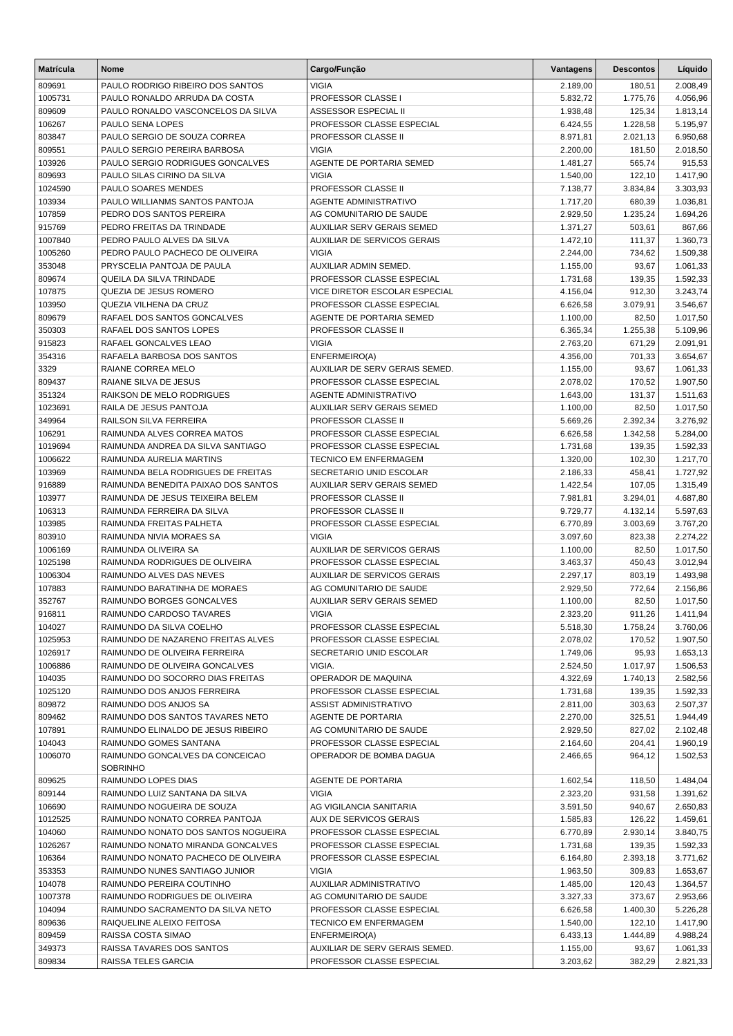| Matrícula | Nome | Cargo/Função | Vantagens | Descontos | Líquido |
|---|---|---|---|---|---|
| 809691 | PAULO RODRIGO RIBEIRO DOS SANTOS | VIGIA | 2.189,00 | 180,51 | 2.008,49 |
| 1005731 | PAULO RONALDO ARRUDA DA COSTA | PROFESSOR CLASSE I | 5.832,72 | 1.775,76 | 4.056,96 |
| 809609 | PAULO RONALDO VASCONCELOS DA SILVA | ASSESSOR ESPECIAL II | 1.938,48 | 125,34 | 1.813,14 |
| 106267 | PAULO SENA LOPES | PROFESSOR CLASSE ESPECIAL | 6.424,55 | 1.228,58 | 5.195,97 |
| 803847 | PAULO SERGIO DE SOUZA CORREA | PROFESSOR CLASSE II | 8.971,81 | 2.021,13 | 6.950,68 |
| 809551 | PAULO SERGIO PEREIRA BARBOSA | VIGIA | 2.200,00 | 181,50 | 2.018,50 |
| 103926 | PAULO SERGIO RODRIGUES GONCALVES | AGENTE DE PORTARIA SEMED | 1.481,27 | 565,74 | 915,53 |
| 809693 | PAULO SILAS CIRINO DA SILVA | VIGIA | 1.540,00 | 122,10 | 1.417,90 |
| 1024590 | PAULO SOARES MENDES | PROFESSOR CLASSE II | 7.138,77 | 3.834,84 | 3.303,93 |
| 103934 | PAULO WILLIANMS SANTOS PANTOJA | AGENTE ADMINISTRATIVO | 1.717,20 | 680,39 | 1.036,81 |
| 107859 | PEDRO DOS SANTOS PEREIRA | AG COMUNITARIO DE SAUDE | 2.929,50 | 1.235,24 | 1.694,26 |
| 915769 | PEDRO FREITAS DA TRINDADE | AUXILIAR SERV GERAIS SEMED | 1.371,27 | 503,61 | 867,66 |
| 1007840 | PEDRO PAULO ALVES DA SILVA | AUXILIAR DE SERVICOS GERAIS | 1.472,10 | 111,37 | 1.360,73 |
| 1005260 | PEDRO PAULO PACHECO DE OLIVEIRA | VIGIA | 2.244,00 | 734,62 | 1.509,38 |
| 353048 | PRYSCELIA PANTOJA DE PAULA | AUXILIAR ADMIN SEMED. | 1.155,00 | 93,67 | 1.061,33 |
| 809674 | QUEILA DA SILVA TRINDADE | PROFESSOR CLASSE ESPECIAL | 1.731,68 | 139,35 | 1.592,33 |
| 107875 | QUEZIA DE JESUS ROMERO | VICE DIRETOR ESCOLAR ESPECIAL | 4.156,04 | 912,30 | 3.243,74 |
| 103950 | QUEZIA VILHENA DA CRUZ | PROFESSOR CLASSE ESPECIAL | 6.626,58 | 3.079,91 | 3.546,67 |
| 809679 | RAFAEL DOS SANTOS GONCALVES | AGENTE DE PORTARIA SEMED | 1.100,00 | 82,50 | 1.017,50 |
| 350303 | RAFAEL DOS SANTOS LOPES | PROFESSOR CLASSE II | 6.365,34 | 1.255,38 | 5.109,96 |
| 915823 | RAFAEL GONCALVES LEAO | VIGIA | 2.763,20 | 671,29 | 2.091,91 |
| 354316 | RAFAELA BARBOSA DOS SANTOS | ENFERMEIRO(A) | 4.356,00 | 701,33 | 3.654,67 |
| 3329 | RAIANE CORREA MELO | AUXILIAR DE SERV GERAIS SEMED. | 1.155,00 | 93,67 | 1.061,33 |
| 809437 | RAIANE SILVA DE JESUS | PROFESSOR CLASSE ESPECIAL | 2.078,02 | 170,52 | 1.907,50 |
| 351324 | RAIKSON DE MELO RODRIGUES | AGENTE ADMINISTRATIVO | 1.643,00 | 131,37 | 1.511,63 |
| 1023691 | RAILA DE JESUS PANTOJA | AUXILIAR SERV GERAIS SEMED | 1.100,00 | 82,50 | 1.017,50 |
| 349964 | RAILSON SILVA FERREIRA | PROFESSOR CLASSE II | 5.669,26 | 2.392,34 | 3.276,92 |
| 106291 | RAIMUNDA ALVES CORREA MATOS | PROFESSOR CLASSE ESPECIAL | 6.626,58 | 1.342,58 | 5.284,00 |
| 1019694 | RAIMUNDA ANDREA DA SILVA SANTIAGO | PROFESSOR CLASSE ESPECIAL | 1.731,68 | 139,35 | 1.592,33 |
| 1006622 | RAIMUNDA AURELIA MARTINS | TECNICO EM ENFERMAGEM | 1.320,00 | 102,30 | 1.217,70 |
| 103969 | RAIMUNDA BELA RODRIGUES DE FREITAS | SECRETARIO UNID ESCOLAR | 2.186,33 | 458,41 | 1.727,92 |
| 916889 | RAIMUNDA BENEDITA PAIXAO DOS SANTOS | AUXILIAR SERV GERAIS SEMED | 1.422,54 | 107,05 | 1.315,49 |
| 103977 | RAIMUNDA DE JESUS TEIXEIRA BELEM | PROFESSOR CLASSE II | 7.981,81 | 3.294,01 | 4.687,80 |
| 106313 | RAIMUNDA FERREIRA DA SILVA | PROFESSOR CLASSE II | 9.729,77 | 4.132,14 | 5.597,63 |
| 103985 | RAIMUNDA FREITAS PALHETA | PROFESSOR CLASSE ESPECIAL | 6.770,89 | 3.003,69 | 3.767,20 |
| 803910 | RAIMUNDA NIVIA MORAES SA | VIGIA | 3.097,60 | 823,38 | 2.274,22 |
| 1006169 | RAIMUNDA OLIVEIRA SA | AUXILIAR DE SERVICOS GERAIS | 1.100,00 | 82,50 | 1.017,50 |
| 1025198 | RAIMUNDA RODRIGUES DE OLIVEIRA | PROFESSOR CLASSE ESPECIAL | 3.463,37 | 450,43 | 3.012,94 |
| 1006304 | RAIMUNDO ALVES DAS NEVES | AUXILIAR DE SERVICOS GERAIS | 2.297,17 | 803,19 | 1.493,98 |
| 107883 | RAIMUNDO BARATINHA DE MORAES | AG COMUNITARIO DE SAUDE | 2.929,50 | 772,64 | 2.156,86 |
| 352767 | RAIMUNDO BORGES GONCALVES | AUXILIAR SERV GERAIS SEMED | 1.100,00 | 82,50 | 1.017,50 |
| 916811 | RAIMUNDO CARDOSO TAVARES | VIGIA | 2.323,20 | 911,26 | 1.411,94 |
| 104027 | RAIMUNDO DA SILVA COELHO | PROFESSOR CLASSE ESPECIAL | 5.518,30 | 1.758,24 | 3.760,06 |
| 1025953 | RAIMUNDO DE NAZARENO FREITAS ALVES | PROFESSOR CLASSE ESPECIAL | 2.078,02 | 170,52 | 1.907,50 |
| 1026917 | RAIMUNDO DE OLIVEIRA FERREIRA | SECRETARIO UNID ESCOLAR | 1.749,06 | 95,93 | 1.653,13 |
| 1006886 | RAIMUNDO DE OLIVEIRA GONCALVES | VIGIA. | 2.524,50 | 1.017,97 | 1.506,53 |
| 104035 | RAIMUNDO DO SOCORRO DIAS FREITAS | OPERADOR DE MAQUINA | 4.322,69 | 1.740,13 | 2.582,56 |
| 1025120 | RAIMUNDO DOS ANJOS FERREIRA | PROFESSOR CLASSE ESPECIAL | 1.731,68 | 139,35 | 1.592,33 |
| 809872 | RAIMUNDO DOS ANJOS SA | ASSIST ADMINISTRATIVO | 2.811,00 | 303,63 | 2.507,37 |
| 809462 | RAIMUNDO DOS SANTOS TAVARES NETO | AGENTE DE PORTARIA | 2.270,00 | 325,51 | 1.944,49 |
| 107891 | RAIMUNDO ELINALDO DE JESUS RIBEIRO | AG COMUNITARIO DE SAUDE | 2.929,50 | 827,02 | 2.102,48 |
| 104043 | RAIMUNDO GOMES SANTANA | PROFESSOR CLASSE ESPECIAL | 2.164,60 | 204,41 | 1.960,19 |
| 1006070 | RAIMUNDO GONCALVES DA CONCEICAO SOBRINHO | OPERADOR DE BOMBA DAGUA | 2.466,65 | 964,12 | 1.502,53 |
| 809625 | RAIMUNDO LOPES DIAS | AGENTE DE PORTARIA | 1.602,54 | 118,50 | 1.484,04 |
| 809144 | RAIMUNDO LUIZ SANTANA DA SILVA | VIGIA | 2.323,20 | 931,58 | 1.391,62 |
| 106690 | RAIMUNDO NOGUEIRA DE SOUZA | AG VIGILANCIA SANITARIA | 3.591,50 | 940,67 | 2.650,83 |
| 1012525 | RAIMUNDO NONATO CORREA PANTOJA | AUX DE SERVICOS GERAIS | 1.585,83 | 126,22 | 1.459,61 |
| 104060 | RAIMUNDO NONATO DOS SANTOS NOGUEIRA | PROFESSOR CLASSE ESPECIAL | 6.770,89 | 2.930,14 | 3.840,75 |
| 1026267 | RAIMUNDO NONATO MIRANDA GONCALVES | PROFESSOR CLASSE ESPECIAL | 1.731,68 | 139,35 | 1.592,33 |
| 106364 | RAIMUNDO NONATO PACHECO DE OLIVEIRA | PROFESSOR CLASSE ESPECIAL | 6.164,80 | 2.393,18 | 3.771,62 |
| 353353 | RAIMUNDO NUNES SANTIAGO JUNIOR | VIGIA | 1.963,50 | 309,83 | 1.653,67 |
| 104078 | RAIMUNDO PEREIRA COUTINHO | AUXILIAR ADMINISTRATIVO | 1.485,00 | 120,43 | 1.364,57 |
| 1007378 | RAIMUNDO RODRIGUES DE OLIVEIRA | AG COMUNITARIO DE SAUDE | 3.327,33 | 373,67 | 2.953,66 |
| 104094 | RAIMUNDO SACRAMENTO DA SILVA NETO | PROFESSOR CLASSE ESPECIAL | 6.626,58 | 1.400,30 | 5.226,28 |
| 809636 | RAIQUELINE ALEIXO FEITOSA | TECNICO EM ENFERMAGEM | 1.540,00 | 122,10 | 1.417,90 |
| 809459 | RAISSA COSTA SIMAO | ENFERMEIRO(A) | 6.433,13 | 1.444,89 | 4.988,24 |
| 349373 | RAISSA TAVARES DOS SANTOS | AUXILIAR DE SERV GERAIS SEMED. | 1.155,00 | 93,67 | 1.061,33 |
| 809834 | RAISSA TELES GARCIA | PROFESSOR CLASSE ESPECIAL | 3.203,62 | 382,29 | 2.821,33 |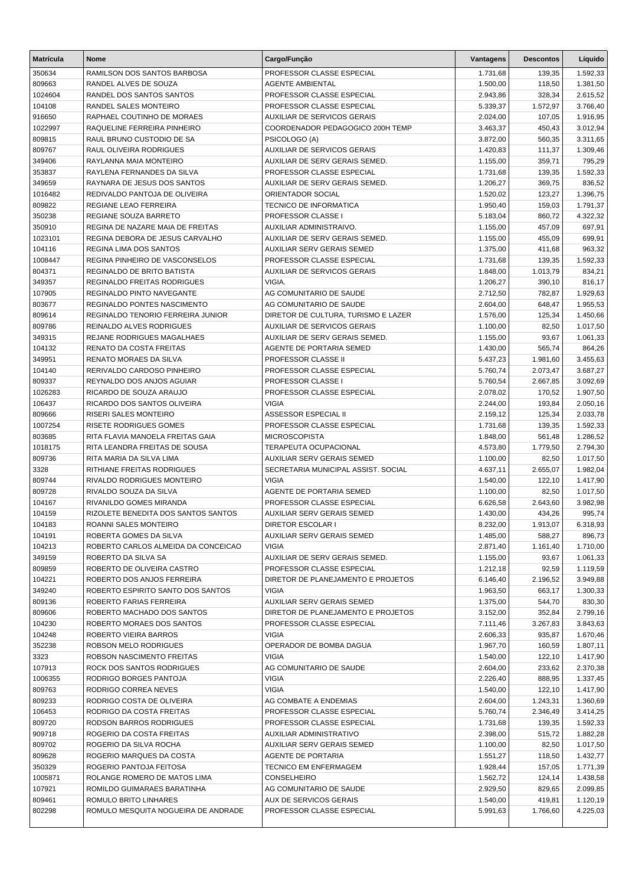| Matrícula | Nome | Cargo/Função | Vantagens | Descontos | Líquido |
|---|---|---|---|---|---|
| 350634 | RAMILSON DOS SANTOS BARBOSA | PROFESSOR CLASSE ESPECIAL | 1.731,68 | 139,35 | 1.592,33 |
| 809663 | RANDEL ALVES DE SOUZA | AGENTE AMBIENTAL | 1.500,00 | 118,50 | 1.381,50 |
| 1024604 | RANDEL DOS SANTOS SANTOS | PROFESSOR CLASSE ESPECIAL | 2.943,86 | 328,34 | 2.615,52 |
| 104108 | RANDEL SALES MONTEIRO | PROFESSOR CLASSE ESPECIAL | 5.339,37 | 1.572,97 | 3.766,40 |
| 916650 | RAPHAEL COUTINHO DE MORAES | AUXILIAR DE SERVICOS GERAIS | 2.024,00 | 107,05 | 1.916,95 |
| 1022997 | RAQUELINE FERREIRA PINHEIRO | COORDENADOR PEDAGOGICO 200H TEMP | 3.463,37 | 450,43 | 3.012,94 |
| 809815 | RAUL BRUNO CUSTODIO DE SA | PSICOLOGO (A) | 3.872,00 | 560,35 | 3.311,65 |
| 809767 | RAUL OLIVEIRA RODRIGUES | AUXILIAR DE SERVICOS GERAIS | 1.420,83 | 111,37 | 1.309,46 |
| 349406 | RAYLANNA MAIA MONTEIRO | AUXILIAR DE SERV GERAIS SEMED. | 1.155,00 | 359,71 | 795,29 |
| 353837 | RAYLENA FERNANDES DA SILVA | PROFESSOR CLASSE ESPECIAL | 1.731,68 | 139,35 | 1.592,33 |
| 349659 | RAYNARA DE JESUS DOS SANTOS | AUXILIAR DE SERV GERAIS SEMED. | 1.206,27 | 369,75 | 836,52 |
| 1016482 | REDIVALDO PANTOJA DE OLIVEIRA | ORIENTADOR SOCIAL | 1.520,02 | 123,27 | 1.396,75 |
| 809822 | REGIANE LEAO FERREIRA | TECNICO DE INFORMATICA | 1.950,40 | 159,03 | 1.791,37 |
| 350238 | REGIANE SOUZA BARRETO | PROFESSOR CLASSE I | 5.183,04 | 860,72 | 4.322,32 |
| 350910 | REGINA DE NAZARE MAIA DE FREITAS | AUXILIAR ADMINISTRAIVO. | 1.155,00 | 457,09 | 697,91 |
| 1023101 | REGINA DEBORA DE JESUS CARVALHO | AUXILIAR DE SERV GERAIS SEMED. | 1.155,00 | 455,09 | 699,91 |
| 104116 | REGINA LIMA DOS SANTOS | AUXILIAR SERV GERAIS SEMED | 1.375,00 | 411,68 | 963,32 |
| 1008447 | REGINA PINHEIRO DE VASCONSELOS | PROFESSOR CLASSE ESPECIAL | 1.731,68 | 139,35 | 1.592,33 |
| 804371 | REGINALDO DE BRITO BATISTA | AUXILIAR DE SERVICOS GERAIS | 1.848,00 | 1.013,79 | 834,21 |
| 349357 | REGINALDO FREITAS RODRIGUES | VIGIA. | 1.206,27 | 390,10 | 816,17 |
| 107905 | REGINALDO PINTO NAVEGANTE | AG COMUNITARIO DE SAUDE | 2.712,50 | 782,87 | 1.929,63 |
| 803677 | REGINALDO PONTES NASCIMENTO | AG COMUNITARIO DE SAUDE | 2.604,00 | 648,47 | 1.955,53 |
| 809614 | REGINALDO TENORIO FERREIRA JUNIOR | DIRETOR DE CULTURA, TURISMO E LAZER | 1.576,00 | 125,34 | 1.450,66 |
| 809786 | REINALDO ALVES RODRIGUES | AUXILIAR DE SERVICOS GERAIS | 1.100,00 | 82,50 | 1.017,50 |
| 349315 | REJANE RODRIGUES MAGALHAES | AUXILIAR DE SERV GERAIS SEMED. | 1.155,00 | 93,67 | 1.061,33 |
| 104132 | RENATO DA COSTA FREITAS | AGENTE DE PORTARIA SEMED | 1.430,00 | 565,74 | 864,26 |
| 349951 | RENATO MORAES DA SILVA | PROFESSOR CLASSE II | 5.437,23 | 1.981,60 | 3.455,63 |
| 104140 | RERIVALDO CARDOSO PINHEIRO | PROFESSOR CLASSE ESPECIAL | 5.760,74 | 2.073,47 | 3.687,27 |
| 809337 | REYNALDO DOS ANJOS AGUIAR | PROFESSOR CLASSE I | 5.760,54 | 2.667,85 | 3.092,69 |
| 1026283 | RICARDO DE SOUZA ARAUJO | PROFESSOR CLASSE ESPECIAL | 2.078,02 | 170,52 | 1.907,50 |
| 106437 | RICARDO DOS SANTOS OLIVEIRA | VIGIA | 2.244,00 | 193,84 | 2.050,16 |
| 809666 | RISERI SALES MONTEIRO | ASSESSOR ESPECIAL II | 2.159,12 | 125,34 | 2.033,78 |
| 1007254 | RISETE RODRIGUES GOMES | PROFESSOR CLASSE ESPECIAL | 1.731,68 | 139,35 | 1.592,33 |
| 803685 | RITA FLAVIA MANOELA FREITAS GAIA | MICROSCOPISTA | 1.848,00 | 561,48 | 1.286,52 |
| 1018175 | RITA LEANDRA FREITAS DE SOUSA | TERAPEUTA OCUPACIONAL | 4.573,80 | 1.779,50 | 2.794,30 |
| 809736 | RITA MARIA DA SILVA LIMA | AUXILIAR SERV GERAIS SEMED | 1.100,00 | 82,50 | 1.017,50 |
| 3328 | RITHIANE FREITAS RODRIGUES | SECRETARIA MUNICIPAL ASSIST. SOCIAL | 4.637,11 | 2.655,07 | 1.982,04 |
| 809744 | RIVALDO RODRIGUES MONTEIRO | VIGIA | 1.540,00 | 122,10 | 1.417,90 |
| 809728 | RIVALDO SOUZA DA SILVA | AGENTE DE PORTARIA SEMED | 1.100,00 | 82,50 | 1.017,50 |
| 104167 | RIVANILDO GOMES MIRANDA | PROFESSOR CLASSE ESPECIAL | 6.626,58 | 2.643,60 | 3.982,98 |
| 104159 | RIZOLETE BENEDITA DOS SANTOS SANTOS | AUXILIAR SERV GERAIS SEMED | 1.430,00 | 434,26 | 995,74 |
| 104183 | ROANNI SALES MONTEIRO | DIRETOR ESCOLAR I | 8.232,00 | 1.913,07 | 6.318,93 |
| 104191 | ROBERTA GOMES DA SILVA | AUXILIAR SERV GERAIS SEMED | 1.485,00 | 588,27 | 896,73 |
| 104213 | ROBERTO CARLOS ALMEIDA DA CONCEICAO | VIGIA | 2.871,40 | 1.161,40 | 1.710,00 |
| 349159 | ROBERTO DA SILVA SA | AUXILIAR DE SERV GERAIS SEMED. | 1.155,00 | 93,67 | 1.061,33 |
| 809859 | ROBERTO DE OLIVEIRA CASTRO | PROFESSOR CLASSE ESPECIAL | 1.212,18 | 92,59 | 1.119,59 |
| 104221 | ROBERTO DOS ANJOS FERREIRA | DIRETOR DE PLANEJAMENTO E PROJETOS | 6.146,40 | 2.196,52 | 3.949,88 |
| 349240 | ROBERTO ESPIRITO SANTO DOS SANTOS | VIGIA | 1.963,50 | 663,17 | 1.300,33 |
| 809136 | ROBERTO FARIAS FERREIRA | AUXILIAR SERV GERAIS SEMED | 1.375,00 | 544,70 | 830,30 |
| 809606 | ROBERTO MACHADO DOS SANTOS | DIRETOR DE PLANEJAMENTO E PROJETOS | 3.152,00 | 352,84 | 2.799,16 |
| 104230 | ROBERTO MORAES DOS SANTOS | PROFESSOR CLASSE ESPECIAL | 7.111,46 | 3.267,83 | 3.843,63 |
| 104248 | ROBERTO VIEIRA BARROS | VIGIA | 2.606,33 | 935,87 | 1.670,46 |
| 352238 | ROBSON MELO RODRIGUES | OPERADOR DE BOMBA DAGUA | 1.967,70 | 160,59 | 1.807,11 |
| 3323 | ROBSON NASCIMENTO FREITAS | VIGIA | 1.540,00 | 122,10 | 1.417,90 |
| 107913 | ROCK DOS SANTOS RODRIGUES | AG COMUNITARIO DE SAUDE | 2.604,00 | 233,62 | 2.370,38 |
| 1006355 | RODRIGO BORGES PANTOJA | VIGIA | 2.226,40 | 888,95 | 1.337,45 |
| 809763 | RODRIGO CORREA NEVES | VIGIA | 1.540,00 | 122,10 | 1.417,90 |
| 809233 | RODRIGO COSTA DE OLIVEIRA | AG COMBATE A ENDEMIAS | 2.604,00 | 1.243,31 | 1.360,69 |
| 106453 | RODRIGO DA COSTA FREITAS | PROFESSOR CLASSE ESPECIAL | 5.760,74 | 2.346,49 | 3.414,25 |
| 809720 | RODSON BARROS RODRIGUES | PROFESSOR CLASSE ESPECIAL | 1.731,68 | 139,35 | 1.592,33 |
| 909718 | ROGERIO DA COSTA FREITAS | AUXILIAR ADMINISTRATIVO | 2.398,00 | 515,72 | 1.882,28 |
| 809702 | ROGERIO DA SILVA ROCHA | AUXILIAR SERV GERAIS SEMED | 1.100,00 | 82,50 | 1.017,50 |
| 809628 | ROGERIO MARQUES DA COSTA | AGENTE DE PORTARIA | 1.551,27 | 118,50 | 1.432,77 |
| 350329 | ROGERIO PANTOJA FEITOSA | TECNICO EM ENFERMAGEM | 1.928,44 | 157,05 | 1.771,39 |
| 1005871 | ROLANGE ROMERO DE MATOS LIMA | CONSELHEIRO | 1.562,72 | 124,14 | 1.438,58 |
| 107921 | ROMILDO GUIMARAES BARATINHA | AG COMUNITARIO DE SAUDE | 2.929,50 | 829,65 | 2.099,85 |
| 809461 | ROMULO BRITO LINHARES | AUX DE SERVICOS GERAIS | 1.540,00 | 419,81 | 1.120,19 |
| 802298 | ROMULO MESQUITA NOGUEIRA DE ANDRADE | PROFESSOR CLASSE ESPECIAL | 5.991,63 | 1.766,60 | 4.225,03 |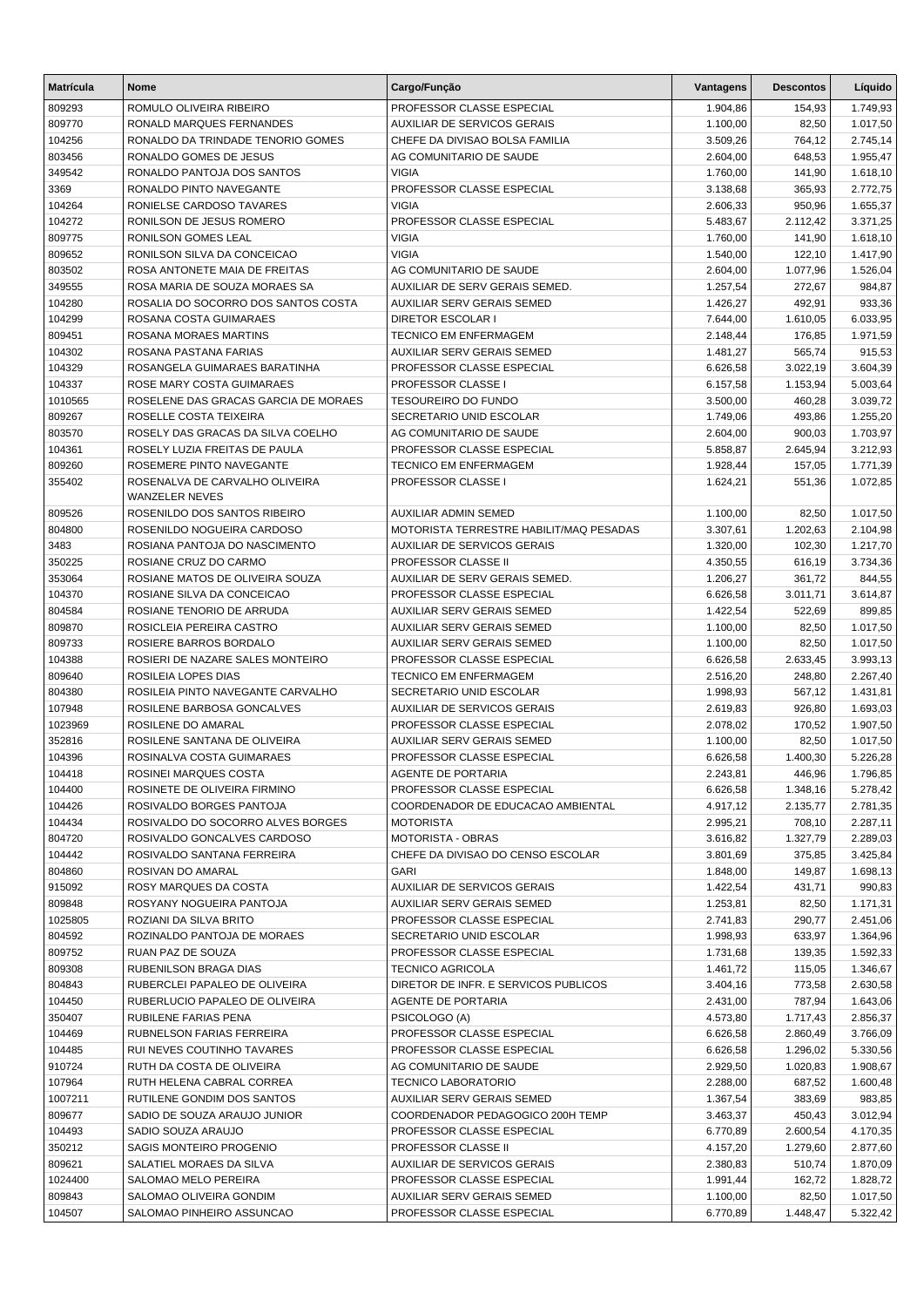| Matrícula | Nome | Cargo/Função | Vantagens | Descontos | Líquido |
|---|---|---|---|---|---|
| 809293 | ROMULO OLIVEIRA RIBEIRO | PROFESSOR CLASSE ESPECIAL | 1.904,86 | 154,93 | 1.749,93 |
| 809770 | RONALD MARQUES FERNANDES | AUXILIAR DE SERVICOS GERAIS | 1.100,00 | 82,50 | 1.017,50 |
| 104256 | RONALDO DA TRINDADE TENORIO GOMES | CHEFE DA DIVISAO BOLSA FAMILIA | 3.509,26 | 764,12 | 2.745,14 |
| 803456 | RONALDO GOMES DE JESUS | AG COMUNITARIO DE SAUDE | 2.604,00 | 648,53 | 1.955,47 |
| 349542 | RONALDO PANTOJA DOS SANTOS | VIGIA | 1.760,00 | 141,90 | 1.618,10 |
| 3369 | RONALDO PINTO NAVEGANTE | PROFESSOR CLASSE ESPECIAL | 3.138,68 | 365,93 | 2.772,75 |
| 104264 | RONIELSE CARDOSO TAVARES | VIGIA | 2.606,33 | 950,96 | 1.655,37 |
| 104272 | RONILSON DE JESUS ROMERO | PROFESSOR CLASSE ESPECIAL | 5.483,67 | 2.112,42 | 3.371,25 |
| 809775 | RONILSON GOMES LEAL | VIGIA | 1.760,00 | 141,90 | 1.618,10 |
| 809652 | RONILSON SILVA DA CONCEICAO | VIGIA | 1.540,00 | 122,10 | 1.417,90 |
| 803502 | ROSA ANTONETE MAIA DE FREITAS | AG COMUNITARIO DE SAUDE | 2.604,00 | 1.077,96 | 1.526,04 |
| 349555 | ROSA MARIA DE SOUZA MORAES SA | AUXILIAR DE SERV GERAIS SEMED. | 1.257,54 | 272,67 | 984,87 |
| 104280 | ROSALIA DO SOCORRO DOS SANTOS COSTA | AUXILIAR SERV GERAIS SEMED | 1.426,27 | 492,91 | 933,36 |
| 104299 | ROSANA COSTA GUIMARAES | DIRETOR ESCOLAR I | 7.644,00 | 1.610,05 | 6.033,95 |
| 809451 | ROSANA MORAES MARTINS | TECNICO EM ENFERMAGEM | 2.148,44 | 176,85 | 1.971,59 |
| 104302 | ROSANA PASTANA FARIAS | AUXILIAR SERV GERAIS SEMED | 1.481,27 | 565,74 | 915,53 |
| 104329 | ROSANGELA GUIMARAES BARATINHA | PROFESSOR CLASSE ESPECIAL | 6.626,58 | 3.022,19 | 3.604,39 |
| 104337 | ROSE MARY COSTA GUIMARAES | PROFESSOR CLASSE I | 6.157,58 | 1.153,94 | 5.003,64 |
| 1010565 | ROSELENE DAS GRACAS GARCIA DE MORAES | TESOUREIRO DO FUNDO | 3.500,00 | 460,28 | 3.039,72 |
| 809267 | ROSELLE COSTA TEIXEIRA | SECRETARIO UNID ESCOLAR | 1.749,06 | 493,86 | 1.255,20 |
| 803570 | ROSELY DAS GRACAS DA SILVA COELHO | AG COMUNITARIO DE SAUDE | 2.604,00 | 900,03 | 1.703,97 |
| 104361 | ROSELY LUZIA FREITAS DE PAULA | PROFESSOR CLASSE ESPECIAL | 5.858,87 | 2.645,94 | 3.212,93 |
| 809260 | ROSEMERE PINTO NAVEGANTE | TECNICO EM ENFERMAGEM | 1.928,44 | 157,05 | 1.771,39 |
| 355402 | ROSENALVA DE CARVALHO OLIVEIRA WANZELER NEVES | PROFESSOR CLASSE I | 1.624,21 | 551,36 | 1.072,85 |
| 809526 | ROSENILDO DOS SANTOS RIBEIRO | AUXILIAR ADMIN SEMED | 1.100,00 | 82,50 | 1.017,50 |
| 804800 | ROSENILDO NOGUEIRA CARDOSO | MOTORISTA TERRESTRE HABILIT/MAQ PESADAS | 3.307,61 | 1.202,63 | 2.104,98 |
| 3483 | ROSIANA PANTOJA DO NASCIMENTO | AUXILIAR DE SERVICOS GERAIS | 1.320,00 | 102,30 | 1.217,70 |
| 350225 | ROSIANE CRUZ DO CARMO | PROFESSOR CLASSE II | 4.350,55 | 616,19 | 3.734,36 |
| 353064 | ROSIANE MATOS DE OLIVEIRA SOUZA | AUXILIAR DE SERV GERAIS SEMED. | 1.206,27 | 361,72 | 844,55 |
| 104370 | ROSIANE SILVA DA CONCEICAO | PROFESSOR CLASSE ESPECIAL | 6.626,58 | 3.011,71 | 3.614,87 |
| 804584 | ROSIANE TENORIO DE ARRUDA | AUXILIAR SERV GERAIS SEMED | 1.422,54 | 522,69 | 899,85 |
| 809870 | ROSICLEIA PEREIRA CASTRO | AUXILIAR SERV GERAIS SEMED | 1.100,00 | 82,50 | 1.017,50 |
| 809733 | ROSIERE BARROS BORDALO | AUXILIAR SERV GERAIS SEMED | 1.100,00 | 82,50 | 1.017,50 |
| 104388 | ROSIERI DE NAZARE SALES MONTEIRO | PROFESSOR CLASSE ESPECIAL | 6.626,58 | 2.633,45 | 3.993,13 |
| 809640 | ROSILEIA LOPES DIAS | TECNICO EM ENFERMAGEM | 2.516,20 | 248,80 | 2.267,40 |
| 804380 | ROSILEIA PINTO NAVEGANTE CARVALHO | SECRETARIO UNID ESCOLAR | 1.998,93 | 567,12 | 1.431,81 |
| 107948 | ROSILENE BARBOSA GONCALVES | AUXILIAR DE SERVICOS GERAIS | 2.619,83 | 926,80 | 1.693,03 |
| 1023969 | ROSILENE DO AMARAL | PROFESSOR CLASSE ESPECIAL | 2.078,02 | 170,52 | 1.907,50 |
| 352816 | ROSILENE SANTANA DE OLIVEIRA | AUXILIAR SERV GERAIS SEMED | 1.100,00 | 82,50 | 1.017,50 |
| 104396 | ROSINALVA COSTA GUIMARAES | PROFESSOR CLASSE ESPECIAL | 6.626,58 | 1.400,30 | 5.226,28 |
| 104418 | ROSINEI MARQUES COSTA | AGENTE DE PORTARIA | 2.243,81 | 446,96 | 1.796,85 |
| 104400 | ROSINETE DE OLIVEIRA FIRMINO | PROFESSOR CLASSE ESPECIAL | 6.626,58 | 1.348,16 | 5.278,42 |
| 104426 | ROSIVALDO BORGES PANTOJA | COORDENADOR DE EDUCACAO AMBIENTAL | 4.917,12 | 2.135,77 | 2.781,35 |
| 104434 | ROSIVALDO DO SOCORRO ALVES BORGES | MOTORISTA | 2.995,21 | 708,10 | 2.287,11 |
| 804720 | ROSIVALDO GONCALVES CARDOSO | MOTORISTA - OBRAS | 3.616,82 | 1.327,79 | 2.289,03 |
| 104442 | ROSIVALDO SANTANA FERREIRA | CHEFE DA DIVISAO DO CENSO ESCOLAR | 3.801,69 | 375,85 | 3.425,84 |
| 804860 | ROSIVAN DO AMARAL | GARI | 1.848,00 | 149,87 | 1.698,13 |
| 915092 | ROSY MARQUES DA COSTA | AUXILIAR DE SERVICOS GERAIS | 1.422,54 | 431,71 | 990,83 |
| 809848 | ROSYANY NOGUEIRA PANTOJA | AUXILIAR SERV GERAIS SEMED | 1.253,81 | 82,50 | 1.171,31 |
| 1025805 | ROZIANI DA SILVA BRITO | PROFESSOR CLASSE ESPECIAL | 2.741,83 | 290,77 | 2.451,06 |
| 804592 | ROZINALDO PANTOJA DE MORAES | SECRETARIO UNID ESCOLAR | 1.998,93 | 633,97 | 1.364,96 |
| 809752 | RUAN PAZ DE SOUZA | PROFESSOR CLASSE ESPECIAL | 1.731,68 | 139,35 | 1.592,33 |
| 809308 | RUBENILSON BRAGA DIAS | TECNICO AGRICOLA | 1.461,72 | 115,05 | 1.346,67 |
| 804843 | RUBERCLEI PAPALEO DE OLIVEIRA | DIRETOR DE INFR. E SERVICOS PUBLICOS | 3.404,16 | 773,58 | 2.630,58 |
| 104450 | RUBERLUCIO PAPALEO DE OLIVEIRA | AGENTE DE PORTARIA | 2.431,00 | 787,94 | 1.643,06 |
| 350407 | RUBILENE FARIAS PENA | PSICOLOGO (A) | 4.573,80 | 1.717,43 | 2.856,37 |
| 104469 | RUBNELSON FARIAS FERREIRA | PROFESSOR CLASSE ESPECIAL | 6.626,58 | 2.860,49 | 3.766,09 |
| 104485 | RUI NEVES COUTINHO TAVARES | PROFESSOR CLASSE ESPECIAL | 6.626,58 | 1.296,02 | 5.330,56 |
| 910724 | RUTH DA COSTA DE OLIVEIRA | AG COMUNITARIO DE SAUDE | 2.929,50 | 1.020,83 | 1.908,67 |
| 107964 | RUTH HELENA CABRAL CORREA | TECNICO LABORATORIO | 2.288,00 | 687,52 | 1.600,48 |
| 1007211 | RUTILENE GONDIM DOS SANTOS | AUXILIAR SERV GERAIS SEMED | 1.367,54 | 383,69 | 983,85 |
| 809677 | SADIO DE SOUZA ARAUJO JUNIOR | COORDENADOR PEDAGOGICO 200H TEMP | 3.463,37 | 450,43 | 3.012,94 |
| 104493 | SADIO SOUZA ARAUJO | PROFESSOR CLASSE ESPECIAL | 6.770,89 | 2.600,54 | 4.170,35 |
| 350212 | SAGIS MONTEIRO PROGENIO | PROFESSOR CLASSE II | 4.157,20 | 1.279,60 | 2.877,60 |
| 809621 | SALATIEL MORAES DA SILVA | AUXILIAR DE SERVICOS GERAIS | 2.380,83 | 510,74 | 1.870,09 |
| 1024400 | SALOMAO MELO PEREIRA | PROFESSOR CLASSE ESPECIAL | 1.991,44 | 162,72 | 1.828,72 |
| 809843 | SALOMAO OLIVEIRA GONDIM | AUXILIAR SERV GERAIS SEMED | 1.100,00 | 82,50 | 1.017,50 |
| 104507 | SALOMAO PINHEIRO ASSUNCAO | PROFESSOR CLASSE ESPECIAL | 6.770,89 | 1.448,47 | 5.322,42 |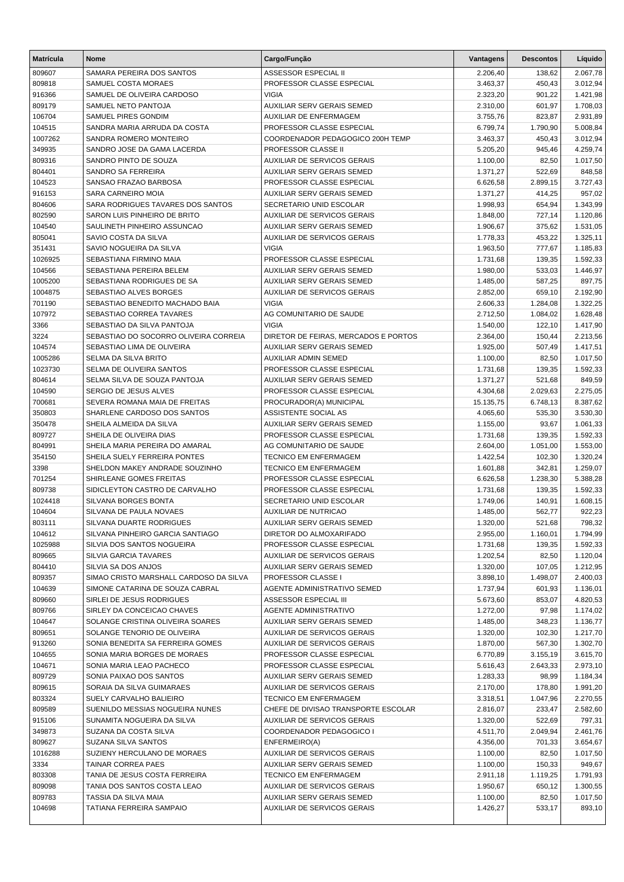| Matrícula | Nome | Cargo/Função | Vantagens | Descontos | Líquido |
|---|---|---|---|---|---|
| 809607 | SAMARA PEREIRA DOS SANTOS | ASSESSOR ESPECIAL II | 2.206,40 | 138,62 | 2.067,78 |
| 809818 | SAMUEL COSTA MORAES | PROFESSOR CLASSE ESPECIAL | 3.463,37 | 450,43 | 3.012,94 |
| 916366 | SAMUEL DE OLIVEIRA CARDOSO | VIGIA | 2.323,20 | 901,22 | 1.421,98 |
| 809179 | SAMUEL NETO PANTOJA | AUXILIAR SERV GERAIS SEMED | 2.310,00 | 601,97 | 1.708,03 |
| 106704 | SAMUEL PIRES GONDIM | AUXILIAR DE ENFERMAGEM | 3.755,76 | 823,87 | 2.931,89 |
| 104515 | SANDRA MARIA ARRUDA DA COSTA | PROFESSOR CLASSE ESPECIAL | 6.799,74 | 1.790,90 | 5.008,84 |
| 1007262 | SANDRA ROMERO MONTEIRO | COORDENADOR PEDAGOGICO 200H TEMP | 3.463,37 | 450,43 | 3.012,94 |
| 349935 | SANDRO JOSE DA GAMA LACERDA | PROFESSOR CLASSE II | 5.205,20 | 945,46 | 4.259,74 |
| 809316 | SANDRO PINTO DE SOUZA | AUXILIAR DE SERVICOS GERAIS | 1.100,00 | 82,50 | 1.017,50 |
| 804401 | SANDRO SA FERREIRA | AUXILIAR SERV GERAIS SEMED | 1.371,27 | 522,69 | 848,58 |
| 104523 | SANSAO FRAZAO BARBOSA | PROFESSOR CLASSE ESPECIAL | 6.626,58 | 2.899,15 | 3.727,43 |
| 916153 | SARA CARNEIRO MOIA | AUXILIAR SERV GERAIS SEMED | 1.371,27 | 414,25 | 957,02 |
| 804606 | SARA RODRIGUES TAVARES DOS SANTOS | SECRETARIO UNID ESCOLAR | 1.998,93 | 654,94 | 1.343,99 |
| 802590 | SARON LUIS PINHEIRO DE BRITO | AUXILIAR DE SERVICOS GERAIS | 1.848,00 | 727,14 | 1.120,86 |
| 104540 | SAULINETH PINHEIRO ASSUNCAO | AUXILIAR SERV GERAIS SEMED | 1.906,67 | 375,62 | 1.531,05 |
| 805041 | SAVIO COSTA DA SILVA | AUXILIAR DE SERVICOS GERAIS | 1.778,33 | 453,22 | 1.325,11 |
| 351431 | SAVIO NOGUEIRA DA SILVA | VIGIA | 1.963,50 | 777,67 | 1.185,83 |
| 1026925 | SEBASTIANA FIRMINO MAIA | PROFESSOR CLASSE ESPECIAL | 1.731,68 | 139,35 | 1.592,33 |
| 104566 | SEBASTIANA PEREIRA BELEM | AUXILIAR SERV GERAIS SEMED | 1.980,00 | 533,03 | 1.446,97 |
| 1005200 | SEBASTIANA RODRIGUES DE SA | AUXILIAR SERV GERAIS SEMED | 1.485,00 | 587,25 | 897,75 |
| 1004875 | SEBASTIAO ALVES BORGES | AUXILIAR DE SERVICOS GERAIS | 2.852,00 | 659,10 | 2.192,90 |
| 701190 | SEBASTIAO BENEDITO MACHADO BAIA | VIGIA | 2.606,33 | 1.284,08 | 1.322,25 |
| 107972 | SEBASTIAO CORREA TAVARES | AG COMUNITARIO DE SAUDE | 2.712,50 | 1.084,02 | 1.628,48 |
| 3366 | SEBASTIAO DA SILVA PANTOJA | VIGIA | 1.540,00 | 122,10 | 1.417,90 |
| 3224 | SEBASTIAO DO SOCORRO OLIVEIRA CORREIA | DIRETOR DE FEIRAS, MERCADOS E PORTOS | 2.364,00 | 150,44 | 2.213,56 |
| 104574 | SEBASTIAO LIMA DE OLIVEIRA | AUXILIAR SERV GERAIS SEMED | 1.925,00 | 507,49 | 1.417,51 |
| 1005286 | SELMA DA SILVA BRITO | AUXILIAR ADMIN SEMED | 1.100,00 | 82,50 | 1.017,50 |
| 1023730 | SELMA DE OLIVEIRA SANTOS | PROFESSOR CLASSE ESPECIAL | 1.731,68 | 139,35 | 1.592,33 |
| 804614 | SELMA SILVA DE SOUZA PANTOJA | AUXILIAR SERV GERAIS SEMED | 1.371,27 | 521,68 | 849,59 |
| 104590 | SERGIO DE JESUS ALVES | PROFESSOR CLASSE ESPECIAL | 4.304,68 | 2.029,63 | 2.275,05 |
| 700681 | SEVERA ROMANA MAIA DE FREITAS | PROCURADOR(A) MUNICIPAL | 15.135,75 | 6.748,13 | 8.387,62 |
| 350803 | SHARLENE CARDOSO DOS SANTOS | ASSISTENTE SOCIAL AS | 4.065,60 | 535,30 | 3.530,30 |
| 350478 | SHEILA ALMEIDA DA SILVA | AUXILIAR SERV GERAIS SEMED | 1.155,00 | 93,67 | 1.061,33 |
| 809727 | SHEILA DE OLIVEIRA DIAS | PROFESSOR CLASSE ESPECIAL | 1.731,68 | 139,35 | 1.592,33 |
| 804991 | SHEILA MARIA PEREIRA DO AMARAL | AG COMUNITARIO DE SAUDE | 2.604,00 | 1.051,00 | 1.553,00 |
| 354150 | SHEILA SUELY FERREIRA PONTES | TECNICO EM ENFERMAGEM | 1.422,54 | 102,30 | 1.320,24 |
| 3398 | SHELDON MAKEY ANDRADE SOUZINHO | TECNICO EM ENFERMAGEM | 1.601,88 | 342,81 | 1.259,07 |
| 701254 | SHIRLEANE GOMES FREITAS | PROFESSOR CLASSE ESPECIAL | 6.626,58 | 1.238,30 | 5.388,28 |
| 809738 | SIDICLEYTON CASTRO DE CARVALHO | PROFESSOR CLASSE ESPECIAL | 1.731,68 | 139,35 | 1.592,33 |
| 1024418 | SILVANA BORGES BONTA | SECRETARIO UNID ESCOLAR | 1.749,06 | 140,91 | 1.608,15 |
| 104604 | SILVANA DE PAULA NOVAES | AUXILIAR DE NUTRICAO | 1.485,00 | 562,77 | 922,23 |
| 803111 | SILVANA DUARTE RODRIGUES | AUXILIAR SERV GERAIS SEMED | 1.320,00 | 521,68 | 798,32 |
| 104612 | SILVANA PINHEIRO GARCIA SANTIAGO | DIRETOR DO ALMOXARIFADO | 2.955,00 | 1.160,01 | 1.794,99 |
| 1025988 | SILVIA DOS SANTOS NOGUEIRA | PROFESSOR CLASSE ESPECIAL | 1.731,68 | 139,35 | 1.592,33 |
| 809665 | SILVIA GARCIA TAVARES | AUXILIAR DE SERVICOS GERAIS | 1.202,54 | 82,50 | 1.120,04 |
| 804410 | SILVIA SA DOS ANJOS | AUXILIAR SERV GERAIS SEMED | 1.320,00 | 107,05 | 1.212,95 |
| 809357 | SIMAO CRISTO MARSHALL CARDOSO DA SILVA | PROFESSOR CLASSE I | 3.898,10 | 1.498,07 | 2.400,03 |
| 104639 | SIMONE CATARINA DE SOUZA CABRAL | AGENTE ADMINISTRATIVO SEMED | 1.737,94 | 601,93 | 1.136,01 |
| 809660 | SIRLEI DE JESUS RODRIGUES | ASSESSOR ESPECIAL III | 5.673,60 | 853,07 | 4.820,53 |
| 809766 | SIRLEY DA CONCEICAO CHAVES | AGENTE ADMINISTRATIVO | 1.272,00 | 97,98 | 1.174,02 |
| 104647 | SOLANGE CRISTINA OLIVEIRA SOARES | AUXILIAR SERV GERAIS SEMED | 1.485,00 | 348,23 | 1.136,77 |
| 809651 | SOLANGE TENORIO DE OLIVEIRA | AUXILIAR DE SERVICOS GERAIS | 1.320,00 | 102,30 | 1.217,70 |
| 913260 | SONIA BENEDITA SA FERREIRA GOMES | AUXILIAR DE SERVICOS GERAIS | 1.870,00 | 567,30 | 1.302,70 |
| 104655 | SONIA MARIA BORGES DE MORAES | PROFESSOR CLASSE ESPECIAL | 6.770,89 | 3.155,19 | 3.615,70 |
| 104671 | SONIA MARIA LEAO PACHECO | PROFESSOR CLASSE ESPECIAL | 5.616,43 | 2.643,33 | 2.973,10 |
| 809729 | SONIA PAIXAO DOS SANTOS | AUXILIAR SERV GERAIS SEMED | 1.283,33 | 98,99 | 1.184,34 |
| 809615 | SORAIA DA SILVA GUIMARAES | AUXILIAR DE SERVICOS GERAIS | 2.170,00 | 178,80 | 1.991,20 |
| 803324 | SUELY CARVALHO BALIEIRO | TECNICO EM ENFERMAGEM | 3.318,51 | 1.047,96 | 2.270,55 |
| 809589 | SUENILDO MESSIAS NOGUEIRA NUNES | CHEFE DE DIVISAO TRANSPORTE ESCOLAR | 2.816,07 | 233,47 | 2.582,60 |
| 915106 | SUNAMITA NOGUEIRA DA SILVA | AUXILIAR DE SERVICOS GERAIS | 1.320,00 | 522,69 | 797,31 |
| 349873 | SUZANA DA COSTA SILVA | COORDENADOR PEDAGOGICO I | 4.511,70 | 2.049,94 | 2.461,76 |
| 809627 | SUZANA SILVA SANTOS | ENFERMEIRO(A) | 4.356,00 | 701,33 | 3.654,67 |
| 1016288 | SUZIENY HERCULANO DE MORAES | AUXILIAR DE SERVICOS GERAIS | 1.100,00 | 82,50 | 1.017,50 |
| 3334 | TAINAR CORREA PAES | AUXILIAR SERV GERAIS SEMED | 1.100,00 | 150,33 | 949,67 |
| 803308 | TANIA DE JESUS COSTA FERREIRA | TECNICO EM ENFERMAGEM | 2.911,18 | 1.119,25 | 1.791,93 |
| 809098 | TANIA DOS SANTOS COSTA LEAO | AUXILIAR DE SERVICOS GERAIS | 1.950,67 | 650,12 | 1.300,55 |
| 809783 | TASSIA DA SILVA MAIA | AUXILIAR SERV GERAIS SEMED | 1.100,00 | 82,50 | 1.017,50 |
| 104698 | TATIANA FERREIRA SAMPAIO | AUXILIAR DE SERVICOS GERAIS | 1.426,27 | 533,17 | 893,10 |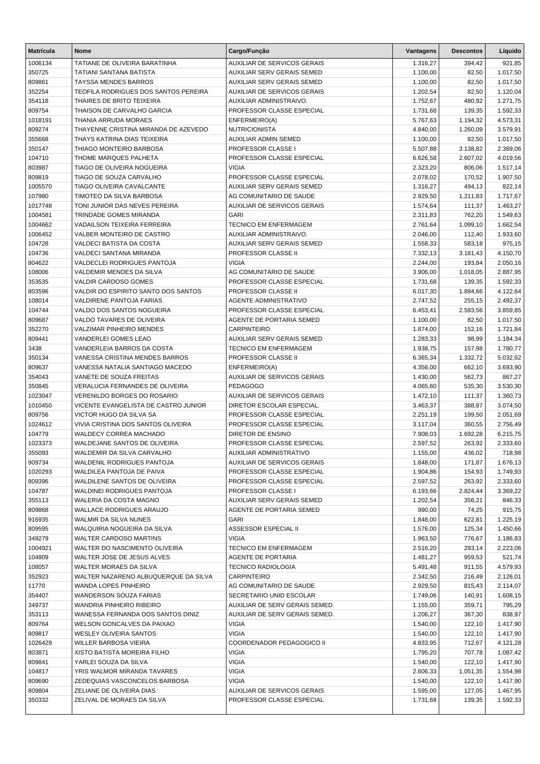| Matrícula | Nome | Cargo/Função | Vantagens | Descontos | Líquido |
|---|---|---|---|---|---|
| 1006134 | TATIANE DE OLIVEIRA BARATINHA | AUXILIAR DE SERVICOS GERAIS | 1.316,27 | 394,42 | 921,85 |
| 350725 | TATIANI SANTANA BATISTA | AUXILIAR SERV GERAIS SEMED | 1.100,00 | 82,50 | 1.017,50 |
| 809861 | TAYSSA MENDES BARROS | AUXILIAR SERV GERAIS SEMED | 1.100,00 | 82,50 | 1.017,50 |
| 352254 | TEOFILA RODRIGUES DOS SANTOS PEREIRA | AUXILIAR DE SERVICOS GERAIS | 1.202,54 | 82,50 | 1.120,04 |
| 354118 | THAIRES DE BRITO TEIXEIRA | AUXILIAR ADMINISTRAIVO. | 1.752,67 | 480,92 | 1.271,75 |
| 809754 | THAISON DE CARVALHO GARCIA | PROFESSOR CLASSE ESPECIAL | 1.731,68 | 139,35 | 1.592,33 |
| 1018191 | THANIA ARRUDA MORAES | ENFERMEIRO(A) | 5.767,63 | 1.194,32 | 4.573,31 |
| 809274 | THAYENNE CRISTINA MIRANDA DE AZEVEDO | NUTRICIONISTA | 4.840,00 | 1.260,09 | 3.579,91 |
| 355668 | THAYS KATRINA DIAS TEIXEIRA | AUXILIAR ADMIN SEMED | 1.100,00 | 82,50 | 1.017,50 |
| 350147 | THIAGO MONTEIRO BARBOSA | PROFESSOR CLASSE I | 5.507,88 | 3.138,82 | 2.369,06 |
| 104710 | THOME MARQUES PALHETA | PROFESSOR CLASSE ESPECIAL | 6.626,58 | 2.607,02 | 4.019,56 |
| 803987 | TIAGO DE OLIVEIRA NOGUEIRA | VIGIA | 2.323,20 | 806,06 | 1.517,14 |
| 809819 | TIAGO DE SOUZA CARVALHO | PROFESSOR CLASSE ESPECIAL | 2.078,02 | 170,52 | 1.907,50 |
| 1005570 | TIAGO OLIVEIRA CAVALCANTE | AUXILIAR SERV GERAIS SEMED | 1.316,27 | 494,13 | 822,14 |
| 107980 | TIMOTEO DA SILVA BARBOSA | AG COMUNITARIO DE SAUDE | 2.929,50 | 1.211,83 | 1.717,67 |
| 1017748 | TONI JUNIOR DAS NEVES PEREIRA | AUXILIAR DE SERVICOS GERAIS | 1.574,64 | 111,37 | 1.463,27 |
| 1004581 | TRINDADE GOMES MIRANDA | GARI | 2.311,83 | 762,20 | 1.549,63 |
| 1004662 | VADAILSON TEIXEIRA FERREIRA | TECNICO EM ENFERMAGEM | 2.761,64 | 1.099,10 | 1.662,54 |
| 1006452 | VALBER MONTEIRO DE CASTRO | AUXILIAR ADMINISTRAIVO. | 2.046,00 | 112,40 | 1.933,60 |
| 104728 | VALDECI BATISTA DA COSTA | AUXILIAR SERV GERAIS SEMED | 1.558,33 | 583,18 | 975,15 |
| 104736 | VALDECI SANTANA MIRANDA | PROFESSOR CLASSE II | 7.332,13 | 3.181,43 | 4.150,70 |
| 804622 | VALDECLEI RODRIGUES PANTOJA | VIGIA | 2.244,00 | 193,84 | 2.050,16 |
| 108006 | VALDEMIR MENDES DA SILVA | AG COMUNITARIO DE SAUDE | 3.906,00 | 1.018,05 | 2.887,95 |
| 353535 | VALDIR CARDOSO GOMES | PROFESSOR CLASSE ESPECIAL | 1.731,68 | 139,35 | 1.592,33 |
| 803596 | VALDIR DO ESPIRITO SANTO DOS SANTOS | PROFESSOR CLASSE II | 6.017,30 | 1.894,66 | 4.122,64 |
| 108014 | VALDIRENE PANTOJA FARIAS | AGENTE ADMINISTRATIVO | 2.747,52 | 255,15 | 2.492,37 |
| 104744 | VALDO DOS SANTOS NOGUEIRA | PROFESSOR CLASSE ESPECIAL | 6.453,41 | 2.593,56 | 3.859,85 |
| 809687 | VALDO TAVARES DE OLIVEIRA | AGENTE DE PORTARIA SEMED | 1.100,00 | 82,50 | 1.017,50 |
| 352270 | VALZIMAR PINHEIRO MENDES | CARPINTEIRO | 1.874,00 | 152,16 | 1.721,84 |
| 809441 | VANDERLEI GOMES LEAO | AUXILIAR SERV GERAIS SEMED | 1.283,33 | 98,99 | 1.184,34 |
| 3438 | VANDERLEIA BARROS DA COSTA | TECNICO EM ENFERMAGEM | 1.938,75 | 157,98 | 1.780,77 |
| 350134 | VANESSA CRISTINA MENDES BARROS | PROFESSOR CLASSE II | 6.365,34 | 1.332,72 | 5.032,62 |
| 809637 | VANESSA NATALIA SANTIAGO MACEDO | ENFERMEIRO(A) | 4.356,00 | 662,10 | 3.693,90 |
| 354043 | VANETE DE SOUZA FREITAS | AUXILIAR DE SERVICOS GERAIS | 1.430,00 | 562,73 | 867,27 |
| 350845 | VERALUCIA FERNANDES DE OLIVEIRA | PEDAGOGO | 4.065,60 | 535,30 | 3.530,30 |
| 1023047 | VERENILDO BORGES DO ROSARIO | AUXILIAR DE SERVICOS GERAIS | 1.472,10 | 111,37 | 1.360,73 |
| 1010450 | VICENTE EVANGELISTA DE CASTRO JUNIOR | DIRETOR ESCOLAR ESPECIAL. | 3.463,37 | 388,87 | 3.074,50 |
| 809756 | VICTOR HUGO DA SILVA SA | PROFESSOR CLASSE ESPECIAL | 2.251,19 | 199,50 | 2.051,69 |
| 1024612 | VIVIA CRISTINA DOS SANTOS OLIVEIRA | PROFESSOR CLASSE ESPECIAL | 3.117,04 | 360,55 | 2.756,49 |
| 104779 | WALDECY CORREA MACHADO | DIRETOR DE ENSINO | 7.908,03 | 1.692,28 | 6.215,75 |
| 1023373 | WALDEJANE SANTOS DE OLIVEIRA | PROFESSOR CLASSE ESPECIAL | 2.597,52 | 263,92 | 2.333,60 |
| 355093 | WALDEMIR DA SILVA CARVALHO | AUXILIAR ADMINISTRATIVO | 1.155,00 | 436,02 | 718,98 |
| 909734 | WALDENIL RODRIGUES PANTOJA | AUXILIAR DE SERVICOS GERAIS | 1.848,00 | 171,87 | 1.676,13 |
| 1020293 | WALDILEA PANTOJA DE PAIVA | PROFESSOR CLASSE ESPECIAL | 1.904,86 | 154,93 | 1.749,93 |
| 809396 | WALDILENE SANTOS DE OLIVEIRA | PROFESSOR CLASSE ESPECIAL | 2.597,52 | 263,92 | 2.333,60 |
| 104787 | WALDINEI RODRIGUES PANTOJA | PROFESSOR CLASSE I | 6.193,66 | 2.824,44 | 3.369,22 |
| 355113 | WALERIA DA COSTA MAGNO | AUXILIAR SERV GERAIS SEMED | 1.202,54 | 356,21 | 846,33 |
| 809868 | WALLACE RODRIGUES ARAUJO | AGENTE DE PORTARIA SEMED | 990,00 | 74,25 | 915,75 |
| 916935 | WALMIR DA SILVA NUNES | GARI | 1.848,00 | 622,81 | 1.225,19 |
| 809595 | WALQUIRIA NOGUEIRA DA SILVA | ASSESSOR ESPECIAL II | 1.576,00 | 125,34 | 1.450,66 |
| 349279 | WALTER CARDOSO MARTINS | VIGIA | 1.963,50 | 776,67 | 1.186,83 |
| 1004921 | WALTER DO NASCIMENTO OLIVEIRA | TECNICO EM ENFERMAGEM | 2.516,20 | 293,14 | 2.223,06 |
| 104809 | WALTER JOSE DE JESUS ALVES | AGENTE DE PORTARIA | 1.481,27 | 959,53 | 521,74 |
| 108057 | WALTER MORAES DA SILVA | TECNICO RADIOLOGIA | 5.491,48 | 911,55 | 4.579,93 |
| 352923 | WALTER NAZARENO ALBUQUERQUE DA SILVA | CARPINTEIRO | 2.342,50 | 216,49 | 2.126,01 |
| 11770 | WANDA LOPES PINHEIRO | AG COMUNITARIO DE SAUDE | 2.929,50 | 815,43 | 2.114,07 |
| 354407 | WANDERSON SOUZA FARIAS | SECRETARIO UNID ESCOLAR | 1.749,06 | 140,91 | 1.608,15 |
| 349737 | WANDRIA PINHEIRO RIBEIRO | AUXILIAR DE SERV GERAIS SEMED. | 1.155,00 | 359,71 | 795,29 |
| 353113 | WANESSA FERNANDA DOS SANTOS DINIZ | AUXILIAR DE SERV GERAIS SEMED. | 1.206,27 | 367,30 | 838,97 |
| 809764 | WELSON GONCALVES DA PAIXAO | VIGIA | 1.540,00 | 122,10 | 1.417,90 |
| 809817 | WESLEY OLIVEIRA SANTOS | VIGIA | 1.540,00 | 122,10 | 1.417,90 |
| 1026429 | WILLER BARBOSA VIEIRA | COORDENADOR PEDAGOGICO II | 4.833,95 | 712,67 | 4.121,28 |
| 803871 | XISTO BATISTA MOREIRA FILHO | VIGIA | 1.795,20 | 707,78 | 1.087,42 |
| 809841 | YARLEI SOUZA DA SILVA | VIGIA | 1.540,00 | 122,10 | 1.417,90 |
| 104817 | YRIS WALMOR MIRANDA TAVARES | VIGIA | 2.606,33 | 1.051,35 | 1.554,98 |
| 809690 | ZEDEQUIAS VASCONCELOS BARBOSA | VIGIA | 1.540,00 | 122,10 | 1.417,90 |
| 809804 | ZELIANE DE OLIVEIRA DIAS | AUXILIAR DE SERVICOS GERAIS | 1.595,00 | 127,05 | 1.467,95 |
| 350332 | ZELIVAL DE MORAES DA SILVA | PROFESSOR CLASSE ESPECIAL | 1.731,68 | 139,35 | 1.592,33 |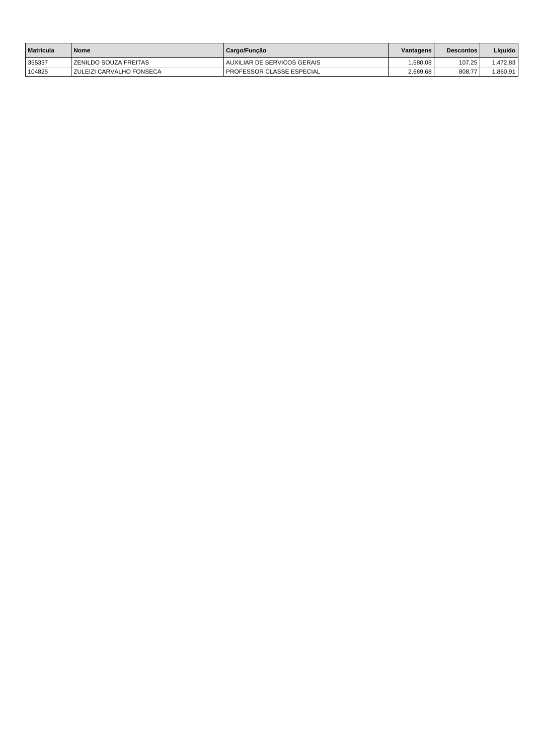| Matrícula | Nome | Cargo/Função | Vantagens | Descontos | Líquido |
|---|---|---|---|---|---|
| 355337 | ZENILDO SOUZA FREITAS | AUXILIAR DE SERVICOS GERAIS | 1.580,08 | 107,25 | 1.472,83 |
| 104825 | ZULEIZI CARVALHO FONSECA | PROFESSOR CLASSE ESPECIAL | 2.669,68 | 808,77 | 1.860,91 |